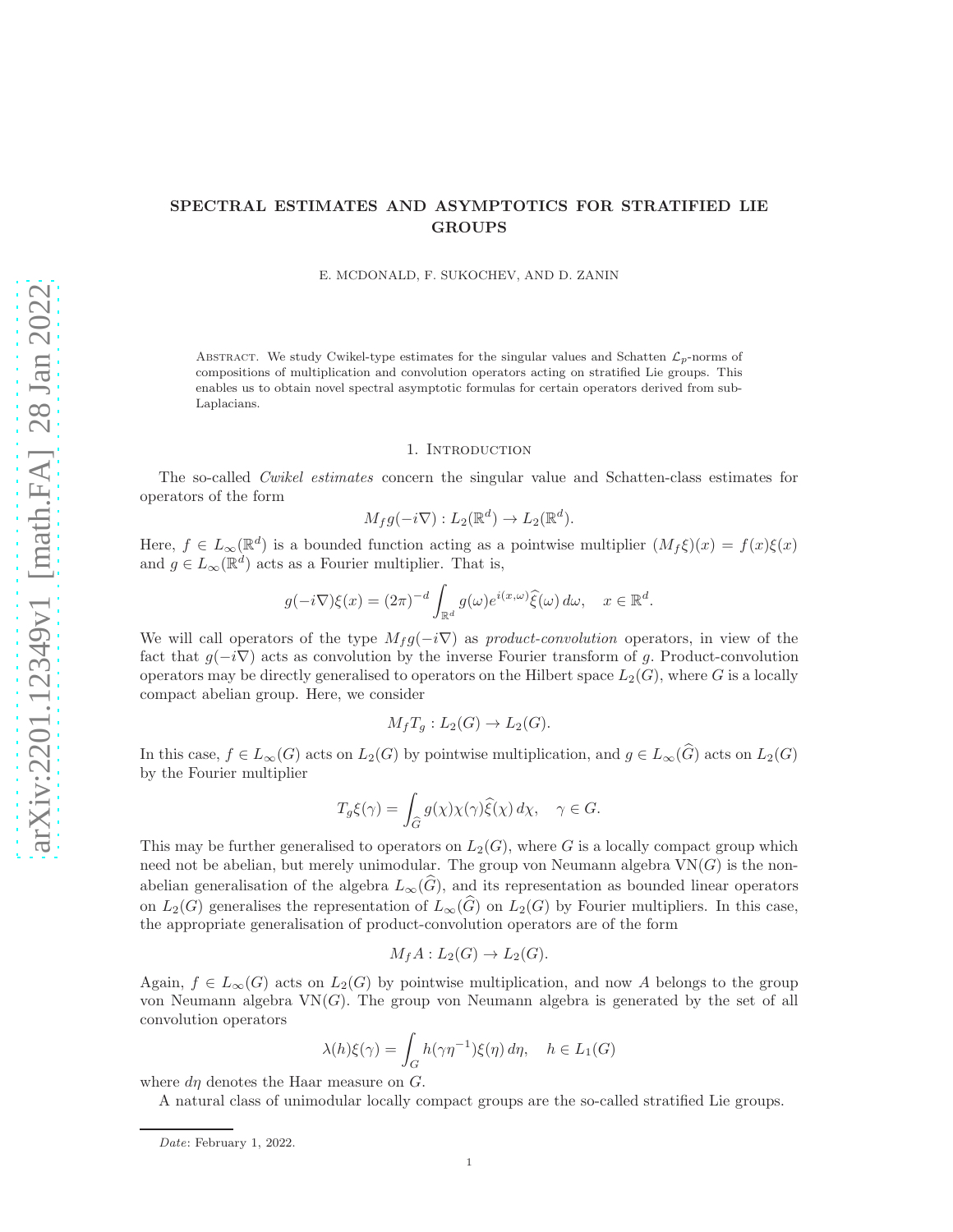# SPECTRAL ESTIMATES AND ASYMPTOTICS FOR STRATIFIED LIE GROUPS

E. MCDONALD, F. SUKOCHEV, AND D. ZANIN

Abstract. We study Cwikel-type estimates for the singular values and Schatten $\mathcal{L}_p$-norms of compositions of multiplication and convolution operators acting on stratified Lie groups. This enables us to obtain novel spectral asymptotic formulas for certain operators derived from sub-Laplacians.

## 1. Introduction

The so-called *Cwikel estimates* concern the singular value and Schatten-class estimates for operators of the form

$$M_f g(-i\nabla) : L_2(\mathbb{R}^d) \to L_2(\mathbb{R}^d).$$

Here, $f \in L_\infty(\mathbb{R}^d)$ is a bounded function acting as a pointwise multiplier $(M_f\xi)(x) = f(x)\xi(x)$ and $g \in L_\infty(\mathbb{R}^d)$ acts as a Fourier multiplier. That is,

$$g(-i\nabla)\xi(x) = (2\pi)^{-d}\int_{\mathbb{R}^d} g(\omega)e^{i(x,\omega)}\widehat{\xi}(\omega)\,d\omega, \quad x \in \mathbb{R}^d.$$

We will call operators of the type $M_f g(-i\nabla)$ as *product-convolution* operators, in view of the fact that $g(-i\nabla)$ acts as convolution by the inverse Fourier transform of $g$. Product-convolution operators may be directly generalised to operators on the Hilbert space $L_2(G)$, where $G$ is a locally compact abelian group. Here, we consider

$$M_f T_g : L_2(G) \to L_2(G).$$

In this case, $f \in L_\infty(G)$ acts on $L_2(G)$ by pointwise multiplication, and $g \in L_\infty(\widehat{G})$ acts on $L_2(G)$ by the Fourier multiplier

$$T_g\xi(\gamma) = \int_{\widehat{G}} g(\chi)\chi(\gamma)\widehat{\xi}(\chi)\,d\chi, \quad \gamma \in G.$$

This may be further generalised to operators on $L_2(G)$, where $G$ is a locally compact group which need not be abelian, but merely unimodular. The group von Neumann algebra $\mathrm{VN}(G)$ is the non-abelian generalisation of the algebra $L_\infty(\widehat{G})$, and its representation as bounded linear operators on $L_2(G)$ generalises the representation of $L_\infty(\widehat{G})$ on $L_2(G)$ by Fourier multipliers. In this case, the appropriate generalisation of product-convolution operators are of the form

$$M_f A : L_2(G) \to L_2(G).$$

Again, $f \in L_\infty(G)$ acts on $L_2(G)$ by pointwise multiplication, and now $A$ belongs to the group von Neumann algebra $\mathrm{VN}(G)$. The group von Neumann algebra is generated by the set of all convolution operators

$$\lambda(h)\xi(\gamma) = \int_G h(\gamma\eta^{-1})\xi(\eta)\,d\eta, \quad h \in L_1(G)$$

where $d\eta$ denotes the Haar measure on $G$.

A natural class of unimodular locally compact groups are the so-called stratified Lie groups.

*Date*: February 1, 2022.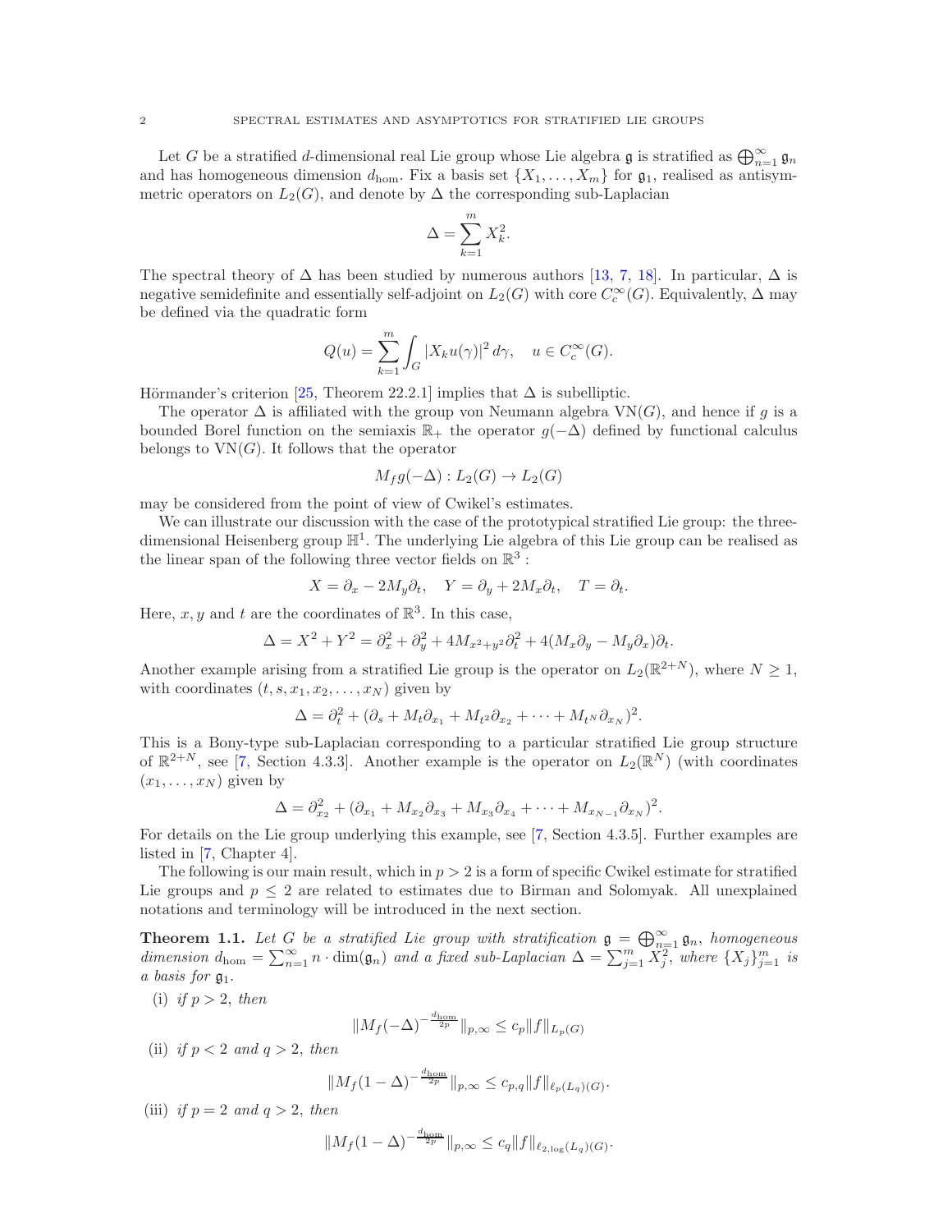Let $G$ be a stratified $d$-dimensional real Lie group whose Lie algebra $\mathfrak{g}$ is stratified as $\bigoplus_{n=1}^{\infty} \mathfrak{g}_n$ and has homogeneous dimension $d_{\text{hom}}$. Fix a basis set $\{X_1, \ldots, X_m\}$ for $\mathfrak{g}_1$, realised as antisymmetric operators on $L_2(G)$, and denote by $\Delta$ the corresponding sub-Laplacian

$$\Delta = \sum_{k=1}^{m} X_k^2.$$

The spectral theory of $\Delta$ has been studied by numerous authors [13, 7, 18]. In particular, $\Delta$ is negative semidefinite and essentially self-adjoint on $L_2(G)$ with core $C_c^\infty(G)$. Equivalently, $\Delta$ may be defined via the quadratic form

$$Q(u) = \sum_{k=1}^{m} \int_G |X_k u(\gamma)|^2 \, d\gamma, \quad u \in C_c^\infty(G).$$

Hörmander's criterion [25, Theorem 22.2.1] implies that $\Delta$ is subelliptic.

The operator $\Delta$ is affiliated with the group von Neumann algebra $\mathrm{VN}(G)$, and hence if $g$ is a bounded Borel function on the semiaxis $\mathbb{R}_+$ the operator $g(-\Delta)$ defined by functional calculus belongs to $\mathrm{VN}(G)$. It follows that the operator

$$M_f g(-\Delta) : L_2(G) \to L_2(G)$$

may be considered from the point of view of Cwikel's estimates.

We can illustrate our discussion with the case of the prototypical stratified Lie group: the three-dimensional Heisenberg group $\mathbb{H}^1$. The underlying Lie algebra of this Lie group can be realised as the linear span of the following three vector fields on $\mathbb{R}^3$ :

$$X = \partial_x - 2M_y \partial_t, \quad Y = \partial_y + 2M_x \partial_t, \quad T = \partial_t.$$

Here, $x, y$ and $t$ are the coordinates of $\mathbb{R}^3$. In this case,

$$\Delta = X^2 + Y^2 = \partial_x^2 + \partial_y^2 + 4M_{x^2+y^2}\partial_t^2 + 4(M_x \partial_y - M_y \partial_x)\partial_t.$$

Another example arising from a stratified Lie group is the operator on $L_2(\mathbb{R}^{2+N})$, where $N \geq 1$, with coordinates $(t, s, x_1, x_2, \ldots, x_N)$ given by

$$\Delta = \partial_t^2 + (\partial_s + M_t \partial_{x_1} + M_{t^2} \partial_{x_2} + \cdots + M_{t^N} \partial_{x_N})^2.$$

This is a Bony-type sub-Laplacian corresponding to a particular stratified Lie group structure of $\mathbb{R}^{2+N}$, see [7, Section 4.3.3]. Another example is the operator on $L_2(\mathbb{R}^N)$ (with coordinates $(x_1, \ldots, x_N)$ given by

$$\Delta = \partial_{x_2}^2 + (\partial_{x_1} + M_{x_2}\partial_{x_3} + M_{x_3}\partial_{x_4} + \cdots + M_{x_{N-1}}\partial_{x_N})^2.$$

For details on the Lie group underlying this example, see [7, Section 4.3.5]. Further examples are listed in [7, Chapter 4].

The following is our main result, which in $p > 2$ is a form of specific Cwikel estimate for stratified Lie groups and $p \leq 2$ are related to estimates due to Birman and Solomyak. All unexplained notations and terminology will be introduced in the next section.

**Theorem 1.1.** *Let $G$ be a stratified Lie group with stratification $\mathfrak{g} = \bigoplus_{n=1}^{\infty} \mathfrak{g}_n$, homogeneous dimension $d_{\text{hom}} = \sum_{n=1}^{\infty} n \cdot \dim(\mathfrak{g}_n)$ and a fixed sub-Laplacian $\Delta = \sum_{j=1}^{m} X_j^2$, where $\{X_j\}_{j=1}^{m}$ is a basis for $\mathfrak{g}_1$.*

(i) *if $p > 2$, then*

$$\|M_f(-\Delta)^{-\frac{d_{\text{hom}}}{2p}}\|_{p,\infty} \leq c_p \|f\|_{L_p(G)}$$

(ii) *if $p < 2$ and $q > 2$, then*

$$\|M_f(1-\Delta)^{-\frac{d_{\text{hom}}}{2p}}\|_{p,\infty} \leq c_{p,q} \|f\|_{\ell_p(L_q)(G)}.$$

(iii) *if $p = 2$ and $q > 2$, then*

$$\|M_f(1-\Delta)^{-\frac{d_{\text{hom}}}{2p}}\|_{p,\infty} \leq c_q \|f\|_{\ell_{2,\log}(L_q)(G)}.$$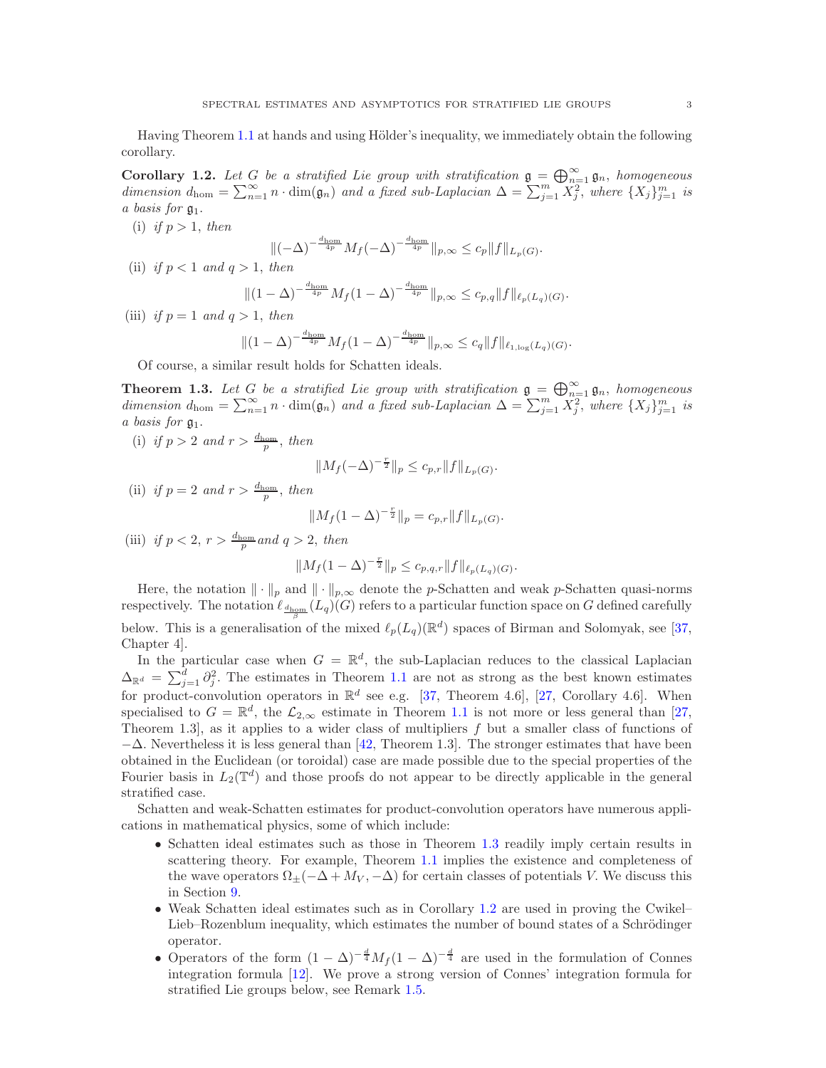Having Theorem 1.1 at hands and using Hölder's inequality, we immediately obtain the following corollary.

**Corollary 1.2.** *Let $G$ be a stratified Lie group with stratification $\mathfrak{g} = \bigoplus_{n=1}^{\infty} \mathfrak{g}_n$, homogeneous dimension $d_{\text{hom}} = \sum_{n=1}^{\infty} n \cdot \dim(\mathfrak{g}_n)$ and a fixed sub-Laplacian $\Delta = \sum_{j=1}^{m} X_j^2$, where $\{X_j\}_{j=1}^{m}$ is a basis for $\mathfrak{g}_1$.*

(i) *if $p > 1$, then*

$$\|(-\Delta)^{-\frac{d_{\text{hom}}}{4p}} M_f (-\Delta)^{-\frac{d_{\text{hom}}}{4p}}\|_{p,\infty} \leq c_p \|f\|_{L_p(G)}.$$

(ii) *if $p < 1$ and $q > 1$, then*

$$\|(1-\Delta)^{-\frac{d_{\text{hom}}}{4p}} M_f (1-\Delta)^{-\frac{d_{\text{hom}}}{4p}}\|_{p,\infty} \leq c_{p,q} \|f\|_{\ell_p(L_q)(G)}.$$

(iii) *if $p = 1$ and $q > 1$, then*

$$\|(1-\Delta)^{-\frac{d_{\text{hom}}}{4p}} M_f (1-\Delta)^{-\frac{d_{\text{hom}}}{4p}}\|_{p,\infty} \leq c_q \|f\|_{\ell_{1,\log}(L_q)(G)}.$$

Of course, a similar result holds for Schatten ideals.

**Theorem 1.3.** *Let $G$ be a stratified Lie group with stratification $\mathfrak{g} = \bigoplus_{n=1}^{\infty} \mathfrak{g}_n$, homogeneous dimension $d_{\text{hom}} = \sum_{n=1}^{\infty} n \cdot \dim(\mathfrak{g}_n)$ and a fixed sub-Laplacian $\Delta = \sum_{j=1}^{m} X_j^2$, where $\{X_j\}_{j=1}^{m}$ is a basis for $\mathfrak{g}_1$.*

(i) *if $p > 2$ and $r > \frac{d_{\text{hom}}}{p}$, then*

$$\|M_f (-\Delta)^{-\frac{r}{2}}\|_p \leq c_{p,r} \|f\|_{L_p(G)}.$$

(ii) *if $p = 2$ and $r > \frac{d_{\text{hom}}}{p}$, then*

$$\|M_f (1-\Delta)^{-\frac{r}{2}}\|_p = c_{p,r} \|f\|_{L_p(G)}.$$

(iii) *if $p < 2$, $r > \frac{d_{\text{hom}}}{p}$ and $q > 2$, then*

$$\|M_f (1-\Delta)^{-\frac{r}{2}}\|_p \leq c_{p,q,r} \|f\|_{\ell_p(L_q)(G)}.$$

Here, the notation $\|\cdot\|_p$ and $\|\cdot\|_{p,\infty}$ denote the $p$-Schatten and weak $p$-Schatten quasi-norms respectively. The notation $\ell_{\frac{d_{\text{hom}}}{\beta}}(L_q)(G)$ refers to a particular function space on $G$ defined carefully below. This is a generalisation of the mixed $\ell_p(L_q)(\mathbb{R}^d)$ spaces of Birman and Solomyak, see [37, Chapter 4].

In the particular case when $G = \mathbb{R}^d$, the sub-Laplacian reduces to the classical Laplacian $\Delta_{\mathbb{R}^d} = \sum_{j=1}^{d} \partial_j^2$. The estimates in Theorem 1.1 are not as strong as the best known estimates for product-convolution operators in $\mathbb{R}^d$ see e.g. [37, Theorem 4.6], [27, Corollary 4.6]. When specialised to $G = \mathbb{R}^d$, the $\mathcal{L}_{2,\infty}$ estimate in Theorem 1.1 is not more or less general than [27, Theorem 1.3], as it applies to a wider class of multipliers $f$ but a smaller class of functions of $-\Delta$. Nevertheless it is less general than [42, Theorem 1.3]. The stronger estimates that have been obtained in the Euclidean (or toroidal) case are made possible due to the special properties of the Fourier basis in $L_2(\mathbb{T}^d)$ and those proofs do not appear to be directly applicable in the general stratified case.

Schatten and weak-Schatten estimates for product-convolution operators have numerous applications in mathematical physics, some of which include:

- Schatten ideal estimates such as those in Theorem 1.3 readily imply certain results in scattering theory. For example, Theorem 1.1 implies the existence and completeness of the wave operators $\Omega_{\pm}(-\Delta + M_V, -\Delta)$ for certain classes of potentials $V$. We discuss this in Section 9.
- Weak Schatten ideal estimates such as in Corollary 1.2 are used in proving the Cwikel–Lieb–Rozenblum inequality, which estimates the number of bound states of a Schrödinger operator.
- Operators of the form $(1-\Delta)^{-\frac{d}{4}} M_f (1-\Delta)^{-\frac{d}{4}}$ are used in the formulation of Connes integration formula [12]. We prove a strong version of Connes' integration formula for stratified Lie groups below, see Remark 1.5.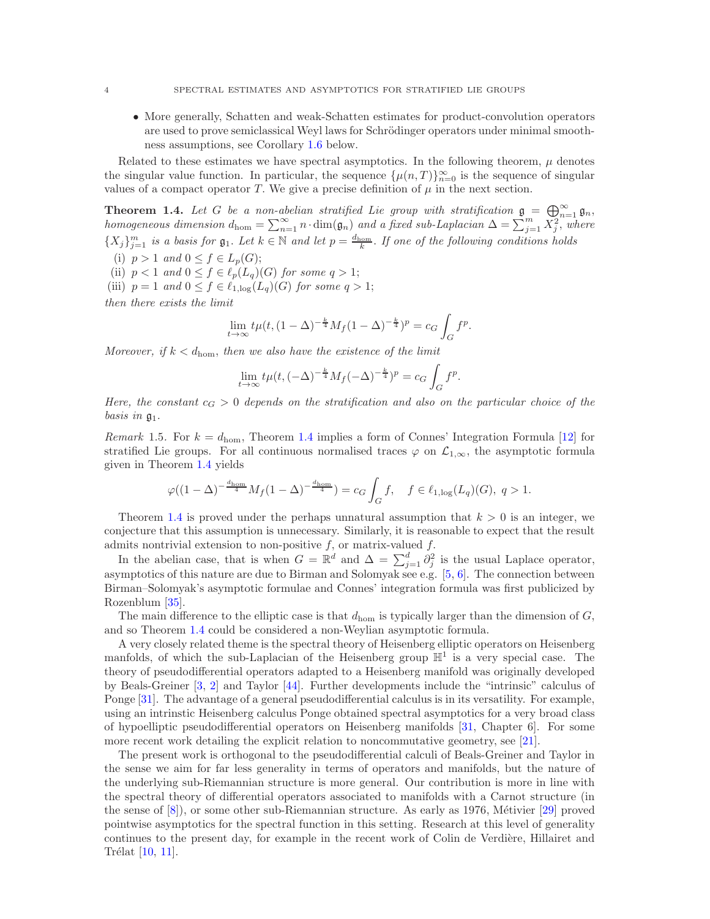- More generally, Schatten and weak-Schatten estimates for product-convolution operators are used to prove semiclassical Weyl laws for Schrödinger operators under minimal smoothness assumptions, see Corollary 1.6 below.

Related to these estimates we have spectral asymptotics. In the following theorem, $\mu$ denotes the singular value function. In particular, the sequence $\{\mu(n,T)\}_{n=0}^{\infty}$ is the sequence of singular values of a compact operator $T$. We give a precise definition of $\mu$ in the next section.

**Theorem 1.4.** *Let $G$ be a non-abelian stratified Lie group with stratification $\mathfrak{g} = \bigoplus_{n=1}^{\infty} \mathfrak{g}_n$, homogeneous dimension $d_{\mathrm{hom}} = \sum_{n=1}^{\infty} n \cdot \dim(\mathfrak{g}_n)$ and a fixed sub-Laplacian $\Delta = \sum_{j=1}^{m} X_j^2$, where $\{X_j\}_{j=1}^{m}$ is a basis for $\mathfrak{g}_1$. Let $k \in \mathbb{N}$ and let $p = \frac{d_{\mathrm{hom}}}{k}$. If one of the following conditions holds*

(i) *$p > 1$ and $0 \leq f \in L_p(G)$;*
(ii) *$p < 1$ and $0 \leq f \in \ell_p(L_q)(G)$ for some $q > 1$;*
(iii) *$p = 1$ and $0 \leq f \in \ell_{1,\log}(L_q)(G)$ for some $q > 1$;*

*then there exists the limit*

$$\lim_{t\to\infty} t\mu(t, (1-\Delta)^{-\frac{k}{4}} M_f (1-\Delta)^{-\frac{k}{4}})^p = c_G \int_G f^p.$$

*Moreover, if $k < d_{\mathrm{hom}}$, then we also have the existence of the limit*

$$\lim_{t\to\infty} t\mu(t, (-\Delta)^{-\frac{k}{4}} M_f (-\Delta)^{-\frac{k}{4}})^p = c_G \int_G f^p.$$

*Here, the constant $c_G > 0$ depends on the stratification and also on the particular choice of the basis in $\mathfrak{g}_1$.*

*Remark* 1.5. For $k = d_{\mathrm{hom}}$, Theorem 1.4 implies a form of Connes' Integration Formula [12] for stratified Lie groups. For all continuous normalised traces $\varphi$ on $\mathcal{L}_{1,\infty}$, the asymptotic formula given in Theorem 1.4 yields

$$\varphi((1-\Delta)^{-\frac{d_{\mathrm{hom}}}{4}} M_f (1-\Delta)^{-\frac{d_{\mathrm{hom}}}{4}}) = c_G \int_G f, \quad f \in \ell_{1,\log}(L_q)(G),\ q > 1.$$

Theorem 1.4 is proved under the perhaps unnatural assumption that $k > 0$ is an integer, we conjecture that this assumption is unnecessary. Similarly, it is reasonable to expect that the result admits nontrivial extension to non-positive $f$, or matrix-valued $f$.

In the abelian case, that is when $G = \mathbb{R}^d$ and $\Delta = \sum_{j=1}^{d} \partial_j^2$ is the usual Laplace operator, asymptotics of this nature are due to Birman and Solomyak see e.g. [5, 6]. The connection between Birman–Solomyak's asymptotic formulae and Connes' integration formula was first publicized by Rozenblum [35].

The main difference to the elliptic case is that $d_{\mathrm{hom}}$ is typically larger than the dimension of $G$, and so Theorem 1.4 could be considered a non-Weylian asymptotic formula.

A very closely related theme is the spectral theory of Heisenberg elliptic operators on Heisenberg manifolds, of which the sub-Laplacian of the Heisenberg group $\mathbb{H}^1$ is a very special case. The theory of pseudodifferential operators adapted to a Heisenberg manifold was originally developed by Beals-Greiner [3, 2] and Taylor [44]. Further developments include the "intrinsic" calculus of Ponge [31]. The advantage of a general pseudodifferential calculus is in its versatility. For example, using an intrinstic Heisenberg calculus Ponge obtained spectral asymptotics for a very broad class of hypoelliptic pseudodifferential operators on Heisenberg manifolds [31, Chapter 6]. For some more recent work detailing the explicit relation to noncommutative geometry, see [21].

The present work is orthogonal to the pseudodifferential calculi of Beals-Greiner and Taylor in the sense we aim for far less generality in terms of operators and manifolds, but the nature of the underlying sub-Riemannian structure is more general. Our contribution is more in line with the spectral theory of differential operators associated to manifolds with a Carnot structure (in the sense of [8]), or some other sub-Riemannian structure. As early as 1976, Métivier [29] proved pointwise asymptotics for the spectral function in this setting. Research at this level of generality continues to the present day, for example in the recent work of Colin de Verdière, Hillairet and Trélat [10, 11].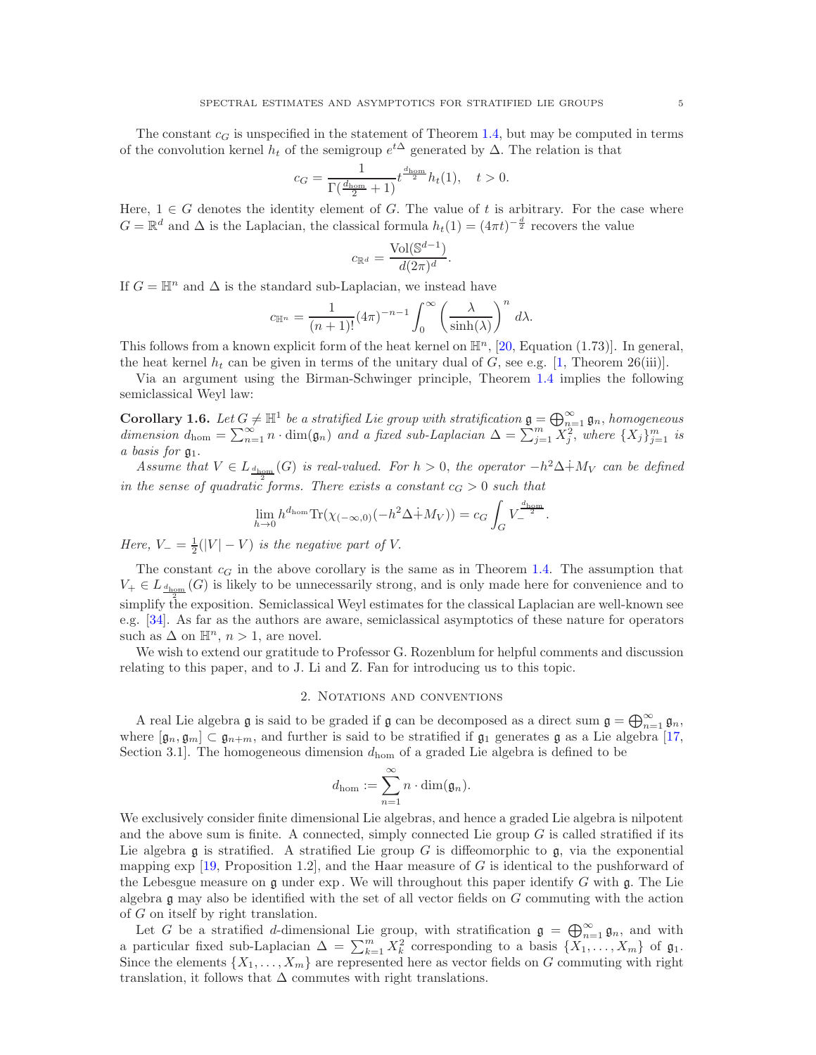The constant $c_G$ is unspecified in the statement of Theorem 1.4, but may be computed in terms of the convolution kernel $h_t$ of the semigroup $e^{t\Delta}$ generated by $\Delta$. The relation is that

$$c_G = \frac{1}{\Gamma(\frac{d_{\mathrm{hom}}}{2}+1)} t^{\frac{d_{\mathrm{hom}}}{2}} h_t(1), \quad t > 0.$$

Here, $1 \in G$ denotes the identity element of $G$. The value of $t$ is arbitrary. For the case where $G = \mathbb{R}^d$ and $\Delta$ is the Laplacian, the classical formula $h_t(1) = (4\pi t)^{-\frac{d}{2}}$ recovers the value

$$c_{\mathbb{R}^d} = \frac{\mathrm{Vol}(\mathbb{S}^{d-1})}{d(2\pi)^d}.$$

If $G = \mathbb{H}^n$ and $\Delta$ is the standard sub-Laplacian, we instead have

$$c_{\mathbb{H}^n} = \frac{1}{(n+1)!}(4\pi)^{-n-1} \int_0^\infty \left(\frac{\lambda}{\sinh(\lambda)}\right)^n \, d\lambda.$$

This follows from a known explicit form of the heat kernel on $\mathbb{H}^n$, [20, Equation (1.73)]. In general, the heat kernel $h_t$ can be given in terms of the unitary dual of $G$, see e.g. [1, Theorem 26(iii)].

Via an argument using the Birman-Schwinger principle, Theorem 1.4 implies the following semiclassical Weyl law:

**Corollary 1.6.** *Let $G \neq \mathbb{H}^1$ be a stratified Lie group with stratification $\mathfrak{g} = \bigoplus_{n=1}^\infty \mathfrak{g}_n$, homogeneous dimension $d_{\mathrm{hom}} = \sum_{n=1}^\infty n \cdot \dim(\mathfrak{g}_n)$ and a fixed sub-Laplacian $\Delta = \sum_{j=1}^m X_j^2$, where $\{X_j\}_{j=1}^m$ is a basis for $\mathfrak{g}_1$.*

*Assume that $V \in L_{\frac{d_{\mathrm{hom}}}{2}}(G)$ is real-valued. For $h > 0$, the operator $-h^2\Delta \dot{+} M_V$ can be defined in the sense of quadratic forms. There exists a constant $c_G > 0$ such that*

$$\lim_{h\to 0} h^{d_{\mathrm{hom}}} \mathrm{Tr}(\chi_{(-\infty,0)}(-h^2\Delta \dot{+} M_V)) = c_G \int_G V_-^{\frac{d_{\mathrm{hom}}}{2}}.$$

*Here, $V_- = \frac{1}{2}(|V| - V)$ is the negative part of $V$.*

The constant $c_G$ in the above corollary is the same as in Theorem 1.4. The assumption that $V_+ \in L_{\frac{d_{\mathrm{hom}}}{2}}(G)$ is likely to be unnecessarily strong, and is only made here for convenience and to simplify the exposition. Semiclassical Weyl estimates for the classical Laplacian are well-known see e.g. [34]. As far as the authors are aware, semiclassical asymptotics of these nature for operators such as $\Delta$ on $\mathbb{H}^n$, $n > 1$, are novel.

We wish to extend our gratitude to Professor G. Rozenblum for helpful comments and discussion relating to this paper, and to J. Li and Z. Fan for introducing us to this topic.

## 2. Notations and conventions

A real Lie algebra $\mathfrak{g}$ is said to be graded if $\mathfrak{g}$ can be decomposed as a direct sum $\mathfrak{g} = \bigoplus_{n=1}^\infty \mathfrak{g}_n$, where $[\mathfrak{g}_n, \mathfrak{g}_m] \subset \mathfrak{g}_{n+m}$, and further is said to be stratified if $\mathfrak{g}_1$ generates $\mathfrak{g}$ as a Lie algebra [17, Section 3.1]. The homogeneous dimension $d_{\mathrm{hom}}$ of a graded Lie algebra is defined to be

$$d_{\mathrm{hom}} := \sum_{n=1}^\infty n \cdot \dim(\mathfrak{g}_n).$$

We exclusively consider finite dimensional Lie algebras, and hence a graded Lie algebra is nilpotent and the above sum is finite. A connected, simply connected Lie group $G$ is called stratified if its Lie algebra $\mathfrak{g}$ is stratified. A stratified Lie group $G$ is diffeomorphic to $\mathfrak{g}$, via the exponential mapping exp [19, Proposition 1.2], and the Haar measure of $G$ is identical to the pushforward of the Lebesgue measure on $\mathfrak{g}$ under exp. We will throughout this paper identify $G$ with $\mathfrak{g}$. The Lie algebra $\mathfrak{g}$ may also be identified with the set of all vector fields on $G$ commuting with the action of $G$ on itself by right translation.

Let $G$ be a stratified $d$-dimensional Lie group, with stratification $\mathfrak{g} = \bigoplus_{n=1}^\infty \mathfrak{g}_n$, and with a particular fixed sub-Laplacian $\Delta = \sum_{k=1}^m X_k^2$ corresponding to a basis $\{X_1, \ldots, X_m\}$ of $\mathfrak{g}_1$. Since the elements $\{X_1, \ldots, X_m\}$ are represented here as vector fields on $G$ commuting with right translation, it follows that $\Delta$ commutes with right translations.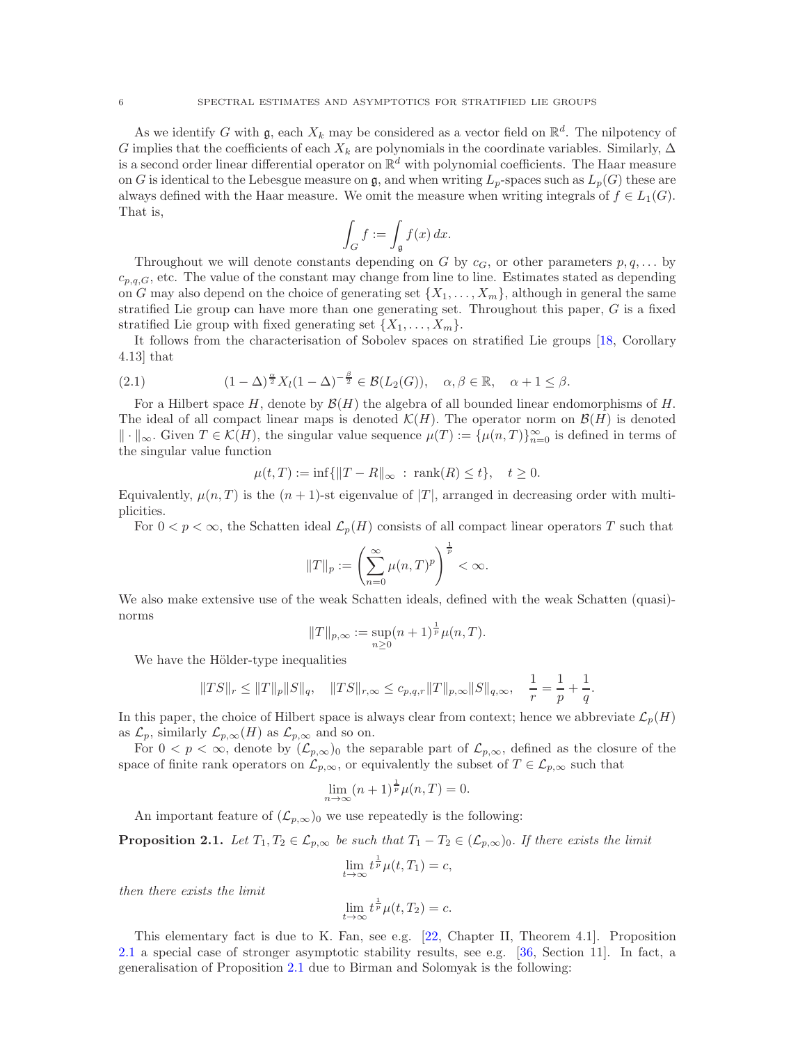As we identify $G$ with $\mathfrak{g}$, each $X_k$ may be considered as a vector field on $\mathbb{R}^d$. The nilpotency of $G$ implies that the coefficients of each $X_k$ are polynomials in the coordinate variables. Similarly, $\Delta$ is a second order linear differential operator on $\mathbb{R}^d$ with polynomial coefficients. The Haar measure on $G$ is identical to the Lebesgue measure on $\mathfrak{g}$, and when writing $L_p$-spaces such as $L_p(G)$ these are always defined with the Haar measure. We omit the measure when writing integrals of $f \in L_1(G)$. That is,

$$\int_G f := \int_{\mathfrak{g}} f(x)\,dx.$$

Throughout we will denote constants depending on $G$ by $c_G$, or other parameters $p, q, \ldots$ by $c_{p,q,G}$, etc. The value of the constant may change from line to line. Estimates stated as depending on $G$ may also depend on the choice of generating set $\{X_1, \ldots, X_m\}$, although in general the same stratified Lie group can have more than one generating set. Throughout this paper, $G$ is a fixed stratified Lie group with fixed generating set $\{X_1, \ldots, X_m\}$.

It follows from the characterisation of Sobolev spaces on stratified Lie groups [18, Corollary 4.13] that

$$(1-\Delta)^{\frac{\alpha}{2}} X_l (1-\Delta)^{-\frac{\beta}{2}} \in \mathcal{B}(L_2(G)), \quad \alpha, \beta \in \mathbb{R}, \quad \alpha + 1 \leq \beta. \tag{2.1}$$

For a Hilbert space $H$, denote by $\mathcal{B}(H)$ the algebra of all bounded linear endomorphisms of $H$. The ideal of all compact linear maps is denoted $\mathcal{K}(H)$. The operator norm on $\mathcal{B}(H)$ is denoted $\|\cdot\|_\infty$. Given $T \in \mathcal{K}(H)$, the singular value sequence $\mu(T) := \{\mu(n,T)\}_{n=0}^\infty$ is defined in terms of the singular value function

$$\mu(t,T) := \inf\{\|T - R\|_\infty \ : \ \operatorname{rank}(R) \leq t\}, \quad t \geq 0.$$

Equivalently, $\mu(n,T)$ is the $(n+1)$-st eigenvalue of $|T|$, arranged in decreasing order with multiplicities.

For $0 < p < \infty$, the Schatten ideal $\mathcal{L}_p(H)$ consists of all compact linear operators $T$ such that

$$\|T\|_p := \left(\sum_{n=0}^\infty \mu(n,T)^p\right)^{\frac{1}{p}} < \infty.$$

We also make extensive use of the weak Schatten ideals, defined with the weak Schatten (quasi)-norms

$$\|T\|_{p,\infty} := \sup_{n\geq 0} (n+1)^{\frac{1}{p}} \mu(n,T).$$

We have the Hölder-type inequalities

$$\|TS\|_r \leq \|T\|_p \|S\|_q, \quad \|TS\|_{r,\infty} \leq c_{p,q,r} \|T\|_{p,\infty} \|S\|_{q,\infty}, \quad \frac{1}{r} = \frac{1}{p} + \frac{1}{q}.$$

In this paper, the choice of Hilbert space is always clear from context; hence we abbreviate $\mathcal{L}_p(H)$ as $\mathcal{L}_p$, similarly $\mathcal{L}_{p,\infty}(H)$ as $\mathcal{L}_{p,\infty}$ and so on.

For $0 < p < \infty$, denote by $(\mathcal{L}_{p,\infty})_0$ the separable part of $\mathcal{L}_{p,\infty}$, defined as the closure of the space of finite rank operators on $\mathcal{L}_{p,\infty}$, or equivalently the subset of $T \in \mathcal{L}_{p,\infty}$ such that

$$\lim_{n\to\infty} (n+1)^{\frac{1}{p}} \mu(n,T) = 0.$$

An important feature of $(\mathcal{L}_{p,\infty})_0$ we use repeatedly is the following:

**Proposition 2.1.** *Let $T_1, T_2 \in \mathcal{L}_{p,\infty}$ be such that $T_1 - T_2 \in (\mathcal{L}_{p,\infty})_0$. If there exists the limit*

$$\lim_{t\to\infty} t^{\frac{1}{p}} \mu(t, T_1) = c,$$

*then there exists the limit*

$$\lim_{t\to\infty} t^{\frac{1}{p}} \mu(t, T_2) = c.$$

This elementary fact is due to K. Fan, see e.g. [22, Chapter II, Theorem 4.1]. Proposition 2.1 a special case of stronger asymptotic stability results, see e.g. [36, Section 11]. In fact, a generalisation of Proposition 2.1 due to Birman and Solomyak is the following: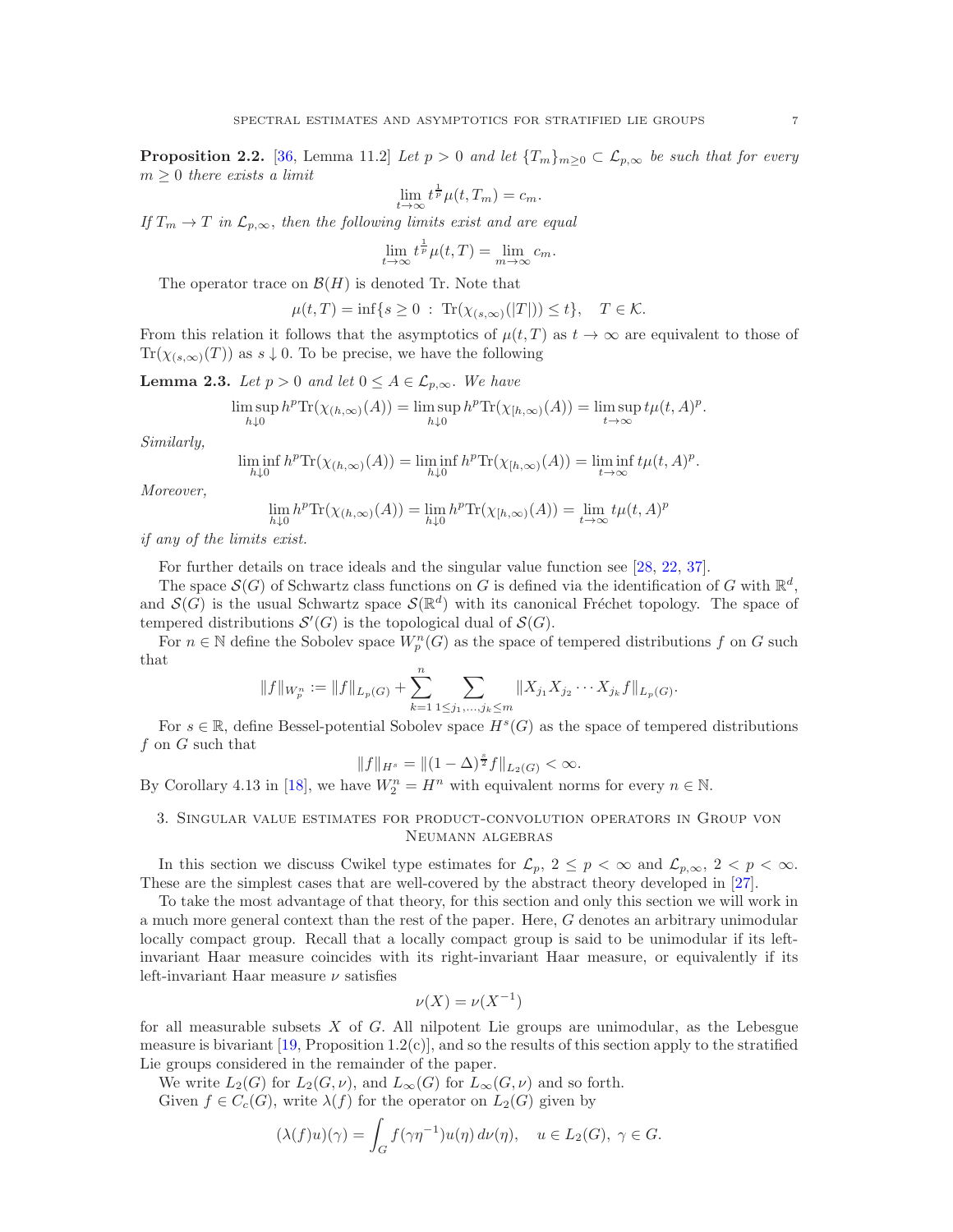**Proposition 2.2.** [36, Lemma 11.2] *Let $p > 0$ and let $\{T_m\}_{m\geq 0} \subset \mathcal{L}_{p,\infty}$ be such that for every $m \geq 0$ there exists a limit*

$$\lim_{t\to\infty} t^{\frac{1}{p}}\mu(t, T_m) = c_m.$$

*If $T_m \to T$ in $\mathcal{L}_{p,\infty}$, then the following limits exist and are equal*

$$\lim_{t\to\infty} t^{\frac{1}{p}}\mu(t, T) = \lim_{m\to\infty} c_m.$$

The operator trace on $\mathcal{B}(H)$ is denoted Tr. Note that

$$\mu(t, T) = \inf\{s \geq 0 \; : \; \mathrm{Tr}(\chi_{(s,\infty)}(|T|)) \leq t\}, \quad T \in \mathcal{K}.$$

From this relation it follows that the asymptotics of $\mu(t, T)$ as $t \to \infty$ are equivalent to those of $\mathrm{Tr}(\chi_{(s,\infty)}(T))$ as $s \downarrow 0$. To be precise, we have the following

**Lemma 2.3.** *Let $p > 0$ and let $0 \leq A \in \mathcal{L}_{p,\infty}$. We have*

$$\limsup_{h\downarrow 0} h^p \mathrm{Tr}(\chi_{(h,\infty)}(A)) = \limsup_{h\downarrow 0} h^p \mathrm{Tr}(\chi_{[h,\infty)}(A)) = \limsup_{t\to\infty} t\mu(t, A)^p.$$

*Similarly,*

$$\liminf_{h\downarrow 0} h^p \mathrm{Tr}(\chi_{(h,\infty)}(A)) = \liminf_{h\downarrow 0} h^p \mathrm{Tr}(\chi_{[h,\infty)}(A)) = \liminf_{t\to\infty} t\mu(t, A)^p.$$

*Moreover,*

$$\lim_{h\downarrow 0} h^p \mathrm{Tr}(\chi_{(h,\infty)}(A)) = \lim_{h\downarrow 0} h^p \mathrm{Tr}(\chi_{[h,\infty)}(A)) = \lim_{t\to\infty} t\mu(t, A)^p$$

*if any of the limits exist.*

For further details on trace ideals and the singular value function see [28, 22, 37].

The space $\mathcal{S}(G)$ of Schwartz class functions on $G$ is defined via the identification of $G$ with $\mathbb{R}^d$, and $\mathcal{S}(G)$ is the usual Schwartz space $\mathcal{S}(\mathbb{R}^d)$ with its canonical Fréchet topology. The space of tempered distributions $\mathcal{S}'(G)$ is the topological dual of $\mathcal{S}(G)$.

For $n \in \mathbb{N}$ define the Sobolev space $W_p^n(G)$ as the space of tempered distributions $f$ on $G$ such that

$$\|f\|_{W_p^n} := \|f\|_{L_p(G)} + \sum_{k=1}^{n} \sum_{1\leq j_1,\ldots,j_k\leq m} \|X_{j_1}X_{j_2}\cdots X_{j_k} f\|_{L_p(G)}.$$

For $s \in \mathbb{R}$, define Bessel-potential Sobolev space $H^s(G)$ as the space of tempered distributions $f$ on $G$ such that

$$\|f\|_{H^s} = \|(1-\Delta)^{\frac{s}{2}} f\|_{L_2(G)} < \infty.$$

By Corollary 4.13 in [18], we have $W_2^n = H^n$ with equivalent norms for every $n \in \mathbb{N}$.

## 3. Singular value estimates for product-convolution operators in Group von Neumann algebras

In this section we discuss Cwikel type estimates for $\mathcal{L}_p$, $2 \leq p < \infty$ and $\mathcal{L}_{p,\infty}$, $2 < p < \infty$. These are the simplest cases that are well-covered by the abstract theory developed in [27].

To take the most advantage of that theory, for this section and only this section we will work in a much more general context than the rest of the paper. Here, $G$ denotes an arbitrary unimodular locally compact group. Recall that a locally compact group is said to be unimodular if its left-invariant Haar measure coincides with its right-invariant Haar measure, or equivalently if its left-invariant Haar measure $\nu$ satisfies

$$\nu(X) = \nu(X^{-1})$$

for all measurable subsets $X$ of $G$. All nilpotent Lie groups are unimodular, as the Lebesgue measure is bivariant [19, Proposition 1.2(c)], and so the results of this section apply to the stratified Lie groups considered in the remainder of the paper.

We write $L_2(G)$ for $L_2(G, \nu)$, and $L_\infty(G)$ for $L_\infty(G, \nu)$ and so forth.

Given $f \in C_c(G)$, write $\lambda(f)$ for the operator on $L_2(G)$ given by

$$(\lambda(f)u)(\gamma) = \int_G f(\gamma\eta^{-1})u(\eta)\, d\nu(\eta), \quad u \in L_2(G),\ \gamma \in G.$$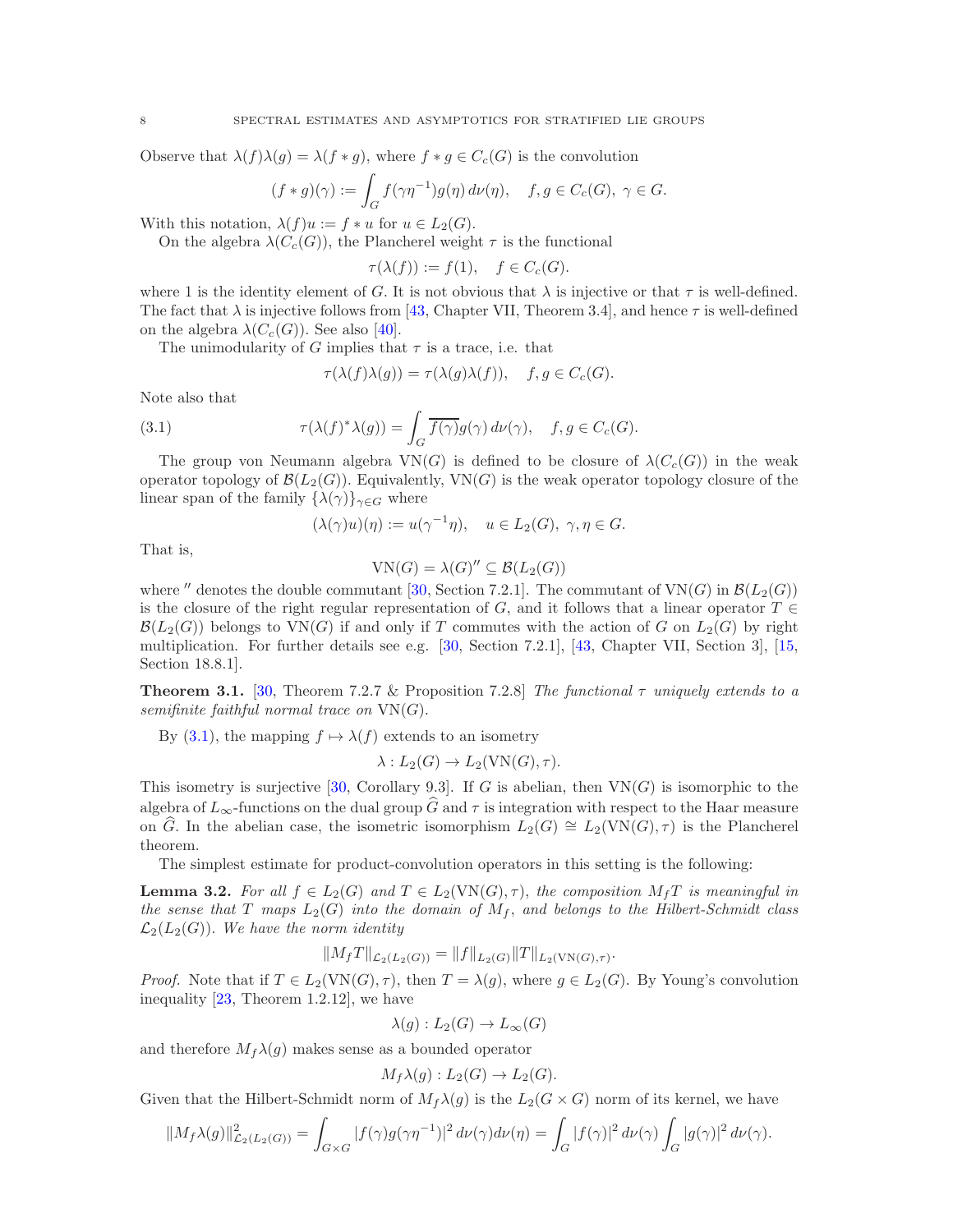Observe that $\lambda(f)\lambda(g) = \lambda(f * g)$, where $f * g \in C_c(G)$ is the convolution

$$(f * g)(\gamma) := \int_G f(\gamma\eta^{-1})g(\eta)\,d\nu(\eta), \quad f,g \in C_c(G),\ \gamma \in G.$$

With this notation, $\lambda(f)u := f * u$ for $u \in L_2(G)$.

On the algebra $\lambda(C_c(G))$, the Plancherel weight $\tau$ is the functional

$$\tau(\lambda(f)) := f(1), \quad f \in C_c(G).$$

where 1 is the identity element of $G$. It is not obvious that $\lambda$ is injective or that $\tau$ is well-defined. The fact that $\lambda$ is injective follows from [43, Chapter VII, Theorem 3.4], and hence $\tau$ is well-defined on the algebra $\lambda(C_c(G))$. See also [40].

The unimodularity of $G$ implies that $\tau$ is a trace, i.e. that

$$\tau(\lambda(f)\lambda(g)) = \tau(\lambda(g)\lambda(f)), \quad f,g \in C_c(G).$$

Note also that

$$\tau(\lambda(f)^*\lambda(g)) = \int_G \overline{f(\gamma)}g(\gamma)\,d\nu(\gamma), \quad f,g \in C_c(G). \tag{3.1}$$

The group von Neumann algebra $\mathrm{VN}(G)$ is defined to be closure of $\lambda(C_c(G))$ in the weak operator topology of $\mathcal{B}(L_2(G))$. Equivalently, $\mathrm{VN}(G)$ is the weak operator topology closure of the linear span of the family $\{\lambda(\gamma)\}_{\gamma \in G}$ where

$$(\lambda(\gamma)u)(\eta) := u(\gamma^{-1}\eta), \quad u \in L_2(G),\ \gamma,\eta \in G.$$

That is,

$$\mathrm{VN}(G) = \lambda(G)'' \subseteq \mathcal{B}(L_2(G))$$

where $''$ denotes the double commutant [30, Section 7.2.1]. The commutant of $\mathrm{VN}(G)$ in $\mathcal{B}(L_2(G))$ is the closure of the right regular representation of $G$, and it follows that a linear operator $T \in \mathcal{B}(L_2(G))$ belongs to $\mathrm{VN}(G)$ if and only if $T$ commutes with the action of $G$ on $L_2(G)$ by right multiplication. For further details see e.g. [30, Section 7.2.1], [43, Chapter VII, Section 3], [15, Section 18.8.1].

**Theorem 3.1.** [30, Theorem 7.2.7 & Proposition 7.2.8] *The functional $\tau$ uniquely extends to a semifinite faithful normal trace on $\mathrm{VN}(G)$.*

By (3.1), the mapping $f \mapsto \lambda(f)$ extends to an isometry

$$\lambda : L_2(G) \to L_2(\mathrm{VN}(G),\tau).$$

This isometry is surjective [30, Corollary 9.3]. If $G$ is abelian, then $\mathrm{VN}(G)$ is isomorphic to the algebra of $L_\infty$-functions on the dual group $\widehat{G}$ and $\tau$ is integration with respect to the Haar measure on $\widehat{G}$. In the abelian case, the isometric isomorphism $L_2(G) \cong L_2(\mathrm{VN}(G),\tau)$ is the Plancherel theorem.

The simplest estimate for product-convolution operators in this setting is the following:

**Lemma 3.2.** *For all $f \in L_2(G)$ and $T \in L_2(\mathrm{VN}(G),\tau)$, the composition $M_fT$ is meaningful in the sense that $T$ maps $L_2(G)$ into the domain of $M_f$, and belongs to the Hilbert-Schmidt class $\mathcal{L}_2(L_2(G))$. We have the norm identity*

$$\|M_fT\|_{\mathcal{L}_2(L_2(G))} = \|f\|_{L_2(G)}\|T\|_{L_2(\mathrm{VN}(G),\tau)}.$$

*Proof.* Note that if $T \in L_2(\mathrm{VN}(G),\tau)$, then $T = \lambda(g)$, where $g \in L_2(G)$. By Young's convolution inequality [23, Theorem 1.2.12], we have

$$\lambda(g) : L_2(G) \to L_\infty(G)$$

and therefore $M_f\lambda(g)$ makes sense as a bounded operator

$$M_f\lambda(g) : L_2(G) \to L_2(G).$$

Given that the Hilbert-Schmidt norm of $M_f\lambda(g)$ is the $L_2(G \times G)$ norm of its kernel, we have

$$\|M_f\lambda(g)\|^2_{\mathcal{L}_2(L_2(G))} = \int_{G\times G} |f(\gamma)g(\gamma\eta^{-1})|^2\,d\nu(\gamma)d\nu(\eta) = \int_G |f(\gamma)|^2\,d\nu(\gamma)\int_G |g(\gamma)|^2\,d\nu(\gamma).$$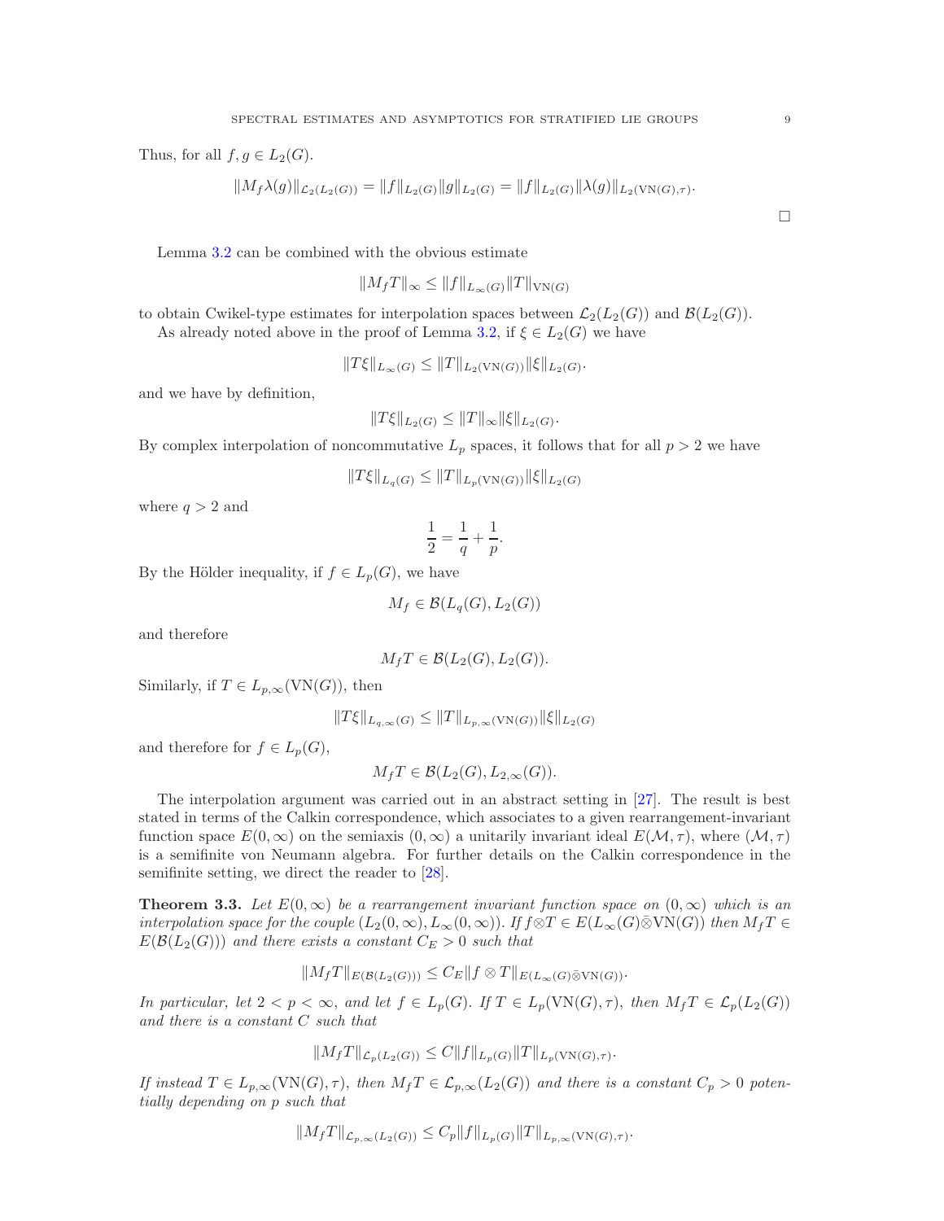Thus, for all $f, g \in L_2(G)$.

$$\|M_f\lambda(g)\|_{\mathcal{L}_2(L_2(G))} = \|f\|_{L_2(G)}\|g\|_{L_2(G)} = \|f\|_{L_2(G)}\|\lambda(g)\|_{L_2(\mathrm{VN}(G),\tau)}.$$

□

Lemma 3.2 can be combined with the obvious estimate

$$\|M_fT\|_\infty \leq \|f\|_{L_\infty(G)}\|T\|_{\mathrm{VN}(G)}$$

to obtain Cwikel-type estimates for interpolation spaces between $\mathcal{L}_2(L_2(G))$ and $\mathcal{B}(L_2(G))$.

As already noted above in the proof of Lemma 3.2, if $\xi \in L_2(G)$ we have

$$\|T\xi\|_{L_\infty(G)} \leq \|T\|_{L_2(\mathrm{VN}(G))}\|\xi\|_{L_2(G)}.$$

and we have by definition,

$$\|T\xi\|_{L_2(G)} \leq \|T\|_\infty\|\xi\|_{L_2(G)}.$$

By complex interpolation of noncommutative $L_p$ spaces, it follows that for all $p > 2$ we have

$$\|T\xi\|_{L_q(G)} \leq \|T\|_{L_p(\mathrm{VN}(G))}\|\xi\|_{L_2(G)}$$

where $q > 2$ and

$$\frac{1}{2} = \frac{1}{q} + \frac{1}{p}.$$

By the Hölder inequality, if $f \in L_p(G)$, we have

$$M_f \in \mathcal{B}(L_q(G), L_2(G))$$

and therefore

$$M_fT \in \mathcal{B}(L_2(G), L_2(G)).$$

Similarly, if $T \in L_{p,\infty}(\mathrm{VN}(G))$, then

$$\|T\xi\|_{L_{q,\infty}(G)} \leq \|T\|_{L_{p,\infty}(\mathrm{VN}(G))}\|\xi\|_{L_2(G)}$$

and therefore for $f \in L_p(G)$,

$$M_fT \in \mathcal{B}(L_2(G), L_{2,\infty}(G)).$$

The interpolation argument was carried out in an abstract setting in [27]. The result is best stated in terms of the Calkin correspondence, which associates to a given rearrangement-invariant function space $E(0,\infty)$ on the semiaxis $(0,\infty)$ a unitarily invariant ideal $E(\mathcal{M},\tau)$, where $(\mathcal{M},\tau)$ is a semifinite von Neumann algebra. For further details on the Calkin correspondence in the semifinite setting, we direct the reader to [28].

**Theorem 3.3.** *Let $E(0,\infty)$ be a rearrangement invariant function space on $(0,\infty)$ which is an interpolation space for the couple $(L_2(0,\infty), L_\infty(0,\infty))$. If $f\otimes T \in E(L_\infty(G)\bar{\otimes}\mathrm{VN}(G))$ then $M_fT \in E(\mathcal{B}(L_2(G)))$ and there exists a constant $C_E > 0$ such that*

$$\|M_fT\|_{E(\mathcal{B}(L_2(G)))} \leq C_E\|f\otimes T\|_{E(L_\infty(G)\bar{\otimes}\mathrm{VN}(G))}.$$

*In particular, let $2 < p < \infty$, and let $f \in L_p(G)$. If $T \in L_p(\mathrm{VN}(G),\tau)$, then $M_fT \in \mathcal{L}_p(L_2(G))$ and there is a constant $C$ such that*

$$\|M_fT\|_{\mathcal{L}_p(L_2(G))} \leq C\|f\|_{L_p(G)}\|T\|_{L_p(\mathrm{VN}(G),\tau)}.$$

*If instead $T \in L_{p,\infty}(\mathrm{VN}(G),\tau)$, then $M_fT \in \mathcal{L}_{p,\infty}(L_2(G))$ and there is a constant $C_p > 0$ potentially depending on $p$ such that*

$$\|M_fT\|_{\mathcal{L}_{p,\infty}(L_2(G))} \leq C_p\|f\|_{L_p(G)}\|T\|_{L_{p,\infty}(\mathrm{VN}(G),\tau)}.$$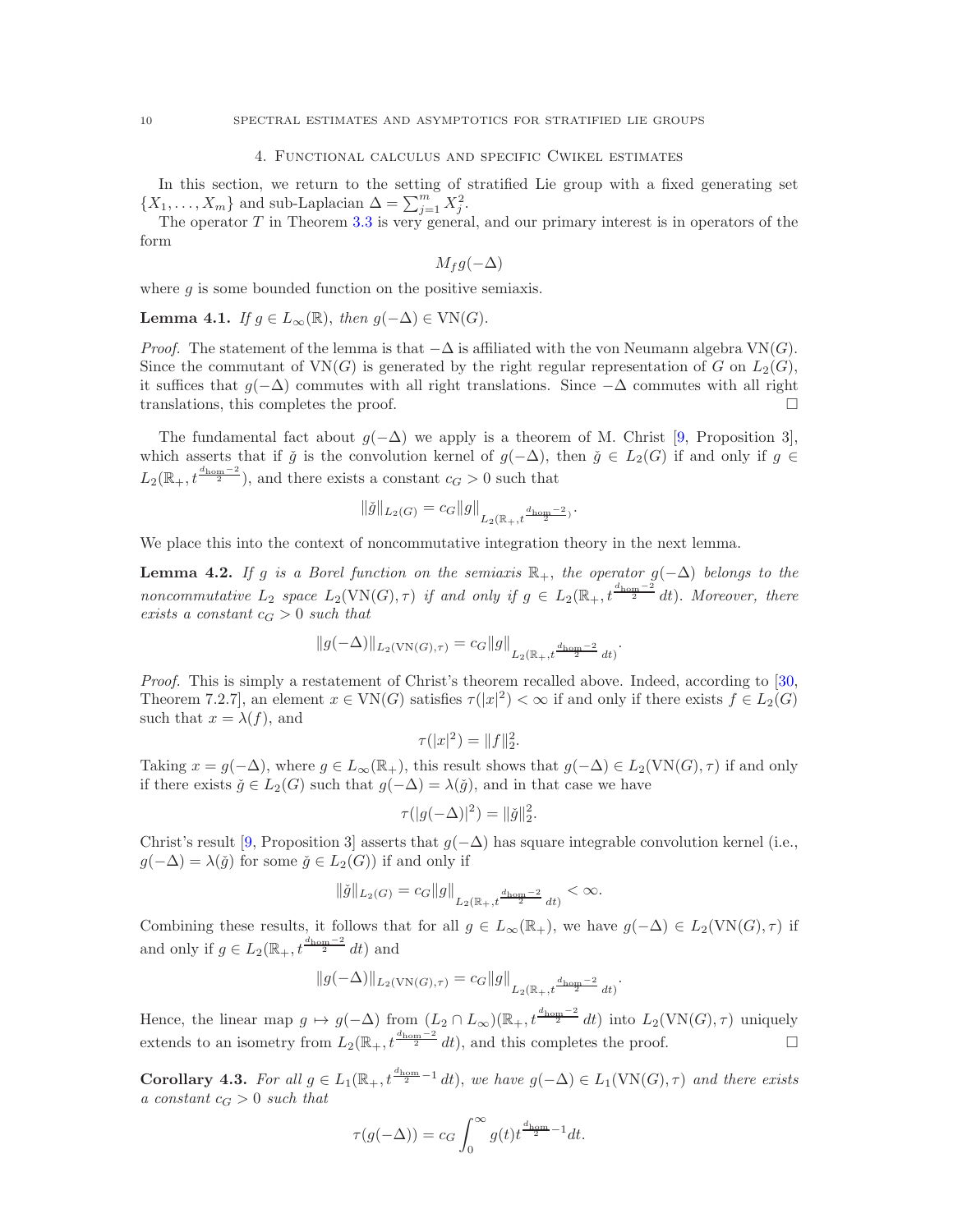## 4. Functional calculus and specific Cwikel estimates

In this section, we return to the setting of stratified Lie group with a fixed generating set $\{X_1, \ldots, X_m\}$ and sub-Laplacian $\Delta = \sum_{j=1}^m X_j^2$.

The operator $T$ in Theorem 3.3 is very general, and our primary interest is in operators of the form

$$M_f g(-\Delta)$$

where $g$ is some bounded function on the positive semiaxis.

**Lemma 4.1.** *If $g \in L_\infty(\mathbb{R})$, then $g(-\Delta) \in \mathrm{VN}(G)$.*

*Proof.* The statement of the lemma is that $-\Delta$ is affiliated with the von Neumann algebra $\mathrm{VN}(G)$. Since the commutant of $\mathrm{VN}(G)$ is generated by the right regular representation of $G$ on $L_2(G)$, it suffices that $g(-\Delta)$ commutes with all right translations. Since $-\Delta$ commutes with all right translations, this completes the proof. □

The fundamental fact about $g(-\Delta)$ we apply is a theorem of M. Christ [9, Proposition 3], which asserts that if $\check{g}$ is the convolution kernel of $g(-\Delta)$, then $\check{g} \in L_2(G)$ if and only if $g \in L_2(\mathbb{R}_+, t^{\frac{d_{\mathrm{hom}}-2}{2}})$, and there exists a constant $c_G > 0$ such that

$$\|\check{g}\|_{L_2(G)} = c_G \|g\|_{L_2(\mathbb{R}_+, t^{\frac{d_{\mathrm{hom}}-2}{2}})}.$$

We place this into the context of noncommutative integration theory in the next lemma.

**Lemma 4.2.** *If $g$ is a Borel function on the semiaxis $\mathbb{R}_+$, the operator $g(-\Delta)$ belongs to the noncommutative $L_2$ space $L_2(\mathrm{VN}(G), \tau)$ if and only if $g \in L_2(\mathbb{R}_+, t^{\frac{d_{\mathrm{hom}}-2}{2}}\, dt)$. Moreover, there exists a constant $c_G > 0$ such that*

$$\|g(-\Delta)\|_{L_2(\mathrm{VN}(G),\tau)} = c_G \|g\|_{L_2(\mathbb{R}_+, t^{\frac{d_{\mathrm{hom}}-2}{2}}\, dt)}.$$

*Proof.* This is simply a restatement of Christ's theorem recalled above. Indeed, according to [30, Theorem 7.2.7], an element $x \in \mathrm{VN}(G)$ satisfies $\tau(|x|^2) < \infty$ if and only if there exists $f \in L_2(G)$ such that $x = \lambda(f)$, and

$$\tau(|x|^2) = \|f\|_2^2.$$

Taking $x = g(-\Delta)$, where $g \in L_\infty(\mathbb{R}_+)$, this result shows that $g(-\Delta) \in L_2(\mathrm{VN}(G), \tau)$ if and only if there exists $\check{g} \in L_2(G)$ such that $g(-\Delta) = \lambda(\check{g})$, and in that case we have

$$\tau(|g(-\Delta)|^2) = \|\check{g}\|_2^2.$$

Christ's result [9, Proposition 3] asserts that $g(-\Delta)$ has square integrable convolution kernel (i.e., $g(-\Delta) = \lambda(\check{g})$ for some $\check{g} \in L_2(G)$) if and only if

$$\|\check{g}\|_{L_2(G)} = c_G \|g\|_{L_2(\mathbb{R}_+, t^{\frac{d_{\mathrm{hom}}-2}{2}}\, dt)} < \infty.$$

Combining these results, it follows that for all $g \in L_\infty(\mathbb{R}_+)$, we have $g(-\Delta) \in L_2(\mathrm{VN}(G), \tau)$ if and only if $g \in L_2(\mathbb{R}_+, t^{\frac{d_{\mathrm{hom}}-2}{2}}\, dt)$ and

$$\|g(-\Delta)\|_{L_2(\mathrm{VN}(G),\tau)} = c_G \|g\|_{L_2(\mathbb{R}_+, t^{\frac{d_{\mathrm{hom}}-2}{2}}\, dt)}.$$

Hence, the linear map $g \mapsto g(-\Delta)$ from $(L_2 \cap L_\infty)(\mathbb{R}_+, t^{\frac{d_{\mathrm{hom}}-2}{2}}\, dt)$ into $L_2(\mathrm{VN}(G), \tau)$ uniquely extends to an isometry from $L_2(\mathbb{R}_+, t^{\frac{d_{\mathrm{hom}}-2}{2}}\, dt)$, and this completes the proof. □

**Corollary 4.3.** *For all $g \in L_1(\mathbb{R}_+, t^{\frac{d_{\mathrm{hom}}}{2}-1}\, dt)$, we have $g(-\Delta) \in L_1(\mathrm{VN}(G), \tau)$ and there exists a constant $c_G > 0$ such that*

$$\tau(g(-\Delta)) = c_G \int_0^\infty g(t) t^{\frac{d_{\mathrm{hom}}}{2}-1} dt.$$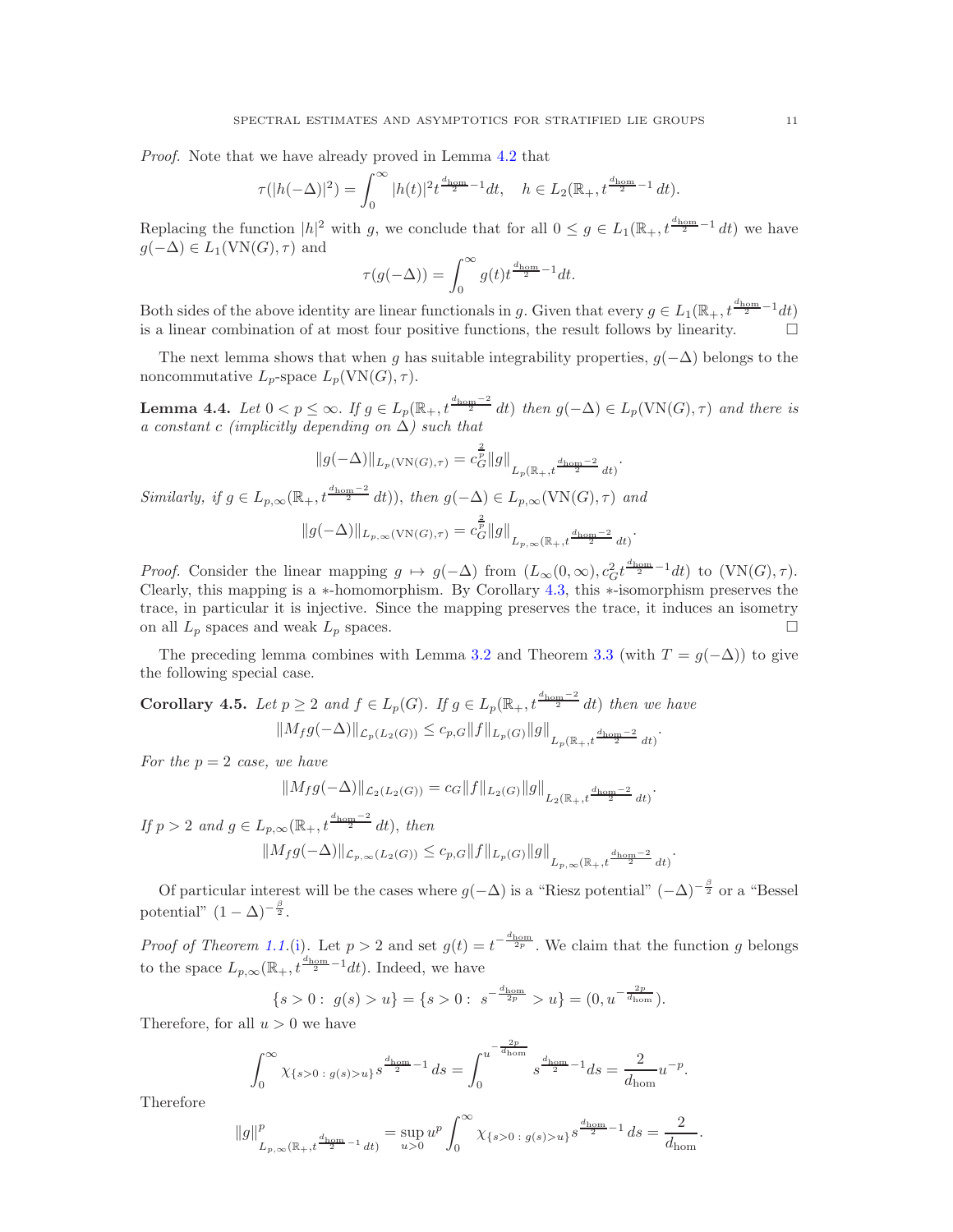*Proof.* Note that we have already proved in Lemma 4.2 that

$$\tau(|h(-\Delta)|^2) = \int_0^\infty |h(t)|^2 t^{\frac{d_{\mathrm{hom}}}{2}-1} dt, \quad h \in L_2(\mathbb{R}_+, t^{\frac{d_{\mathrm{hom}}}{2}-1}\, dt).$$

Replacing the function $|h|^2$ with $g$, we conclude that for all $0 \le g \in L_1(\mathbb{R}_+, t^{\frac{d_{\mathrm{hom}}}{2}-1}\, dt)$ we have $g(-\Delta) \in L_1(\mathrm{VN}(G), \tau)$ and

$$\tau(g(-\Delta)) = \int_0^\infty g(t) t^{\frac{d_{\mathrm{hom}}}{2}-1} dt.$$

Both sides of the above identity are linear functionals in $g$. Given that every $g \in L_1(\mathbb{R}_+, t^{\frac{d_{\mathrm{hom}}}{2}-1} dt)$ is a linear combination of at most four positive functions, the result follows by linearity. $\square$

The next lemma shows that when $g$ has suitable integrability properties, $g(-\Delta)$ belongs to the noncommutative $L_p$-space $L_p(\mathrm{VN}(G), \tau)$.

**Lemma 4.4.** *Let $0 < p \le \infty$. If $g \in L_p(\mathbb{R}_+, t^{\frac{d_{\mathrm{hom}}-2}{2}}\, dt)$ then $g(-\Delta) \in L_p(\mathrm{VN}(G), \tau)$ and there is a constant $c$ (implicitly depending on $\Delta$) such that*

$$\|g(-\Delta)\|_{L_p(\mathrm{VN}(G),\tau)} = c_G^{\frac{2}{p}} \|g\|_{L_p(\mathbb{R}_+, t^{\frac{d_{\mathrm{hom}}-2}{2}}\, dt)}.$$

*Similarly, if $g \in L_{p,\infty}(\mathbb{R}_+, t^{\frac{d_{\mathrm{hom}}-2}{2}}\, dt))$, then $g(-\Delta) \in L_{p,\infty}(\mathrm{VN}(G), \tau)$ and*

$$\|g(-\Delta)\|_{L_{p,\infty}(\mathrm{VN}(G),\tau)} = c_G^{\frac{2}{p}} \|g\|_{L_{p,\infty}(\mathbb{R}_+, t^{\frac{d_{\mathrm{hom}}-2}{2}}\, dt)}.$$

*Proof.* Consider the linear mapping $g \mapsto g(-\Delta)$ from $(L_\infty(0,\infty), c_G^2 t^{\frac{d_{\mathrm{hom}}}{2}-1} dt)$ to $(\mathrm{VN}(G), \tau)$. Clearly, this mapping is a $*$-homomorphism. By Corollary 4.3, this $*$-isomorphism preserves the trace, in particular it is injective. Since the mapping preserves the trace, it induces an isometry on all $L_p$ spaces and weak $L_p$ spaces. $\square$

The preceding lemma combines with Lemma 3.2 and Theorem 3.3 (with $T = g(-\Delta)$) to give the following special case.

**Corollary 4.5.** *Let $p \ge 2$ and $f \in L_p(G)$. If $g \in L_p(\mathbb{R}_+, t^{\frac{d_{\mathrm{hom}}-2}{2}}\, dt)$ then we have*

$$\|M_f g(-\Delta)\|_{\mathcal{L}_p(L_2(G))} \le c_{p,G} \|f\|_{L_p(G)} \|g\|_{L_p(\mathbb{R}_+, t^{\frac{d_{\mathrm{hom}}-2}{2}}\, dt)}.$$

*For the $p = 2$ case, we have*

$$\|M_f g(-\Delta)\|_{\mathcal{L}_2(L_2(G))} = c_G \|f\|_{L_2(G)} \|g\|_{L_2(\mathbb{R}_+, t^{\frac{d_{\mathrm{hom}}-2}{2}}\, dt)}.$$

*If $p > 2$ and $g \in L_{p,\infty}(\mathbb{R}_+, t^{\frac{d_{\mathrm{hom}}-2}{2}}\, dt)$, then*

$$\|M_f g(-\Delta)\|_{\mathcal{L}_{p,\infty}(L_2(G))} \le c_{p,G} \|f\|_{L_p(G)} \|g\|_{L_{p,\infty}(\mathbb{R}_+, t^{\frac{d_{\mathrm{hom}}-2}{2}}\, dt)}.$$

Of particular interest will be the cases where $g(-\Delta)$ is a "Riesz potential" $(-\Delta)^{-\frac{\beta}{2}}$ or a "Bessel potential" $(1-\Delta)^{-\frac{\beta}{2}}$.

*Proof of Theorem 1.1.(i).* Let $p > 2$ and set $g(t) = t^{-\frac{d_{\mathrm{hom}}}{2p}}$. We claim that the function $g$ belongs to the space $L_{p,\infty}(\mathbb{R}_+, t^{\frac{d_{\mathrm{hom}}}{2}-1} dt)$. Indeed, we have

$$\{s > 0 :\ g(s) > u\} = \{s > 0 :\ s^{-\frac{d_{\mathrm{hom}}}{2p}} > u\} = (0, u^{-\frac{2p}{d_{\mathrm{hom}}}}).$$

Therefore, for all $u > 0$ we have

$$\int_0^\infty \chi_{\{s>0\,:\,g(s)>u\}} s^{\frac{d_{\mathrm{hom}}}{2}-1}\, ds = \int_0^{u^{-\frac{2p}{d_{\mathrm{hom}}}}} s^{\frac{d_{\mathrm{hom}}}{2}-1} ds = \frac{2}{d_{\mathrm{hom}}} u^{-p}.$$

Therefore

$$\|g\|^p_{L_{p,\infty}(\mathbb{R}_+, t^{\frac{d_{\mathrm{hom}}}{2}-1}\, dt)} = \sup_{u>0} u^p \int_0^\infty \chi_{\{s>0\,:\,g(s)>u\}} s^{\frac{d_{\mathrm{hom}}}{2}-1}\, ds = \frac{2}{d_{\mathrm{hom}}}.$$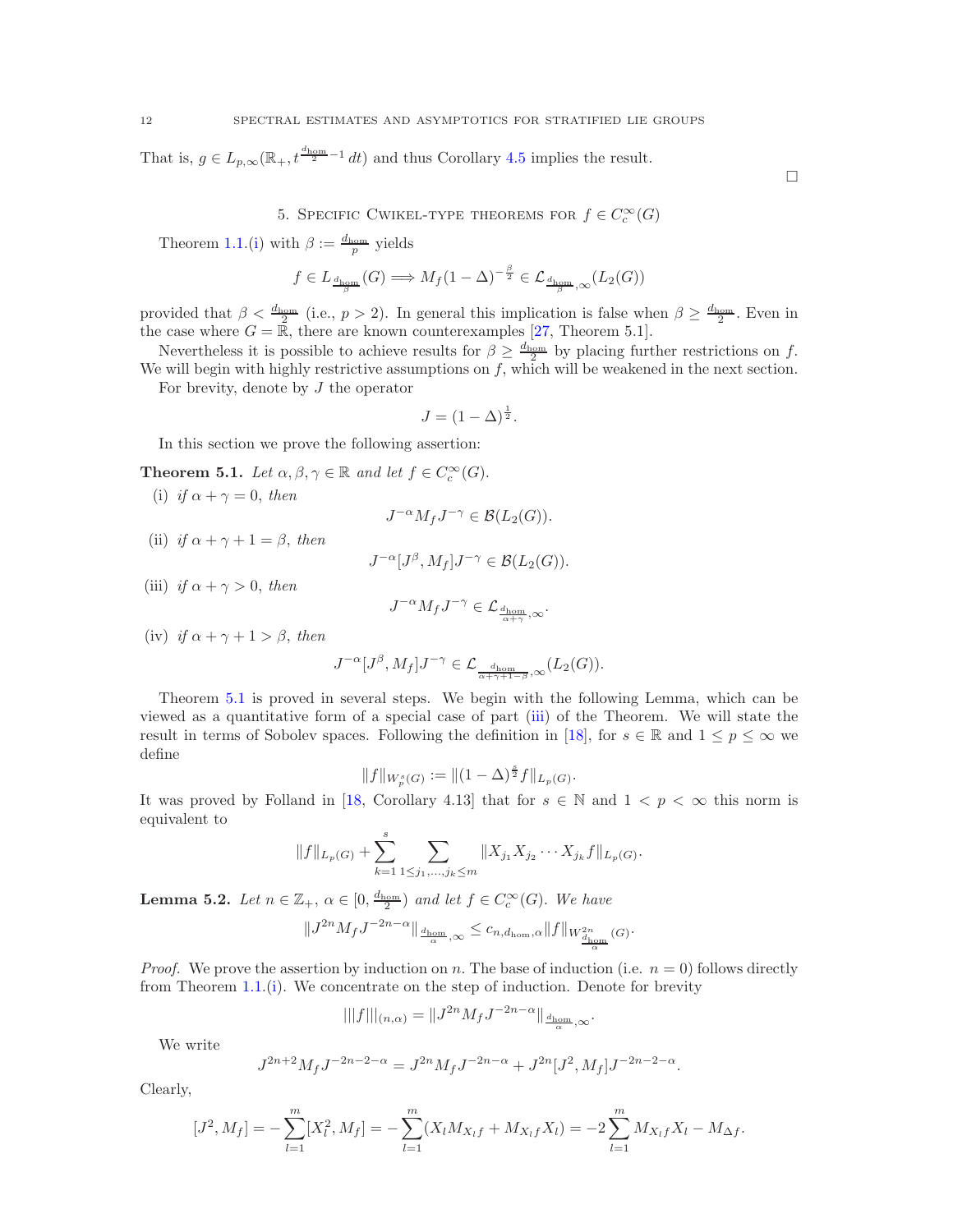That is, $g \in L_{p,\infty}(\mathbb{R}_+, t^{\frac{d_{\hom}}{2}-1}\,dt)$ and thus Corollary 4.5 implies the result.

$\square$

## 5. Specific Cwikel-type theorems for $f \in C_c^\infty(G)$

Theorem 1.1.(i) with $\beta := \frac{d_{\hom}}{p}$ yields

$$f \in L_{\frac{d_{\hom}}{\beta}}(G) \Longrightarrow M_f(1-\Delta)^{-\frac{\beta}{2}} \in \mathcal{L}_{\frac{d_{\hom}}{\beta},\infty}(L_2(G))$$

provided that $\beta < \frac{d_{\hom}}{2}$ (i.e., $p > 2$). In general this implication is false when $\beta \geq \frac{d_{\hom}}{2}$. Even in the case where $G = \mathbb{R}$, there are known counterexamples [27, Theorem 5.1].

Nevertheless it is possible to achieve results for $\beta \geq \frac{d_{\hom}}{2}$ by placing further restrictions on $f$. We will begin with highly restrictive assumptions on $f$, which will be weakened in the next section.

For brevity, denote by $J$ the operator

$$J = (1-\Delta)^{\frac{1}{2}}.$$

In this section we prove the following assertion:

**Theorem 5.1.** *Let $\alpha, \beta, \gamma \in \mathbb{R}$ and let $f \in C_c^\infty(G)$.*

(i) *if $\alpha + \gamma = 0$, then*
$$J^{-\alpha} M_f J^{-\gamma} \in \mathcal{B}(L_2(G)).$$

(ii) *if $\alpha + \gamma + 1 = \beta$, then*
$$J^{-\alpha}[J^\beta, M_f]J^{-\gamma} \in \mathcal{B}(L_2(G)).$$

(iii) *if $\alpha + \gamma > 0$, then*
$$J^{-\alpha} M_f J^{-\gamma} \in \mathcal{L}_{\frac{d_{\hom}}{\alpha+\gamma},\infty}.$$

(iv) *if $\alpha + \gamma + 1 > \beta$, then*
$$J^{-\alpha}[J^\beta, M_f]J^{-\gamma} \in \mathcal{L}_{\frac{d_{\hom}}{\alpha+\gamma+1-\beta},\infty}(L_2(G)).$$

Theorem 5.1 is proved in several steps. We begin with the following Lemma, which can be viewed as a quantitative form of a special case of part (iii) of the Theorem. We will state the result in terms of Sobolev spaces. Following the definition in [18], for $s \in \mathbb{R}$ and $1 \leq p \leq \infty$ we define

$$\|f\|_{W_p^s(G)} := \|(1-\Delta)^{\frac{s}{2}} f\|_{L_p(G)}.$$

It was proved by Folland in [18, Corollary 4.13] that for $s \in \mathbb{N}$ and $1 < p < \infty$ this norm is equivalent to

$$\|f\|_{L_p(G)} + \sum_{k=1}^{s} \sum_{1 \leq j_1, \ldots, j_k \leq m} \|X_{j_1} X_{j_2} \cdots X_{j_k} f\|_{L_p(G)}.$$

**Lemma 5.2.** *Let $n \in \mathbb{Z}_+$, $\alpha \in [0, \frac{d_{\hom}}{2})$ and let $f \in C_c^\infty(G)$. We have*

$$\|J^{2n} M_f J^{-2n-\alpha}\|_{\frac{d_{\hom}}{\alpha},\infty} \leq c_{n,d_{\hom},\alpha} \|f\|_{W^{2n}_{\frac{d_{\hom}}{\alpha}}(G)}.$$

*Proof.* We prove the assertion by induction on $n$. The base of induction (i.e. $n = 0$) follows directly from Theorem 1.1.(i). We concentrate on the step of induction. Denote for brevity

$$|||f|||_{(n,\alpha)} = \|J^{2n} M_f J^{-2n-\alpha}\|_{\frac{d_{\hom}}{\alpha},\infty}.$$

We write

$$J^{2n+2} M_f J^{-2n-2-\alpha} = J^{2n} M_f J^{-2n-\alpha} + J^{2n}[J^2, M_f]J^{-2n-2-\alpha}.$$

Clearly,

$$[J^2, M_f] = -\sum_{l=1}^{m} [X_l^2, M_f] = -\sum_{l=1}^{m} (X_l M_{X_l f} + M_{X_l f} X_l) = -2\sum_{l=1}^{m} M_{X_l f} X_l - M_{\Delta f}.$$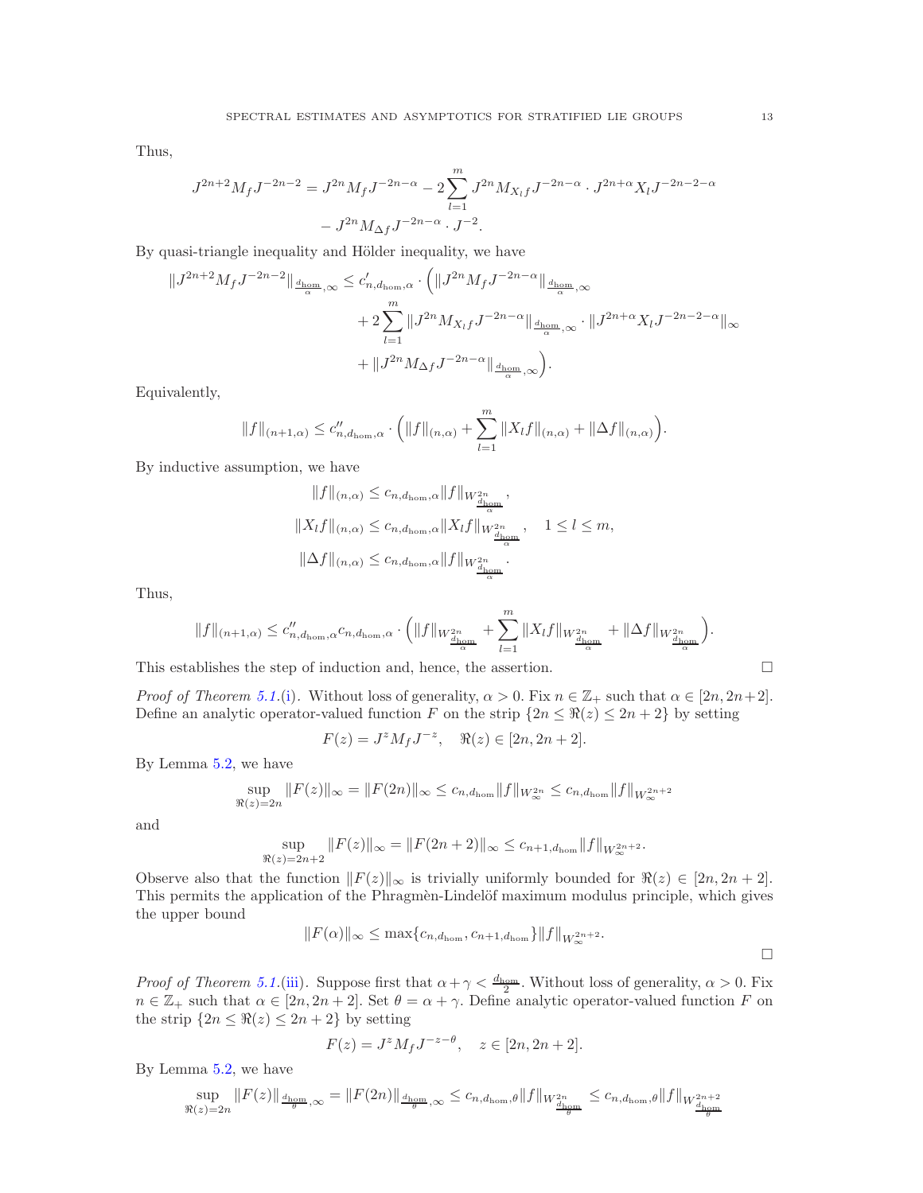Thus,

$$J^{2n+2}M_fJ^{-2n-2} = J^{2n}M_fJ^{-2n-\alpha} - 2\sum_{l=1}^{m} J^{2n}M_{X_lf}J^{-2n-\alpha}\cdot J^{2n+\alpha}X_lJ^{-2n-2-\alpha}$$
$$- J^{2n}M_{\Delta f}J^{-2n-\alpha}\cdot J^{-2}.$$

By quasi-triangle inequality and Hölder inequality, we have

$$\|J^{2n+2}M_fJ^{-2n-2}\|_{\frac{d_{\mathrm{hom}}}{\alpha},\infty} \le c'_{n,d_{\mathrm{hom}},\alpha}\cdot\Big(\|J^{2n}M_fJ^{-2n-\alpha}\|_{\frac{d_{\mathrm{hom}}}{\alpha},\infty}$$
$$+ 2\sum_{l=1}^{m}\|J^{2n}M_{X_lf}J^{-2n-\alpha}\|_{\frac{d_{\mathrm{hom}}}{\alpha},\infty}\cdot\|J^{2n+\alpha}X_lJ^{-2n-2-\alpha}\|_{\infty}$$
$$+ \|J^{2n}M_{\Delta f}J^{-2n-\alpha}\|_{\frac{d_{\mathrm{hom}}}{\alpha},\infty}\Big).$$

Equivalently,

$$\|f\|_{(n+1,\alpha)} \le c''_{n,d_{\mathrm{hom}},\alpha}\cdot\Big(\|f\|_{(n,\alpha)} + \sum_{l=1}^{m}\|X_lf\|_{(n,\alpha)} + \|\Delta f\|_{(n,\alpha)}\Big).$$

By inductive assumption, we have

$$\|f\|_{(n,\alpha)} \le c_{n,d_{\mathrm{hom}},\alpha}\|f\|_{W^{2n}_{\frac{d_{\mathrm{hom}}}{\alpha}}},$$
$$\|X_lf\|_{(n,\alpha)} \le c_{n,d_{\mathrm{hom}},\alpha}\|X_lf\|_{W^{2n}_{\frac{d_{\mathrm{hom}}}{\alpha}}},\quad 1\le l\le m,$$
$$\|\Delta f\|_{(n,\alpha)} \le c_{n,d_{\mathrm{hom}},\alpha}\|f\|_{W^{2n}_{\frac{d_{\mathrm{hom}}}{\alpha}}}.$$

Thus,

$$\|f\|_{(n+1,\alpha)} \le c''_{n,d_{\mathrm{hom}},\alpha}c_{n,d_{\mathrm{hom}},\alpha}\cdot\Big(\|f\|_{W^{2n}_{\frac{d_{\mathrm{hom}}}{\alpha}}} + \sum_{l=1}^{m}\|X_lf\|_{W^{2n}_{\frac{d_{\mathrm{hom}}}{\alpha}}} + \|\Delta f\|_{W^{2n}_{\frac{d_{\mathrm{hom}}}{\alpha}}}\Big).$$

This establishes the step of induction and, hence, the assertion. ∎

*Proof of Theorem 5.1.(i).* Without loss of generality, $\alpha > 0$. Fix $n\in\mathbb{Z}_+$ such that $\alpha\in[2n,2n+2]$. Define an analytic operator-valued function $F$ on the strip $\{2n\le\Re(z)\le 2n+2\}$ by setting

$$F(z) = J^zM_fJ^{-z},\quad \Re(z)\in[2n,2n+2].$$

By Lemma 5.2, we have

$$\sup_{\Re(z)=2n}\|F(z)\|_\infty = \|F(2n)\|_\infty \le c_{n,d_{\mathrm{hom}}}\|f\|_{W^{2n}_\infty} \le c_{n,d_{\mathrm{hom}}}\|f\|_{W^{2n+2}_\infty}$$

and

$$\sup_{\Re(z)=2n+2}\|F(z)\|_\infty = \|F(2n+2)\|_\infty \le c_{n+1,d_{\mathrm{hom}}}\|f\|_{W^{2n+2}_\infty}.$$

Observe also that the function $\|F(z)\|_\infty$ is trivially uniformly bounded for $\Re(z)\in[2n,2n+2]$. This permits the application of the Phragmèn-Lindelöf maximum modulus principle, which gives the upper bound

$$\|F(\alpha)\|_\infty \le \max\{c_{n,d_{\mathrm{hom}}},c_{n+1,d_{\mathrm{hom}}}\}\|f\|_{W^{2n+2}_\infty}.$$

∎

*Proof of Theorem 5.1.(iii).* Suppose first that $\alpha+\gamma<\frac{d_{\mathrm{hom}}}{2}$. Without loss of generality, $\alpha>0$. Fix $n\in\mathbb{Z}_+$ such that $\alpha\in[2n,2n+2]$. Set $\theta=\alpha+\gamma$. Define analytic operator-valued function $F$ on the strip $\{2n\le\Re(z)\le 2n+2\}$ by setting

$$F(z) = J^zM_fJ^{-z-\theta},\quad z\in[2n,2n+2].$$

By Lemma 5.2, we have

$$\sup_{\Re(z)=2n}\|F(z)\|_{\frac{d_{\mathrm{hom}}}{\theta},\infty} = \|F(2n)\|_{\frac{d_{\mathrm{hom}}}{\theta},\infty} \le c_{n,d_{\mathrm{hom}},\theta}\|f\|_{W^{2n}_{\frac{d_{\mathrm{hom}}}{\theta}}} \le c_{n,d_{\mathrm{hom}},\theta}\|f\|_{W^{2n+2}_{\frac{d_{\mathrm{hom}}}{\theta}}}$$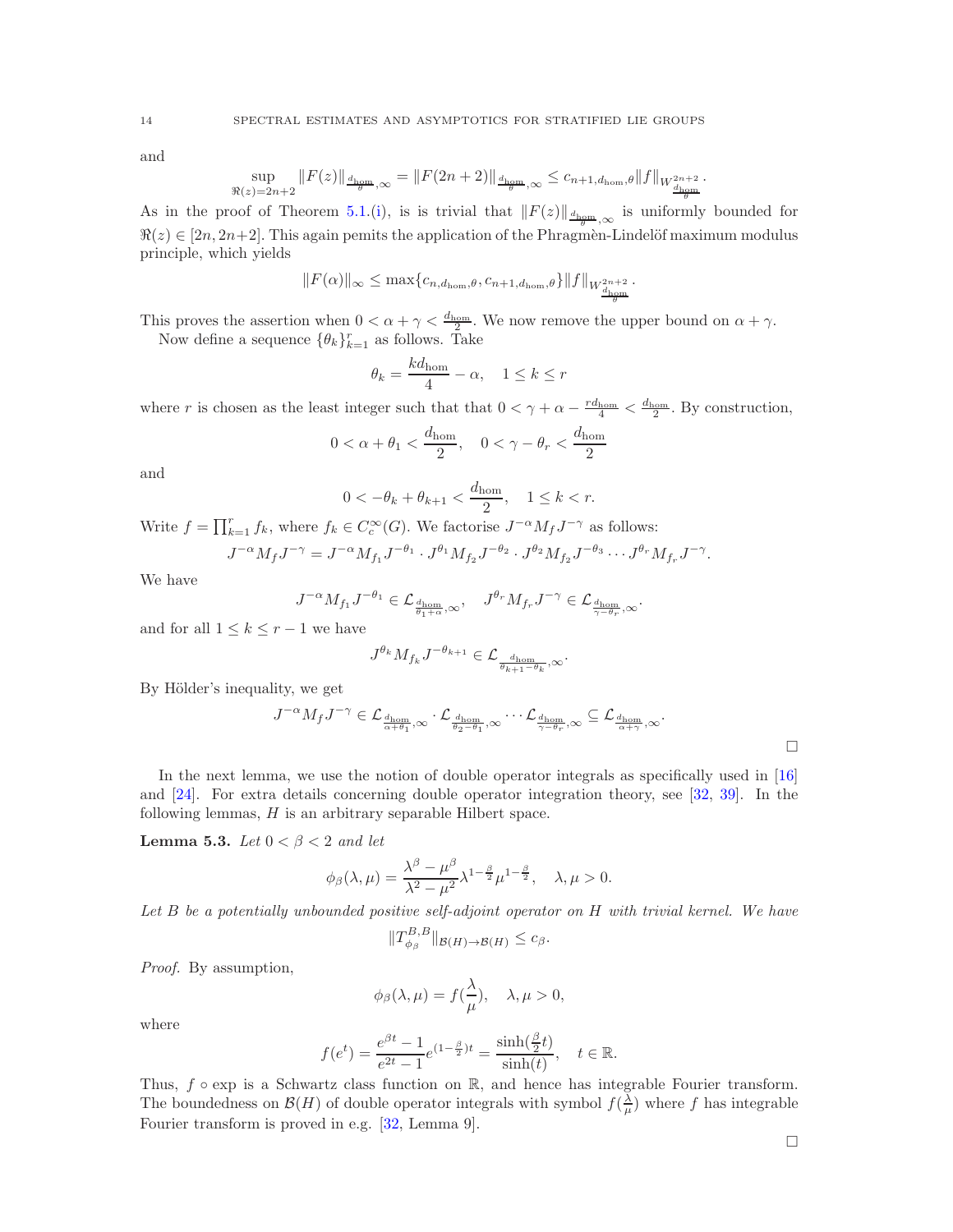and

$$\sup_{\Re(z)=2n+2}\|F(z)\|_{\frac{d_{\mathrm{hom}}}{\theta},\infty} = \|F(2n+2)\|_{\frac{d_{\mathrm{hom}}}{\theta},\infty} \leq c_{n+1,d_{\mathrm{hom}},\theta}\|f\|_{W^{2n+2}_{\frac{d_{\mathrm{hom}}}{\theta}}}.$$

As in the proof of Theorem 5.1.(i), is is trivial that $\|F(z)\|_{\frac{d_{\mathrm{hom}}}{\theta},\infty}$ is uniformly bounded for $\Re(z) \in [2n, 2n+2]$. This again pemits the application of the Phragmèn-Lindelöf maximum modulus principle, which yields

$$\|F(\alpha)\|_{\infty} \leq \max\{c_{n,d_{\mathrm{hom}},\theta}, c_{n+1,d_{\mathrm{hom}},\theta}\}\|f\|_{W^{2n+2}_{\frac{d_{\mathrm{hom}}}{\theta}}}.$$

This proves the assertion when $0 < \alpha + \gamma < \frac{d_{\mathrm{hom}}}{2}$. We now remove the upper bound on $\alpha + \gamma$.

Now define a sequence $\{\theta_k\}_{k=1}^r$ as follows. Take

$$\theta_k = \frac{kd_{\mathrm{hom}}}{4} - \alpha, \quad 1 \leq k \leq r$$

where $r$ is chosen as the least integer such that that $0 < \gamma + \alpha - \frac{rd_{\mathrm{hom}}}{4} < \frac{d_{\mathrm{hom}}}{2}$. By construction,

$$0 < \alpha + \theta_1 < \frac{d_{\mathrm{hom}}}{2}, \quad 0 < \gamma - \theta_r < \frac{d_{\mathrm{hom}}}{2}$$

and

$$0 < -\theta_k + \theta_{k+1} < \frac{d_{\mathrm{hom}}}{2}, \quad 1 \leq k < r.$$

Write $f = \prod_{k=1}^r f_k$, where $f_k \in C_c^\infty(G)$. We factorise $J^{-\alpha}M_fJ^{-\gamma}$ as follows:

$$J^{-\alpha}M_fJ^{-\gamma} = J^{-\alpha}M_{f_1}J^{-\theta_1} \cdot J^{\theta_1}M_{f_2}J^{-\theta_2} \cdot J^{\theta_2}M_{f_2}J^{-\theta_3} \cdots J^{\theta_r}M_{f_r}J^{-\gamma}.$$

We have

$$J^{-\alpha}M_{f_1}J^{-\theta_1} \in \mathcal{L}_{\frac{d_{\mathrm{hom}}}{\theta_1+\alpha},\infty}, \quad J^{\theta_r}M_{f_r}J^{-\gamma} \in \mathcal{L}_{\frac{d_{\mathrm{hom}}}{\gamma-\theta_r},\infty}.$$

and for all $1 \leq k \leq r-1$ we have

$$J^{\theta_k}M_{f_k}J^{-\theta_{k+1}} \in \mathcal{L}_{\frac{d_{\mathrm{hom}}}{\theta_{k+1}-\theta_k},\infty}.$$

By Hölder's inequality, we get

$$J^{-\alpha}M_fJ^{-\gamma} \in \mathcal{L}_{\frac{d_{\mathrm{hom}}}{\alpha+\theta_1},\infty} \cdot \mathcal{L}_{\frac{d_{\mathrm{hom}}}{\theta_2-\theta_1},\infty} \cdots \mathcal{L}_{\frac{d_{\mathrm{hom}}}{\gamma-\theta_r},\infty} \subseteq \mathcal{L}_{\frac{d_{\mathrm{hom}}}{\alpha+\gamma},\infty}.$$

□

In the next lemma, we use the notion of double operator integrals as specifically used in [16] and [24]. For extra details concerning double operator integration theory, see [32, 39]. In the following lemmas, $H$ is an arbitrary separable Hilbert space.

**Lemma 5.3.** *Let $0 < \beta < 2$ and let*

$$\phi_\beta(\lambda, \mu) = \frac{\lambda^\beta - \mu^\beta}{\lambda^2 - \mu^2}\lambda^{1-\frac{\beta}{2}}\mu^{1-\frac{\beta}{2}}, \quad \lambda, \mu > 0.$$

*Let $B$ be a potentially unbounded positive self-adjoint operator on $H$ with trivial kernel. We have*

$$\|T^{B,B}_{\phi_\beta}\|_{\mathcal{B}(H)\to\mathcal{B}(H)} \leq c_\beta.$$

*Proof.* By assumption,

$$\phi_\beta(\lambda, \mu) = f(\frac{\lambda}{\mu}), \quad \lambda, \mu > 0,$$

where

$$f(e^t) = \frac{e^{\beta t} - 1}{e^{2t} - 1}e^{(1-\frac{\beta}{2})t} = \frac{\sinh(\frac{\beta}{2}t)}{\sinh(t)}, \quad t \in \mathbb{R}.$$

Thus, $f \circ \exp$ is a Schwartz class function on $\mathbb{R}$, and hence has integrable Fourier transform. The boundedness on $\mathcal{B}(H)$ of double operator integrals with symbol $f(\frac{\lambda}{\mu})$ where $f$ has integrable Fourier transform is proved in e.g. [32, Lemma 9].

□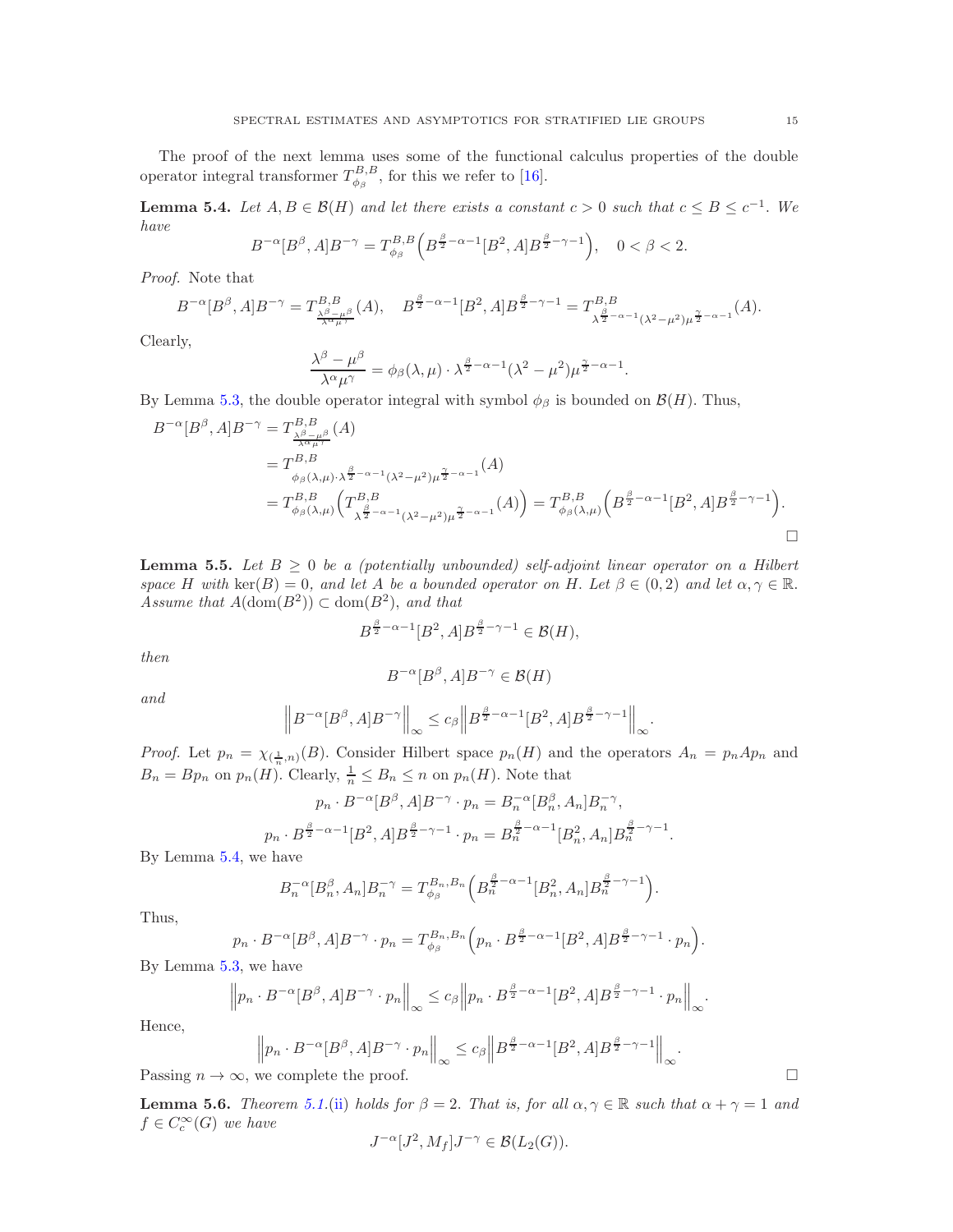The proof of the next lemma uses some of the functional calculus properties of the double operator integral transformer $T^{B,B}_{\phi_\beta}$, for this we refer to [16].

**Lemma 5.4.** *Let $A, B \in \mathcal{B}(H)$ and let there exists a constant $c > 0$ such that $c \le B \le c^{-1}$. We have*

$$B^{-\alpha}[B^\beta, A]B^{-\gamma} = T^{B,B}_{\phi_\beta}\Big(B^{\frac{\beta}{2}-\alpha-1}[B^2, A]B^{\frac{\beta}{2}-\gamma-1}\Big), \quad 0 < \beta < 2.$$

*Proof.* Note that

$$B^{-\alpha}[B^\beta, A]B^{-\gamma} = T^{B,B}_{\frac{\lambda^\beta-\mu^\beta}{\lambda^\alpha\mu^\gamma}}(A), \quad B^{\frac{\beta}{2}-\alpha-1}[B^2, A]B^{\frac{\beta}{2}-\gamma-1} = T^{B,B}_{\lambda^{\frac{\beta}{2}-\alpha-1}(\lambda^2-\mu^2)\mu^{\frac{\gamma}{2}-\alpha-1}}(A).$$

Clearly,

$$\frac{\lambda^\beta-\mu^\beta}{\lambda^\alpha\mu^\gamma} = \phi_\beta(\lambda,\mu)\cdot\lambda^{\frac{\beta}{2}-\alpha-1}(\lambda^2-\mu^2)\mu^{\frac{\gamma}{2}-\alpha-1}.$$

By Lemma 5.3, the double operator integral with symbol $\phi_\beta$ is bounded on $\mathcal{B}(H)$. Thus,

$$\begin{aligned}
B^{-\alpha}[B^\beta, A]B^{-\gamma} &= T^{B,B}_{\frac{\lambda^\beta-\mu^\beta}{\lambda^\alpha\mu^\gamma}}(A)\\
&= T^{B,B}_{\phi_\beta(\lambda,\mu)\cdot\lambda^{\frac{\beta}{2}-\alpha-1}(\lambda^2-\mu^2)\mu^{\frac{\gamma}{2}-\alpha-1}}(A)\\
&= T^{B,B}_{\phi_\beta(\lambda,\mu)}\Big(T^{B,B}_{\lambda^{\frac{\beta}{2}-\alpha-1}(\lambda^2-\mu^2)\mu^{\frac{\gamma}{2}-\alpha-1}}(A)\Big) = T^{B,B}_{\phi_\beta(\lambda,\mu)}\Big(B^{\frac{\beta}{2}-\alpha-1}[B^2, A]B^{\frac{\beta}{2}-\gamma-1}\Big).
\end{aligned}$$

$\square$

**Lemma 5.5.** *Let $B \ge 0$ be a (potentially unbounded) self-adjoint linear operator on a Hilbert space $H$ with $\ker(B) = 0$, and let $A$ be a bounded operator on $H$. Let $\beta \in (0, 2)$ and let $\alpha, \gamma \in \mathbb{R}$. Assume that $A(\mathrm{dom}(B^2)) \subset \mathrm{dom}(B^2)$, and that*

$$B^{\frac{\beta}{2}-\alpha-1}[B^2, A]B^{\frac{\beta}{2}-\gamma-1} \in \mathcal{B}(H),$$

*then*

$$B^{-\alpha}[B^\beta, A]B^{-\gamma} \in \mathcal{B}(H)$$

*and*

$$\Big\|B^{-\alpha}[B^\beta, A]B^{-\gamma}\Big\|_\infty \le c_\beta\Big\|B^{\frac{\beta}{2}-\alpha-1}[B^2, A]B^{\frac{\beta}{2}-\gamma-1}\Big\|_\infty.$$

*Proof.* Let $p_n = \chi_{(\frac{1}{n},n)}(B)$. Consider Hilbert space $p_n(H)$ and the operators $A_n = p_nAp_n$ and $B_n = Bp_n$ on $p_n(H)$. Clearly, $\frac{1}{n} \le B_n \le n$ on $p_n(H)$. Note that

$$p_n\cdot B^{-\alpha}[B^\beta, A]B^{-\gamma}\cdot p_n = B_n^{-\alpha}[B_n^\beta, A_n]B_n^{-\gamma},$$

$$p_n\cdot B^{\frac{\beta}{2}-\alpha-1}[B^2, A]B^{\frac{\beta}{2}-\gamma-1}\cdot p_n = B_n^{\frac{\beta}{2}-\alpha-1}[B_n^2, A_n]B_n^{\frac{\beta}{2}-\gamma-1}.$$

By Lemma 5.4, we have

$$B_n^{-\alpha}[B_n^\beta, A_n]B_n^{-\gamma} = T^{B_n,B_n}_{\phi_\beta}\Big(B_n^{\frac{\beta}{2}-\alpha-1}[B_n^2, A_n]B_n^{\frac{\beta}{2}-\gamma-1}\Big).$$

Thus,

$$p_n\cdot B^{-\alpha}[B^\beta, A]B^{-\gamma}\cdot p_n = T^{B_n,B_n}_{\phi_\beta}\Big(p_n\cdot B^{\frac{\beta}{2}-\alpha-1}[B^2, A]B^{\frac{\beta}{2}-\gamma-1}\cdot p_n\Big).$$

By Lemma 5.3, we have

$$\Big\|p_n\cdot B^{-\alpha}[B^\beta, A]B^{-\gamma}\cdot p_n\Big\|_\infty \le c_\beta\Big\|p_n\cdot B^{\frac{\beta}{2}-\alpha-1}[B^2, A]B^{\frac{\beta}{2}-\gamma-1}\cdot p_n\Big\|_\infty.$$

Hence,

$$\Big\|p_n\cdot B^{-\alpha}[B^\beta, A]B^{-\gamma}\cdot p_n\Big\|_\infty \le c_\beta\Big\|B^{\frac{\beta}{2}-\alpha-1}[B^2, A]B^{\frac{\beta}{2}-\gamma-1}\Big\|_\infty.$$

Passing $n \to \infty$, we complete the proof. $\square$

**Lemma 5.6.** *Theorem 5.1.(ii) holds for $\beta = 2$. That is, for all $\alpha, \gamma \in \mathbb{R}$ such that $\alpha + \gamma = 1$ and $f \in C_c^\infty(G)$ we have*

$$J^{-\alpha}[J^2, M_f]J^{-\gamma} \in \mathcal{B}(L_2(G)).$$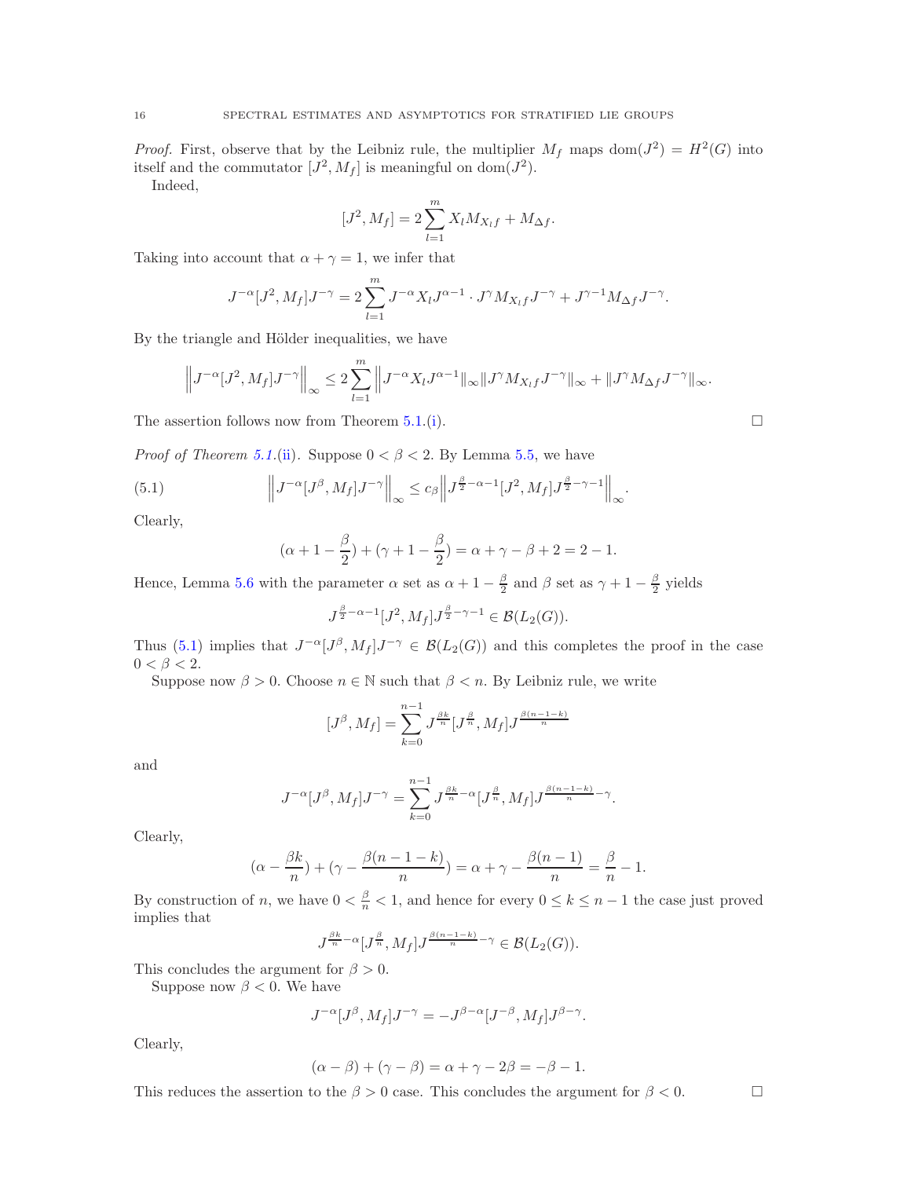*Proof.* First, observe that by the Leibniz rule, the multiplier $M_f$ maps $\mathrm{dom}(J^2) = H^2(G)$ into itself and the commutator $[J^2, M_f]$ is meaningful on $\mathrm{dom}(J^2)$.

Indeed,

$$[J^2, M_f] = 2\sum_{l=1}^{m} X_l M_{X_l f} + M_{\Delta f}.$$

Taking into account that $\alpha + \gamma = 1$, we infer that

$$J^{-\alpha}[J^2, M_f]J^{-\gamma} = 2\sum_{l=1}^{m} J^{-\alpha} X_l J^{\alpha-1} \cdot J^{\gamma} M_{X_l f} J^{-\gamma} + J^{\gamma-1} M_{\Delta f} J^{-\gamma}.$$

By the triangle and Hölder inequalities, we have

$$\left\| J^{-\alpha}[J^2, M_f]J^{-\gamma} \right\|_\infty \le 2\sum_{l=1}^{m} \left\| J^{-\alpha} X_l J^{\alpha-1} \|_\infty \| J^{\gamma} M_{X_l f} J^{-\gamma} \right\|_\infty + \| J^{\gamma} M_{\Delta f} J^{-\gamma} \|_\infty.$$

The assertion follows now from Theorem 5.1.(i). $\square$

*Proof of Theorem 5.1.(ii).* Suppose $0 < \beta < 2$. By Lemma 5.5, we have

$$\left\| J^{-\alpha}[J^\beta, M_f]J^{-\gamma} \right\|_\infty \le c_\beta \left\| J^{\frac{\beta}{2}-\alpha-1}[J^2, M_f]J^{\frac{\beta}{2}-\gamma-1} \right\|_\infty. \tag{5.1}$$

Clearly,

$$(\alpha + 1 - \frac{\beta}{2}) + (\gamma + 1 - \frac{\beta}{2}) = \alpha + \gamma - \beta + 2 = 2 - 1.$$

Hence, Lemma 5.6 with the parameter $\alpha$ set as $\alpha + 1 - \frac{\beta}{2}$ and $\beta$ set as $\gamma + 1 - \frac{\beta}{2}$ yields

$$J^{\frac{\beta}{2}-\alpha-1}[J^2, M_f]J^{\frac{\beta}{2}-\gamma-1} \in \mathcal{B}(L_2(G)).$$

Thus (5.1) implies that $J^{-\alpha}[J^\beta, M_f]J^{-\gamma} \in \mathcal{B}(L_2(G))$ and this completes the proof in the case $0 < \beta < 2$.

Suppose now $\beta > 0$. Choose $n \in \mathbb{N}$ such that $\beta < n$. By Leibniz rule, we write

$$[J^\beta, M_f] = \sum_{k=0}^{n-1} J^{\frac{\beta k}{n}}[J^{\frac{\beta}{n}}, M_f]J^{\frac{\beta(n-1-k)}{n}}$$

and

$$J^{-\alpha}[J^\beta, M_f]J^{-\gamma} = \sum_{k=0}^{n-1} J^{\frac{\beta k}{n}-\alpha}[J^{\frac{\beta}{n}}, M_f]J^{\frac{\beta(n-1-k)}{n}-\gamma}.$$

Clearly,

$$(\alpha - \frac{\beta k}{n}) + (\gamma - \frac{\beta(n-1-k)}{n}) = \alpha + \gamma - \frac{\beta(n-1)}{n} = \frac{\beta}{n} - 1.$$

By construction of $n$, we have $0 < \frac{\beta}{n} < 1$, and hence for every $0 \le k \le n-1$ the case just proved implies that

$$J^{\frac{\beta k}{n}-\alpha}[J^{\frac{\beta}{n}}, M_f]J^{\frac{\beta(n-1-k)}{n}-\gamma} \in \mathcal{B}(L_2(G)).$$

This concludes the argument for $\beta > 0$.

Suppose now $\beta < 0$. We have

$$J^{-\alpha}[J^\beta, M_f]J^{-\gamma} = -J^{\beta-\alpha}[J^{-\beta}, M_f]J^{\beta-\gamma}.$$

Clearly,

$$(\alpha - \beta) + (\gamma - \beta) = \alpha + \gamma - 2\beta = -\beta - 1.$$

This reduces the assertion to the $\beta > 0$ case. This concludes the argument for $\beta < 0$. $\square$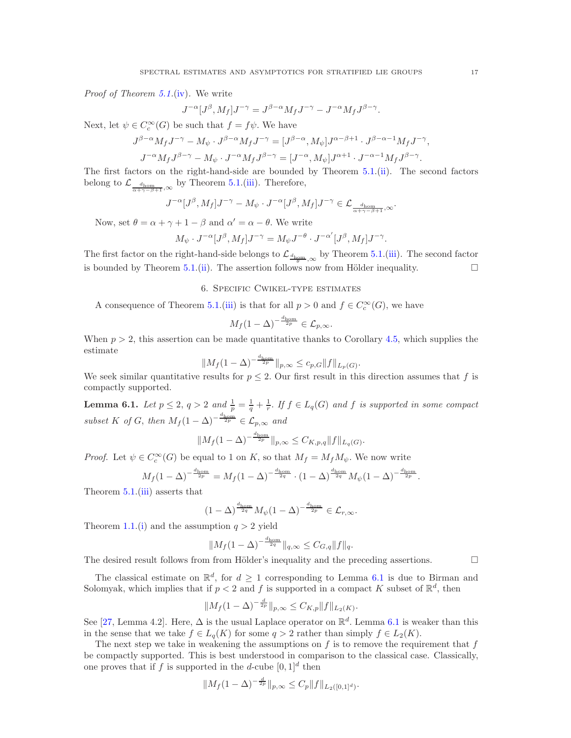*Proof of Theorem 5.1.(iv).* We write

$$J^{-\alpha}[J^{\beta},M_f]J^{-\gamma} = J^{\beta-\alpha}M_fJ^{-\gamma} - J^{-\alpha}M_fJ^{\beta-\gamma}.$$

Next, let $\psi \in C_c^\infty(G)$ be such that $f = f\psi$. We have

$$J^{\beta-\alpha}M_fJ^{-\gamma} - M_\psi \cdot J^{\beta-\alpha}M_fJ^{-\gamma} = [J^{\beta-\alpha},M_\psi]J^{\alpha-\beta+1}\cdot J^{\beta-\alpha-1}M_fJ^{-\gamma},$$

$$J^{-\alpha}M_fJ^{\beta-\gamma} - M_\psi \cdot J^{-\alpha}M_fJ^{\beta-\gamma} = [J^{-\alpha},M_\psi]J^{\alpha+1}\cdot J^{-\alpha-1}M_fJ^{\beta-\gamma}.$$

The first factors on the right-hand-side are bounded by Theorem 5.1.(ii). The second factors belong to $\mathcal{L}_{\frac{d_{\hom}}{\alpha+\gamma-\beta+1},\infty}$ by Theorem 5.1.(iii). Therefore,

$$J^{-\alpha}[J^{\beta},M_f]J^{-\gamma} - M_\psi\cdot J^{-\alpha}[J^{\beta},M_f]J^{-\gamma} \in \mathcal{L}_{\frac{d_{\hom}}{\alpha+\gamma-\beta+1},\infty}.$$

Now, set $\theta = \alpha+\gamma+1-\beta$ and $\alpha' = \alpha-\theta$. We write

$$M_\psi\cdot J^{-\alpha}[J^{\beta},M_f]J^{-\gamma} = M_\psi J^{-\theta}\cdot J^{-\alpha'}[J^{\beta},M_f]J^{-\gamma}.$$

The first factor on the right-hand-side belongs to $\mathcal{L}_{\frac{d_{\hom}}{\theta},\infty}$ by Theorem 5.1.(iii). The second factor is bounded by Theorem 5.1.(ii). The assertion follows now from Hölder inequality. $\square$

## 6. Specific Cwikel-type estimates

A consequence of Theorem 5.1.(iii) is that for all $p>0$ and $f\in C_c^\infty(G)$, we have

$$M_f(1-\Delta)^{-\frac{d_{\hom}}{2p}} \in \mathcal{L}_{p,\infty}.$$

When $p>2$, this assertion can be made quantitative thanks to Corollary 4.5, which supplies the estimate

$$\|M_f(1-\Delta)^{-\frac{d_{\hom}}{2p}}\|_{p,\infty} \leq c_{p,G}\|f\|_{L_p(G)}.$$

We seek similar quantitative results for $p\leq 2$. Our first result in this direction assumes that $f$ is compactly supported.

**Lemma 6.1.** *Let $p\leq 2$, $q>2$ and $\frac{1}{p}=\frac{1}{q}+\frac{1}{r}$. If $f\in L_q(G)$ and $f$ is supported in some compact subset $K$ of $G$, then $M_f(1-\Delta)^{-\frac{d_{\hom}}{2p}}\in\mathcal{L}_{p,\infty}$ and*

$$\|M_f(1-\Delta)^{-\frac{d_{\hom}}{2p}}\|_{p,\infty} \leq C_{K,p,q}\|f\|_{L_q(G)}.$$

*Proof.* Let $\psi\in C_c^\infty(G)$ be equal to 1 on $K$, so that $M_f = M_fM_\psi$. We now write

$$M_f(1-\Delta)^{-\frac{d_{\hom}}{2p}} = M_f(1-\Delta)^{-\frac{d_{\hom}}{2q}}\cdot(1-\Delta)^{\frac{d_{\hom}}{2q}}M_\psi(1-\Delta)^{-\frac{d_{\hom}}{2p}}.$$

Theorem 5.1.(iii) asserts that

$$(1-\Delta)^{\frac{d_{\hom}}{2q}}M_\psi(1-\Delta)^{-\frac{d_{\hom}}{2p}}\in\mathcal{L}_{r,\infty}.$$

Theorem 1.1.(i) and the assumption $q>2$ yield

$$\|M_f(1-\Delta)^{-\frac{d_{\hom}}{2q}}\|_{q,\infty}\leq C_{G,q}\|f\|_q.$$

The desired result follows from from Hölder's inequality and the preceding assertions. $\square$

The classical estimate on $\mathbb{R}^d$, for $d\geq 1$ corresponding to Lemma 6.1 is due to Birman and Solomyak, which implies that if $p<2$ and $f$ is supported in a compact $K$ subset of $\mathbb{R}^d$, then

$$\|M_f(1-\Delta)^{-\frac{d}{2p}}\|_{p,\infty}\leq C_{K,p}\|f\|_{L_2(K)}.$$

See [27, Lemma 4.2]. Here, $\Delta$ is the usual Laplace operator on $\mathbb{R}^d$. Lemma 6.1 is weaker than this in the sense that we take $f\in L_q(K)$ for some $q>2$ rather than simply $f\in L_2(K)$.

The next step we take in weakening the assumptions on $f$ is to remove the requirement that $f$ be compactly supported. This is best understood in comparison to the classical case. Classically, one proves that if $f$ is supported in the $d$-cube $[0,1]^d$ then

$$\|M_f(1-\Delta)^{-\frac{d}{2p}}\|_{p,\infty}\leq C_p\|f\|_{L_2([0,1]^d)}.$$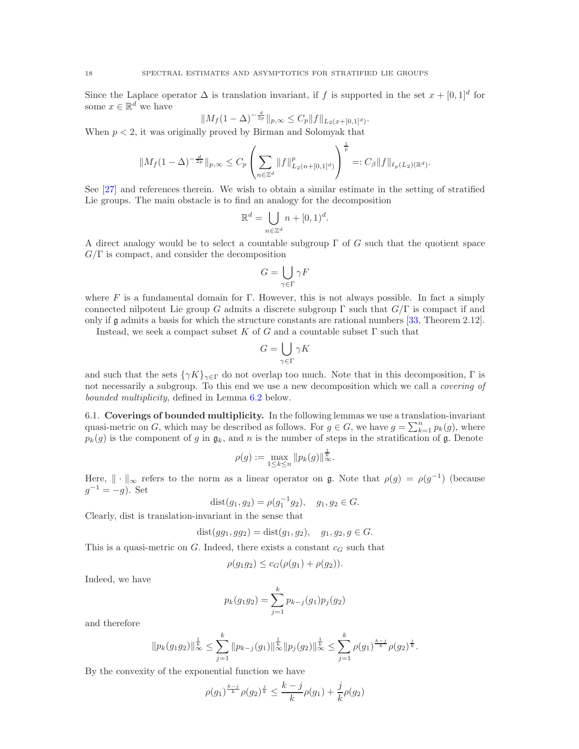Since the Laplace operator $\Delta$ is translation invariant, if $f$ is supported in the set $x + [0,1]^d$ for some $x \in \mathbb{R}^d$ we have

$$\|M_f(1-\Delta)^{-\frac{d}{2p}}\|_{p,\infty} \leq C_p \|f\|_{L_2(x+[0,1]^d)}.$$

When $p < 2$, it was originally proved by Birman and Solomyak that

$$\|M_f(1-\Delta)^{-\frac{d}{2p}}\|_{p,\infty} \leq C_p \left(\sum_{n\in\mathbb{Z}^d} \|f\|^p_{L_2(n+[0,1]^d)}\right)^{\frac{1}{p}} =: C_\beta \|f\|_{\ell_p(L_2)(\mathbb{R}^d)}.$$

See [27] and references therein. We wish to obtain a similar estimate in the setting of stratified Lie groups. The main obstacle is to find an analogy for the decomposition

$$\mathbb{R}^d = \bigcup_{n\in\mathbb{Z}^d} n + [0,1)^d.$$

A direct analogy would be to select a countable subgroup $\Gamma$ of $G$ such that the quotient space $G/\Gamma$ is compact, and consider the decomposition

$$G = \bigcup_{\gamma\in\Gamma} \gamma F$$

where $F$ is a fundamental domain for $\Gamma$. However, this is not always possible. In fact a simply connected nilpotent Lie group $G$ admits a discrete subgroup $\Gamma$ such that $G/\Gamma$ is compact if and only if $\mathfrak{g}$ admits a basis for which the structure constants are rational numbers [33, Theorem 2.12].

Instead, we seek a compact subset $K$ of $G$ and a countable subset $\Gamma$ such that

$$G = \bigcup_{\gamma\in\Gamma} \gamma K$$

and such that the sets $\{\gamma K\}_{\gamma\in\Gamma}$ do not overlap too much. Note that in this decomposition, $\Gamma$ is not necessarily a subgroup. To this end we use a new decomposition which we call a *covering of bounded multiplicity*, defined in Lemma 6.2 below.

### 6.1. Coverings of bounded multiplicity.

In the following lemmas we use a translation-invariant quasi-metric on $G$, which may be described as follows. For $g \in G$, we have $g = \sum_{k=1}^n p_k(g)$, where $p_k(g)$ is the component of $g$ in $\mathfrak{g}_k$, and $n$ is the number of steps in the stratification of $\mathfrak{g}$. Denote

$$\rho(g) := \max_{1\leq k\leq n} \|p_k(g)\|_\infty^{\frac{1}{k}}.$$

Here, $\|\cdot\|_\infty$ refers to the norm as a linear operator on $\mathfrak{g}$. Note that $\rho(g) = \rho(g^{-1})$ (because $g^{-1} = -g$). Set

$$\mathrm{dist}(g_1, g_2) = \rho(g_1^{-1} g_2), \quad g_1, g_2 \in G.$$

Clearly, dist is translation-invariant in the sense that

$$\mathrm{dist}(gg_1, gg_2) = \mathrm{dist}(g_1, g_2), \quad g_1, g_2, g \in G.$$

This is a quasi-metric on $G$. Indeed, there exists a constant $c_G$ such that

$$\rho(g_1 g_2) \leq c_G(\rho(g_1) + \rho(g_2)).$$

Indeed, we have

$$p_k(g_1 g_2) = \sum_{j=1}^k p_{k-j}(g_1) p_j(g_2)$$

and therefore

$$\|p_k(g_1g_2)\|_\infty^{\frac{1}{k}} \leq \sum_{j=1}^k \|p_{k-j}(g_1)\|_\infty^{\frac{1}{k}} \|p_j(g_2)\|_\infty^{\frac{1}{k}} \leq \sum_{j=1}^k \rho(g_1)^{\frac{k-j}{k}} \rho(g_2)^{\frac{j}{k}}.$$

By the convexity of the exponential function we have

$$\rho(g_1)^{\frac{k-j}{k}} \rho(g_2)^{\frac{j}{k}} \leq \frac{k-j}{k}\rho(g_1) + \frac{j}{k}\rho(g_2)$$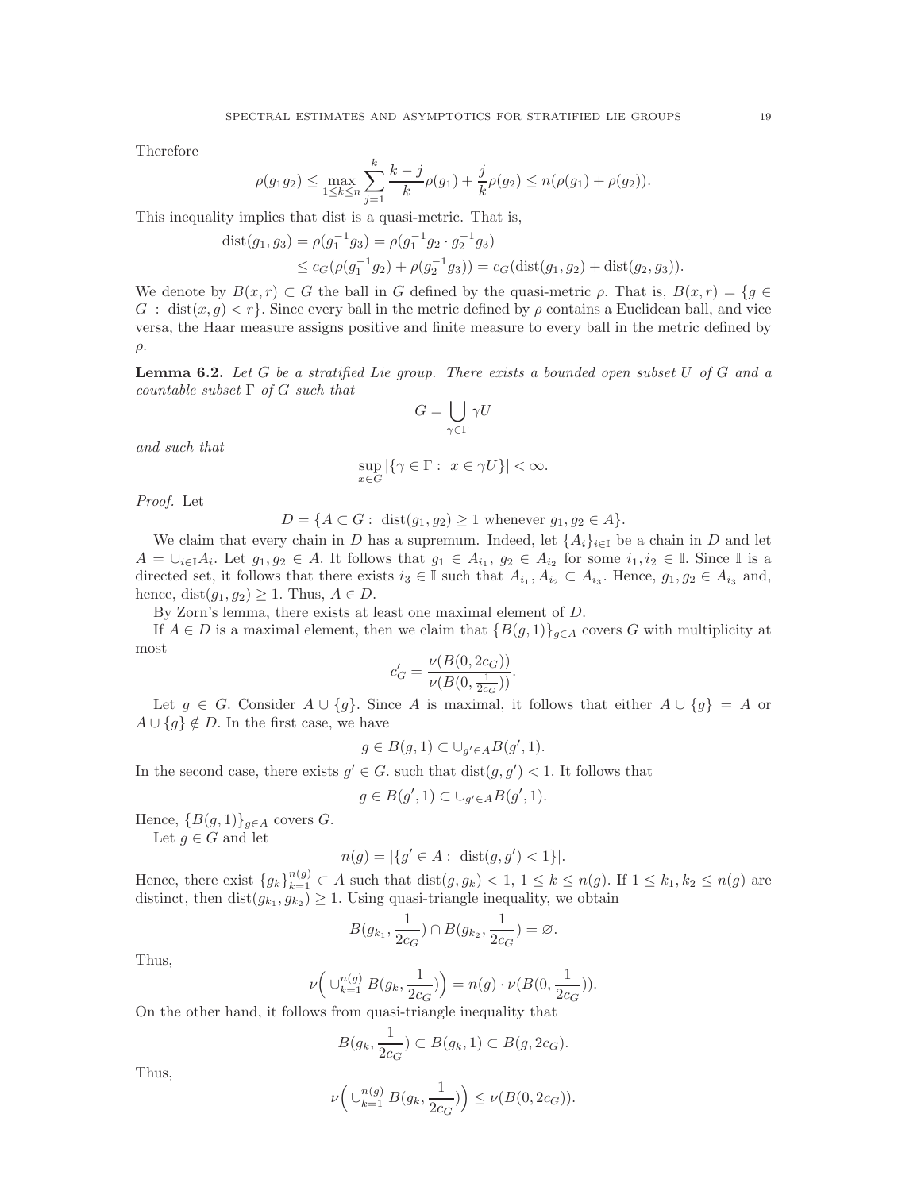Therefore

$$\rho(g_1g_2) \le \max_{1\le k\le n} \sum_{j=1}^{k} \frac{k-j}{k}\rho(g_1) + \frac{j}{k}\rho(g_2) \le n(\rho(g_1)+\rho(g_2)).$$

This inequality implies that dist is a quasi-metric. That is,

$$\begin{aligned}\operatorname{dist}(g_1,g_3) &= \rho(g_1^{-1}g_3) = \rho(g_1^{-1}g_2 \cdot g_2^{-1}g_3)\\ &\le c_G(\rho(g_1^{-1}g_2)+\rho(g_2^{-1}g_3)) = c_G(\operatorname{dist}(g_1,g_2)+\operatorname{dist}(g_2,g_3)).\end{aligned}$$

We denote by $B(x,r)\subset G$ the ball in $G$ defined by the quasi-metric $\rho$. That is, $B(x,r)=\{g\in G:\ \operatorname{dist}(x,g)<r\}$. Since every ball in the metric defined by $\rho$ contains a Euclidean ball, and vice versa, the Haar measure assigns positive and finite measure to every ball in the metric defined by $\rho$.

**Lemma 6.2.** *Let $G$ be a stratified Lie group. There exists a bounded open subset $U$ of $G$ and a countable subset $\Gamma$ of $G$ such that*

$$G = \bigcup_{\gamma\in\Gamma} \gamma U$$

*and such that*

$$\sup_{x\in G} |\{\gamma\in\Gamma:\ x\in\gamma U\}| < \infty.$$

*Proof.* Let

$$D = \{A\subset G:\ \operatorname{dist}(g_1,g_2)\ge 1 \text{ whenever } g_1,g_2\in A\}.$$

We claim that every chain in $D$ has a supremum. Indeed, let $\{A_i\}_{i\in\mathbb{I}}$ be a chain in $D$ and let $A=\cup_{i\in\mathbb{I}}A_i$. Let $g_1,g_2\in A$. It follows that $g_1\in A_{i_1}$, $g_2\in A_{i_2}$ for some $i_1,i_2\in\mathbb{I}$. Since $\mathbb{I}$ is a directed set, it follows that there exists $i_3\in\mathbb{I}$ such that $A_{i_1},A_{i_2}\subset A_{i_3}$. Hence, $g_1,g_2\in A_{i_3}$ and, hence, $\operatorname{dist}(g_1,g_2)\ge 1$. Thus, $A\in D$.

By Zorn's lemma, there exists at least one maximal element of $D$.

If $A\in D$ is a maximal element, then we claim that $\{B(g,1)\}_{g\in A}$ covers $G$ with multiplicity at most

$$c_G' = \frac{\nu(B(0,2c_G))}{\nu(B(0,\frac{1}{2c_G}))}.$$

Let $g\in G$. Consider $A\cup\{g\}$. Since $A$ is maximal, it follows that either $A\cup\{g\}=A$ or $A\cup\{g\}\notin D$. In the first case, we have

$$g\in B(g,1)\subset \cup_{g'\in A}B(g',1).$$

In the second case, there exists $g'\in G$. such that $\operatorname{dist}(g,g')<1$. It follows that

$$g\in B(g',1)\subset \cup_{g'\in A}B(g',1).$$

Hence, $\{B(g,1)\}_{g\in A}$ covers $G$.

Let $g\in G$ and let

$$n(g) = |\{g'\in A:\ \operatorname{dist}(g,g')<1\}|.$$

Hence, there exist $\{g_k\}_{k=1}^{n(g)}\subset A$ such that $\operatorname{dist}(g,g_k)<1$, $1\le k\le n(g)$. If $1\le k_1,k_2\le n(g)$ are distinct, then $\operatorname{dist}(g_{k_1},g_{k_2})\ge 1$. Using quasi-triangle inequality, we obtain

$$B(g_{k_1},\frac{1}{2c_G})\cap B(g_{k_2},\frac{1}{2c_G}) = \varnothing.$$

Thus,

$$\nu\Big(\cup_{k=1}^{n(g)} B(g_k,\frac{1}{2c_G})\Big) = n(g)\cdot\nu(B(0,\frac{1}{2c_G})).$$

On the other hand, it follows from quasi-triangle inequality that

$$B(g_k,\frac{1}{2c_G})\subset B(g_k,1)\subset B(g,2c_G).$$

Thus,

$$\nu\Big(\cup_{k=1}^{n(g)} B(g_k,\frac{1}{2c_G})\Big) \le \nu(B(0,2c_G)).$$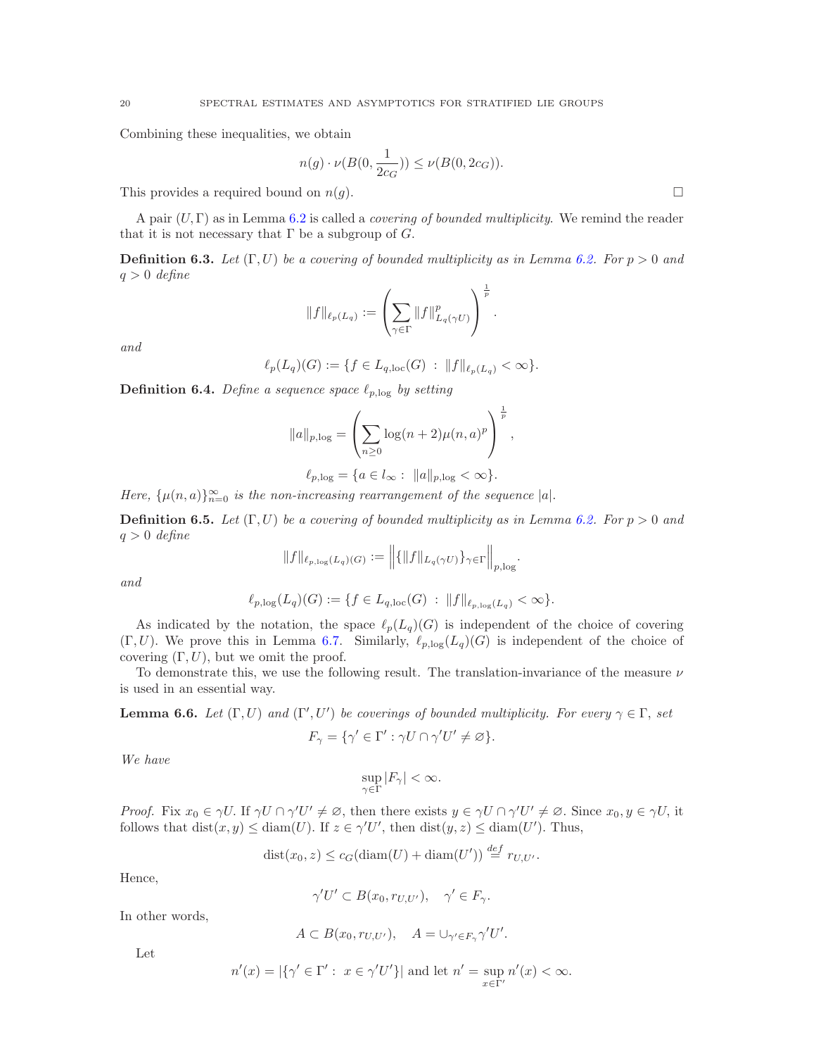Combining these inequalities, we obtain

$$n(g) \cdot \nu(B(0, \frac{1}{2c_G})) \leq \nu(B(0, 2c_G)).$$

This provides a required bound on $n(g)$. ∎

A pair $(U, \Gamma)$ as in Lemma 6.2 is called a *covering of bounded multiplicity*. We remind the reader that it is not necessary that $\Gamma$ be a subgroup of $G$.

**Definition 6.3.** *Let $(\Gamma, U)$ be a covering of bounded multiplicity as in Lemma 6.2. For $p > 0$ and $q > 0$ define*

$$\|f\|_{\ell_p(L_q)} := \left( \sum_{\gamma \in \Gamma} \|f\|_{L_q(\gamma U)}^p \right)^{\frac{1}{p}}.$$

*and*

$$\ell_p(L_q)(G) := \{f \in L_{q,\mathrm{loc}}(G) \ : \ \|f\|_{\ell_p(L_q)} < \infty\}.$$

**Definition 6.4.** *Define a sequence space $\ell_{p,\log}$ by setting*

$$\|a\|_{p,\log} = \left( \sum_{n \geq 0} \log(n+2) \mu(n, a)^p \right)^{\frac{1}{p}},$$

$$\ell_{p,\log} = \{a \in l_\infty : \ \|a\|_{p,\log} < \infty\}.$$

*Here, $\{\mu(n,a)\}_{n=0}^\infty$ is the non-increasing rearrangement of the sequence $|a|$.*

**Definition 6.5.** *Let $(\Gamma, U)$ be a covering of bounded multiplicity as in Lemma 6.2. For $p > 0$ and $q > 0$ define*

$$\|f\|_{\ell_{p,\log}(L_q)(G)} := \left\| \{\|f\|_{L_q(\gamma U)}\}_{\gamma \in \Gamma} \right\|_{p,\log}.$$

*and*

$$\ell_{p,\log}(L_q)(G) := \{f \in L_{q,\mathrm{loc}}(G) \ : \ \|f\|_{\ell_{p,\log}(L_q)} < \infty\}.$$

As indicated by the notation, the space $\ell_p(L_q)(G)$ is independent of the choice of covering $(\Gamma, U)$. We prove this in Lemma 6.7. Similarly, $\ell_{p,\log}(L_q)(G)$ is independent of the choice of covering $(\Gamma, U)$, but we omit the proof.

To demonstrate this, we use the following result. The translation-invariance of the measure $\nu$ is used in an essential way.

**Lemma 6.6.** *Let $(\Gamma, U)$ and $(\Gamma', U')$ be coverings of bounded multiplicity. For every $\gamma \in \Gamma$, set*

$$F_\gamma = \{\gamma' \in \Gamma' : \gamma U \cap \gamma' U' \neq \varnothing\}.$$

*We have*

$$\sup_{\gamma \in \Gamma} |F_\gamma| < \infty.$$

*Proof.* Fix $x_0 \in \gamma U$. If $\gamma U \cap \gamma' U' \neq \varnothing$, then there exists $y \in \gamma U \cap \gamma' U' \neq \varnothing$. Since $x_0, y \in \gamma U$, it follows that $\mathrm{dist}(x, y) \leq \mathrm{diam}(U)$. If $z \in \gamma' U'$, then $\mathrm{dist}(y, z) \leq \mathrm{diam}(U')$. Thus,

$$\mathrm{dist}(x_0, z) \leq c_G(\mathrm{diam}(U) + \mathrm{diam}(U')) \stackrel{def}{=} r_{U,U'}.$$

Hence,

$$\gamma' U' \subset B(x_0, r_{U,U'}), \quad \gamma' \in F_\gamma.$$

In other words,

$$A \subset B(x_0, r_{U,U'}), \quad A = \cup_{\gamma' \in F_\gamma} \gamma' U'.$$

Let

$$n'(x) = |\{\gamma' \in \Gamma' : \ x \in \gamma' U'\}| \text{ and let } n' = \sup_{x \in \Gamma'} n'(x) < \infty.$$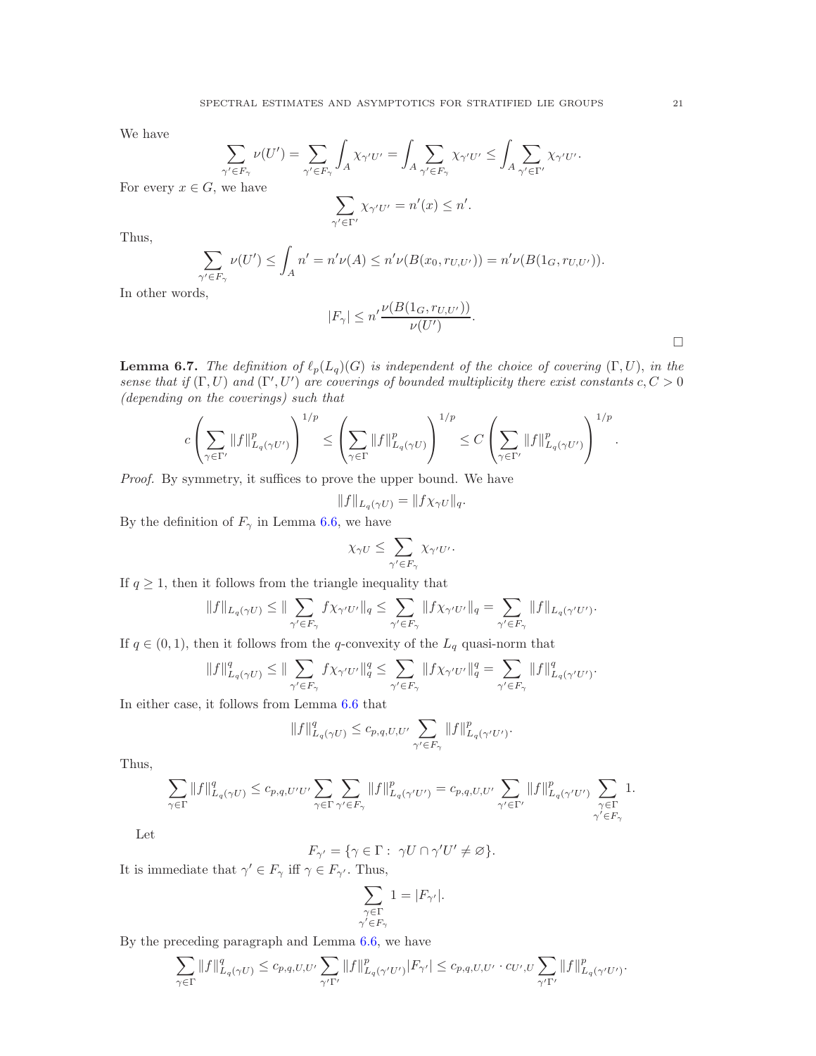We have

$$\sum_{\gamma'\in F_\gamma} \nu(U') = \sum_{\gamma'\in F_\gamma} \int_A \chi_{\gamma' U'} = \int_A \sum_{\gamma'\in F_\gamma} \chi_{\gamma' U'} \le \int_A \sum_{\gamma'\in \Gamma'} \chi_{\gamma' U'}.$$

For every $x \in G$, we have

$$\sum_{\gamma'\in\Gamma'} \chi_{\gamma' U'} = n'(x) \le n'.$$

Thus,

$$\sum_{\gamma'\in F_\gamma} \nu(U') \le \int_A n' = n'\nu(A) \le n'\nu(B(x_0, r_{U,U'})) = n'\nu(B(1_G, r_{U,U'})).$$

In other words,

$$|F_\gamma| \le n' \frac{\nu(B(1_G, r_{U,U'}))}{\nu(U')}.$$

$\square$

**Lemma 6.7.** *The definition of $\ell_p(L_q)(G)$ is independent of the choice of covering $(\Gamma, U)$, in the sense that if $(\Gamma, U)$ and $(\Gamma', U')$ are coverings of bounded multiplicity there exist constants $c, C > 0$ (depending on the coverings) such that*

$$c\left(\sum_{\gamma\in\Gamma'} \|f\|^p_{L_q(\gamma U')}\right)^{1/p} \le \left(\sum_{\gamma\in\Gamma} \|f\|^p_{L_q(\gamma U)}\right)^{1/p} \le C\left(\sum_{\gamma\in\Gamma'} \|f\|^p_{L_q(\gamma U')}\right)^{1/p}.$$

*Proof.* By symmetry, it suffices to prove the upper bound. We have

$$\|f\|_{L_q(\gamma U)} = \|f\chi_{\gamma U}\|_q.$$

By the definition of $F_\gamma$ in Lemma 6.6, we have

$$\chi_{\gamma U} \le \sum_{\gamma'\in F_\gamma} \chi_{\gamma' U'}.$$

If $q \ge 1$, then it follows from the triangle inequality that

$$\|f\|_{L_q(\gamma U)} \le \|\sum_{\gamma'\in F_\gamma} f\chi_{\gamma' U'}\|_q \le \sum_{\gamma'\in F_\gamma} \|f\chi_{\gamma' U'}\|_q = \sum_{\gamma'\in F_\gamma} \|f\|_{L_q(\gamma' U')}.$$

If $q \in (0,1)$, then it follows from the $q$-convexity of the $L_q$ quasi-norm that

$$\|f\|^q_{L_q(\gamma U)} \le \|\sum_{\gamma'\in F_\gamma} f\chi_{\gamma' U'}\|^q_q \le \sum_{\gamma'\in F_\gamma} \|f\chi_{\gamma' U'}\|^q_q = \sum_{\gamma'\in F_\gamma} \|f\|^q_{L_q(\gamma' U')}.$$

In either case, it follows from Lemma 6.6 that

$$\|f\|^q_{L_q(\gamma U)} \le c_{p,q,U,U'} \sum_{\gamma'\in F_\gamma} \|f\|^p_{L_q(\gamma' U')}.$$

Thus,

$$\sum_{\gamma\in\Gamma} \|f\|^q_{L_q(\gamma U)} \le c_{p,q,U'U'} \sum_{\gamma\in\Gamma} \sum_{\gamma'\in F_\gamma} \|f\|^p_{L_q(\gamma' U')} = c_{p,q,U,U'} \sum_{\gamma'\in\Gamma'} \|f\|^p_{L_q(\gamma' U')} \sum_{\substack{\gamma\in\Gamma\\ \gamma'\in F_\gamma}} 1.$$

Let

$$F_{\gamma'} = \{\gamma \in \Gamma : \ \gamma U \cap \gamma' U' \ne \varnothing\}.$$

It is immediate that $\gamma' \in F_\gamma$ iff $\gamma \in F_{\gamma'}$. Thus,

$$\sum_{\substack{\gamma\in\Gamma\\ \gamma'\in F_\gamma}} 1 = |F_{\gamma'}|.$$

By the preceding paragraph and Lemma 6.6, we have

$$\sum_{\gamma\in\Gamma} \|f\|^q_{L_q(\gamma U)} \le c_{p,q,U,U'} \sum_{\gamma'\Gamma'} \|f\|^p_{L_q(\gamma' U')} |F_{\gamma'}| \le c_{p,q,U,U'} \cdot c_{U',U} \sum_{\gamma'\Gamma'} \|f\|^p_{L_q(\gamma' U')}.$$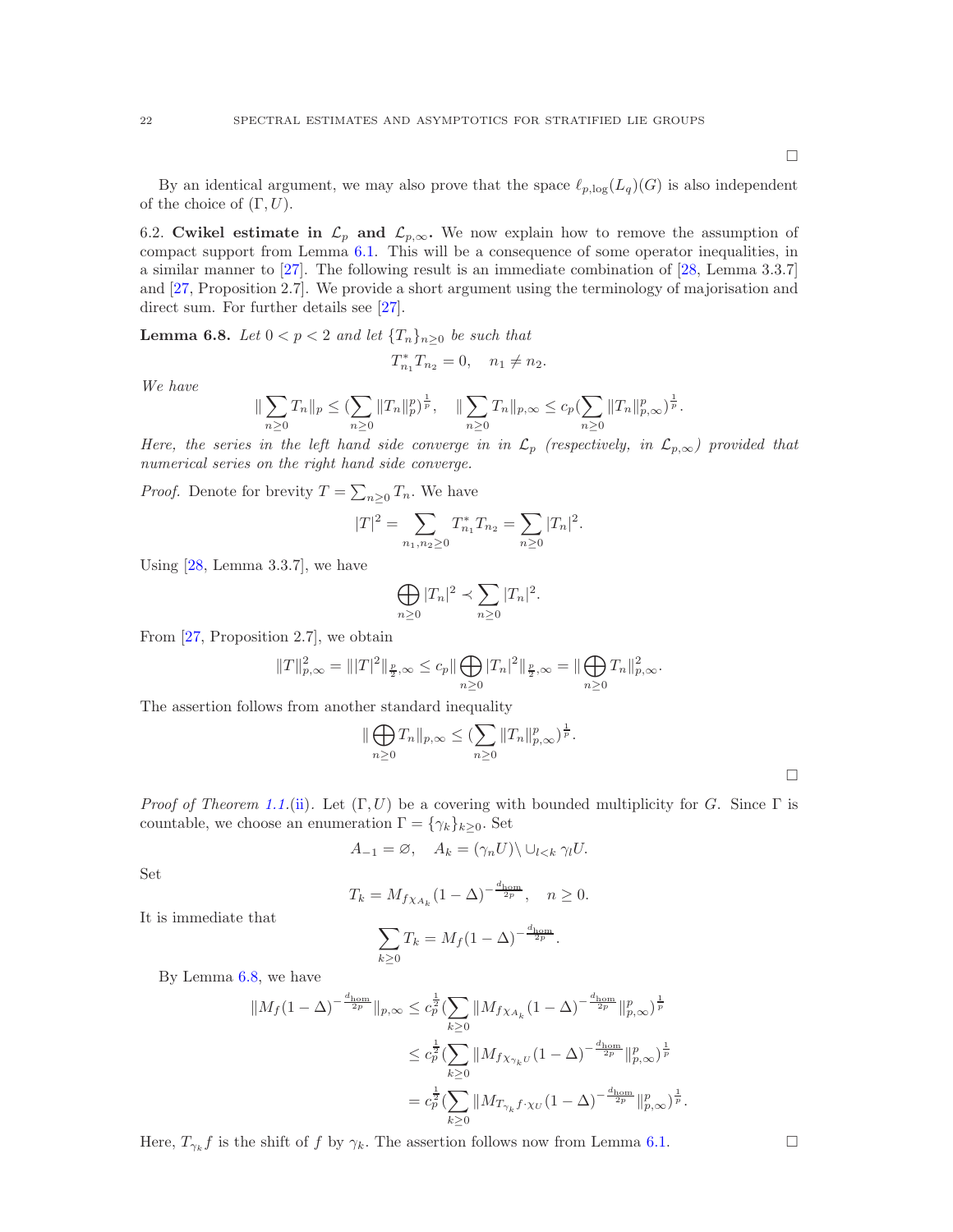□

By an identical argument, we may also prove that the space $\ell_{p,\log}(L_q)(G)$ is also independent of the choice of $(\Gamma, U)$.

**6.2. Cwikel estimate in $\mathcal{L}_p$ and $\mathcal{L}_{p,\infty}$.** We now explain how to remove the assumption of compact support from Lemma 6.1. This will be a consequence of some operator inequalities, in a similar manner to [27]. The following result is an immediate combination of [28, Lemma 3.3.7] and [27, Proposition 2.7]. We provide a short argument using the terminology of majorisation and direct sum. For further details see [27].

**Lemma 6.8.** *Let $0 < p < 2$ and let $\{T_n\}_{n\geq 0}$ be such that*

$$T_{n_1}^* T_{n_2} = 0, \quad n_1 \neq n_2.$$

*We have*

$$\|\sum_{n\geq 0} T_n\|_p \leq (\sum_{n\geq 0} \|T_n\|_p^p)^{\frac{1}{p}}, \quad \|\sum_{n\geq 0} T_n\|_{p,\infty} \leq c_p(\sum_{n\geq 0} \|T_n\|_{p,\infty}^p)^{\frac{1}{p}}.$$

*Here, the series in the left hand side converge in in $\mathcal{L}_p$ (respectively, in $\mathcal{L}_{p,\infty}$) provided that numerical series on the right hand side converge.*

*Proof.* Denote for brevity $T = \sum_{n\geq 0} T_n$. We have

$$|T|^2 = \sum_{n_1,n_2\geq 0} T_{n_1}^* T_{n_2} = \sum_{n\geq 0} |T_n|^2.$$

Using [28, Lemma 3.3.7], we have

$$\bigoplus_{n\geq 0} |T_n|^2 \prec \sum_{n\geq 0} |T_n|^2.$$

From [27, Proposition 2.7], we obtain

$$\|T\|_{p,\infty}^2 = \||T|^2\|_{\frac{p}{2},\infty} \leq c_p \|\bigoplus_{n\geq 0} |T_n|^2\|_{\frac{p}{2},\infty} = \|\bigoplus_{n\geq 0} T_n\|_{p,\infty}^2.$$

The assertion follows from another standard inequality

$$\|\bigoplus_{n\geq 0} T_n\|_{p,\infty} \leq (\sum_{n\geq 0} \|T_n\|_{p,\infty}^p)^{\frac{1}{p}}.$$

□

*Proof of Theorem 1.1.(ii).* Let $(\Gamma, U)$ be a covering with bounded multiplicity for $G$. Since $\Gamma$ is countable, we choose an enumeration $\Gamma = \{\gamma_k\}_{k\geq 0}$. Set

$$A_{-1} = \varnothing, \quad A_k = (\gamma_n U) \backslash \cup_{l<k} \gamma_l U.$$

Set

$$T_k = M_{f\chi_{A_k}}(1-\Delta)^{-\frac{d_{\mathrm{hom}}}{2p}}, \quad n \geq 0.$$

It is immediate that

$$\sum_{k\geq 0} T_k = M_f (1-\Delta)^{-\frac{d_{\mathrm{hom}}}{2p}}.$$

By Lemma 6.8, we have

$$\begin{aligned}
\|M_f(1-\Delta)^{-\frac{d_{\mathrm{hom}}}{2p}}\|_{p,\infty} &\leq c_p^{\frac{1}{2}} (\sum_{k\geq 0} \|M_{f\chi_{A_k}}(1-\Delta)^{-\frac{d_{\mathrm{hom}}}{2p}}\|_{p,\infty}^p)^{\frac{1}{p}} \\
&\leq c_p^{\frac{1}{2}} (\sum_{k\geq 0} \|M_{f\chi_{\gamma_k U}}(1-\Delta)^{-\frac{d_{\mathrm{hom}}}{2p}}\|_{p,\infty}^p)^{\frac{1}{p}} \\
&= c_p^{\frac{1}{2}} (\sum_{k\geq 0} \|M_{T_{\gamma_k} f\cdot\chi_U}(1-\Delta)^{-\frac{d_{\mathrm{hom}}}{2p}}\|_{p,\infty}^p)^{\frac{1}{p}}.
\end{aligned}$$

Here, $T_{\gamma_k} f$ is the shift of $f$ by $\gamma_k$. The assertion follows now from Lemma 6.1. □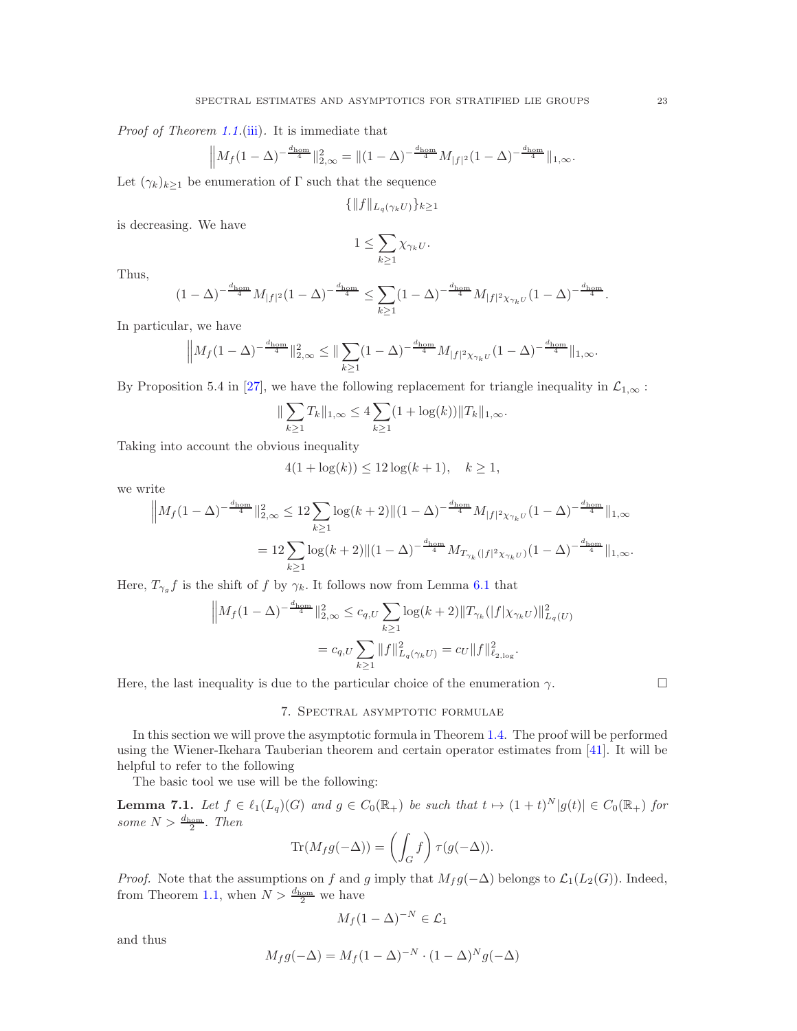*Proof of Theorem 1.1.(iii).* It is immediate that

$$\Big\|M_f(1-\Delta)^{-\frac{d_{\mathrm{hom}}}{4}}\|_{2,\infty}^2 = \|(1-\Delta)^{-\frac{d_{\mathrm{hom}}}{4}}M_{|f|^2}(1-\Delta)^{-\frac{d_{\mathrm{hom}}}{4}}\|_{1,\infty}.$$

Let $(\gamma_k)_{k\geq 1}$ be enumeration of $\Gamma$ such that the sequence

$$\{\|f\|_{L_q(\gamma_k U)}\}_{k\geq 1}$$

is decreasing. We have

$$1 \leq \sum_{k\geq 1}\chi_{\gamma_k U}.$$

Thus,

$$(1-\Delta)^{-\frac{d_{\mathrm{hom}}}{4}}M_{|f|^2}(1-\Delta)^{-\frac{d_{\mathrm{hom}}}{4}} \leq \sum_{k\geq 1}(1-\Delta)^{-\frac{d_{\mathrm{hom}}}{4}}M_{|f|^2\chi_{\gamma_k U}}(1-\Delta)^{-\frac{d_{\mathrm{hom}}}{4}}.$$

In particular, we have

$$\Big\|M_f(1-\Delta)^{-\frac{d_{\mathrm{hom}}}{4}}\|_{2,\infty}^2 \leq \|\sum_{k\geq 1}(1-\Delta)^{-\frac{d_{\mathrm{hom}}}{4}}M_{|f|^2\chi_{\gamma_k U}}(1-\Delta)^{-\frac{d_{\mathrm{hom}}}{4}}\|_{1,\infty}.$$

By Proposition 5.4 in [27], we have the following replacement for triangle inequality in $\mathcal{L}_{1,\infty}$ :

$$\|\sum_{k\geq 1}T_k\|_{1,\infty} \leq 4\sum_{k\geq 1}(1+\log(k))\|T_k\|_{1,\infty}.$$

Taking into account the obvious inequality

$$4(1+\log(k)) \leq 12\log(k+1), \quad k\geq 1,$$

we write

$$\begin{aligned}
\Big\|M_f(1-\Delta)^{-\frac{d_{\mathrm{hom}}}{4}}\|_{2,\infty}^2 &\leq 12\sum_{k\geq 1}\log(k+2)\|(1-\Delta)^{-\frac{d_{\mathrm{hom}}}{4}}M_{|f|^2\chi_{\gamma_k U}}(1-\Delta)^{-\frac{d_{\mathrm{hom}}}{4}}\|_{1,\infty} \\
&= 12\sum_{k\geq 1}\log(k+2)\|(1-\Delta)^{-\frac{d_{\mathrm{hom}}}{4}}M_{T_{\gamma_k}(|f|^2\chi_{\gamma_k U})}(1-\Delta)^{-\frac{d_{\mathrm{hom}}}{4}}\|_{1,\infty}.
\end{aligned}$$

Here, $T_{\gamma_g}f$ is the shift of $f$ by $\gamma_k$. It follows now from Lemma 6.1 that

$$\begin{aligned}
\Big\|M_f(1-\Delta)^{-\frac{d_{\mathrm{hom}}}{4}}\|_{2,\infty}^2 &\leq c_{q,U}\sum_{k\geq 1}\log(k+2)\|T_{\gamma_k}(|f|\chi_{\gamma_k U})\|_{L_q(U)}^2 \\
&= c_{q,U}\sum_{k\geq 1}\|f\|_{L_q(\gamma_k U)}^2 = c_U\|f\|_{\ell_{2,\log}}^2.
\end{aligned}$$

Here, the last inequality is due to the particular choice of the enumeration $\gamma$. $\square$

## 7. Spectral asymptotic formulae

In this section we will prove the asymptotic formula in Theorem 1.4. The proof will be performed using the Wiener-Ikehara Tauberian theorem and certain operator estimates from [41]. It will be helpful to refer to the following

The basic tool we use will be the following:

**Lemma 7.1.** *Let $f\in \ell_1(L_q)(G)$ and $g\in C_0(\mathbb{R}_+)$ be such that $t\mapsto (1+t)^N|g(t)|\in C_0(\mathbb{R}_+)$ for some $N>\frac{d_{\mathrm{hom}}}{2}$. Then*

$$\mathrm{Tr}(M_f g(-\Delta)) = \left(\int_G f\right)\tau(g(-\Delta)).$$

*Proof.* Note that the assumptions on $f$ and $g$ imply that $M_f g(-\Delta)$ belongs to $\mathcal{L}_1(L_2(G))$. Indeed, from Theorem 1.1, when $N>\frac{d_{\mathrm{hom}}}{2}$ we have

$$M_f(1-\Delta)^{-N}\in\mathcal{L}_1$$

and thus

$$M_f g(-\Delta) = M_f(1-\Delta)^{-N}\cdot(1-\Delta)^N g(-\Delta)$$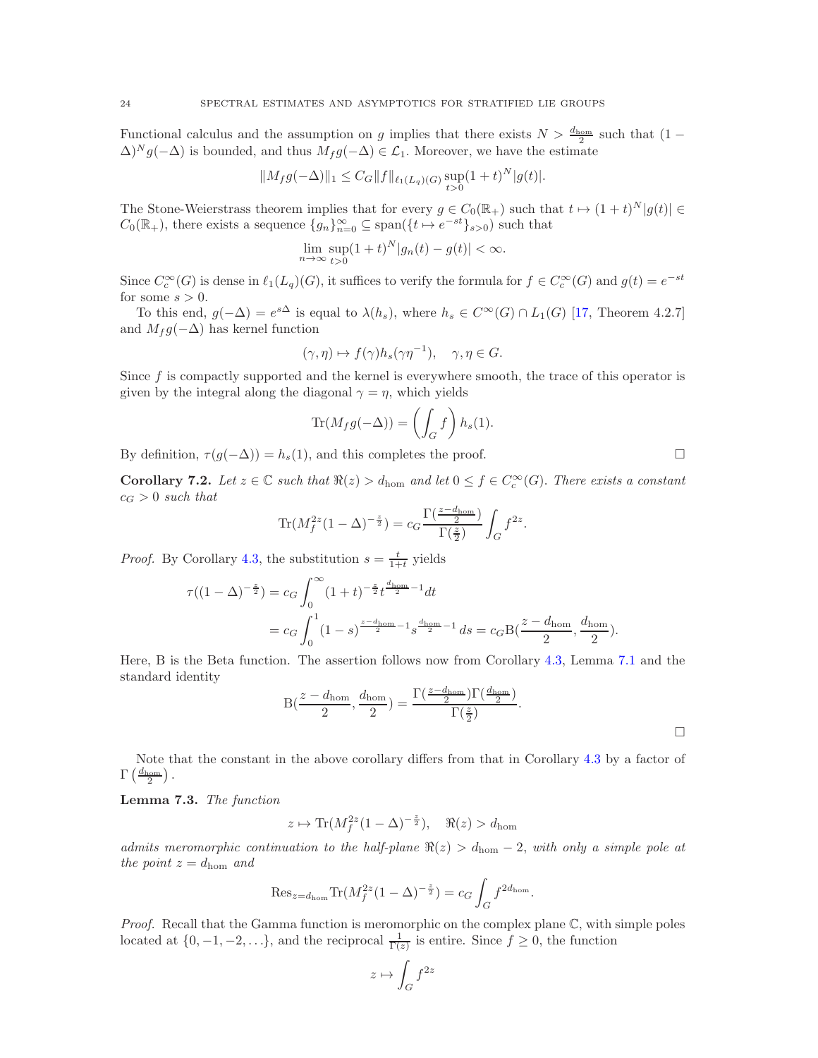Functional calculus and the assumption on $g$ implies that there exists $N > \frac{d_{\mathrm{hom}}}{2}$ such that $(1-\Delta)^N g(-\Delta)$ is bounded, and thus $M_f g(-\Delta) \in \mathcal{L}_1$. Moreover, we have the estimate

$$\|M_f g(-\Delta)\|_1 \leq C_G \|f\|_{\ell_1(L_q)(G)} \sup_{t>0} (1+t)^N |g(t)|.$$

The Stone-Weierstrass theorem implies that for every $g \in C_0(\mathbb{R}_+)$ such that $t \mapsto (1+t)^N|g(t)| \in C_0(\mathbb{R}_+)$, there exists a sequence $\{g_n\}_{n=0}^{\infty} \subseteq \mathrm{span}(\{t \mapsto e^{-st}\}_{s>0})$ such that

$$\lim_{n\to\infty} \sup_{t>0} (1+t)^N |g_n(t) - g(t)| < \infty.$$

Since $C_c^\infty(G)$ is dense in $\ell_1(L_q)(G)$, it suffices to verify the formula for $f \in C_c^\infty(G)$ and $g(t) = e^{-st}$ for some $s > 0$.

To this end, $g(-\Delta) = e^{s\Delta}$ is equal to $\lambda(h_s)$, where $h_s \in C^\infty(G) \cap L_1(G)$ [17, Theorem 4.2.7] and $M_f g(-\Delta)$ has kernel function

$$(\gamma, \eta) \mapsto f(\gamma) h_s(\gamma\eta^{-1}), \quad \gamma, \eta \in G.$$

Since $f$ is compactly supported and the kernel is everywhere smooth, the trace of this operator is given by the integral along the diagonal $\gamma = \eta$, which yields

$$\mathrm{Tr}(M_f g(-\Delta)) = \left(\int_G f\right) h_s(1).$$

By definition, $\tau(g(-\Delta)) = h_s(1)$, and this completes the proof. ☐

**Corollary 7.2.** *Let $z \in \mathbb{C}$ such that $\Re(z) > d_{\mathrm{hom}}$ and let $0 \leq f \in C_c^\infty(G)$. There exists a constant $c_G > 0$ such that*

$$\mathrm{Tr}(M_f^{2z}(1-\Delta)^{-\frac{z}{2}}) = c_G \frac{\Gamma(\frac{z-d_{\mathrm{hom}}}{2})}{\Gamma(\frac{z}{2})} \int_G f^{2z}.$$

*Proof.* By Corollary 4.3, the substitution $s = \frac{t}{1+t}$ yields

$$\begin{aligned}
\tau((1-\Delta)^{-\frac{z}{2}}) &= c_G \int_0^\infty (1+t)^{-\frac{z}{2}} t^{\frac{d_{\mathrm{hom}}}{2}-1} dt \\
&= c_G \int_0^1 (1-s)^{\frac{z-d_{\mathrm{hom}}}{2}-1} s^{\frac{d_{\mathrm{hom}}}{2}-1}\, ds = c_G \mathrm{B}(\frac{z-d_{\mathrm{hom}}}{2}, \frac{d_{\mathrm{hom}}}{2}).
\end{aligned}$$

Here, B is the Beta function. The assertion follows now from Corollary 4.3, Lemma 7.1 and the standard identity

$$\mathrm{B}(\frac{z-d_{\mathrm{hom}}}{2}, \frac{d_{\mathrm{hom}}}{2}) = \frac{\Gamma(\frac{z-d_{\mathrm{hom}}}{2})\Gamma(\frac{d_{\mathrm{hom}}}{2})}{\Gamma(\frac{z}{2})}.$$

☐

Note that the constant in the above corollary differs from that in Corollary 4.3 by a factor of $\Gamma\left(\frac{d_{\mathrm{hom}}}{2}\right)$.

**Lemma 7.3.** *The function*

$$z \mapsto \mathrm{Tr}(M_f^{2z}(1-\Delta)^{-\frac{z}{2}}), \quad \Re(z) > d_{\mathrm{hom}}$$

*admits meromorphic continuation to the half-plane $\Re(z) > d_{\mathrm{hom}} - 2$, with only a simple pole at the point $z = d_{\mathrm{hom}}$ and*

$$\mathrm{Res}_{z=d_{\mathrm{hom}}} \mathrm{Tr}(M_f^{2z}(1-\Delta)^{-\frac{z}{2}}) = c_G \int_G f^{2d_{\mathrm{hom}}}.$$

*Proof.* Recall that the Gamma function is meromorphic on the complex plane $\mathbb{C}$, with simple poles located at $\{0, -1, -2, \ldots\}$, and the reciprocal $\frac{1}{\Gamma(z)}$ is entire. Since $f \geq 0$, the function

$$z \mapsto \int_G f^{2z}$$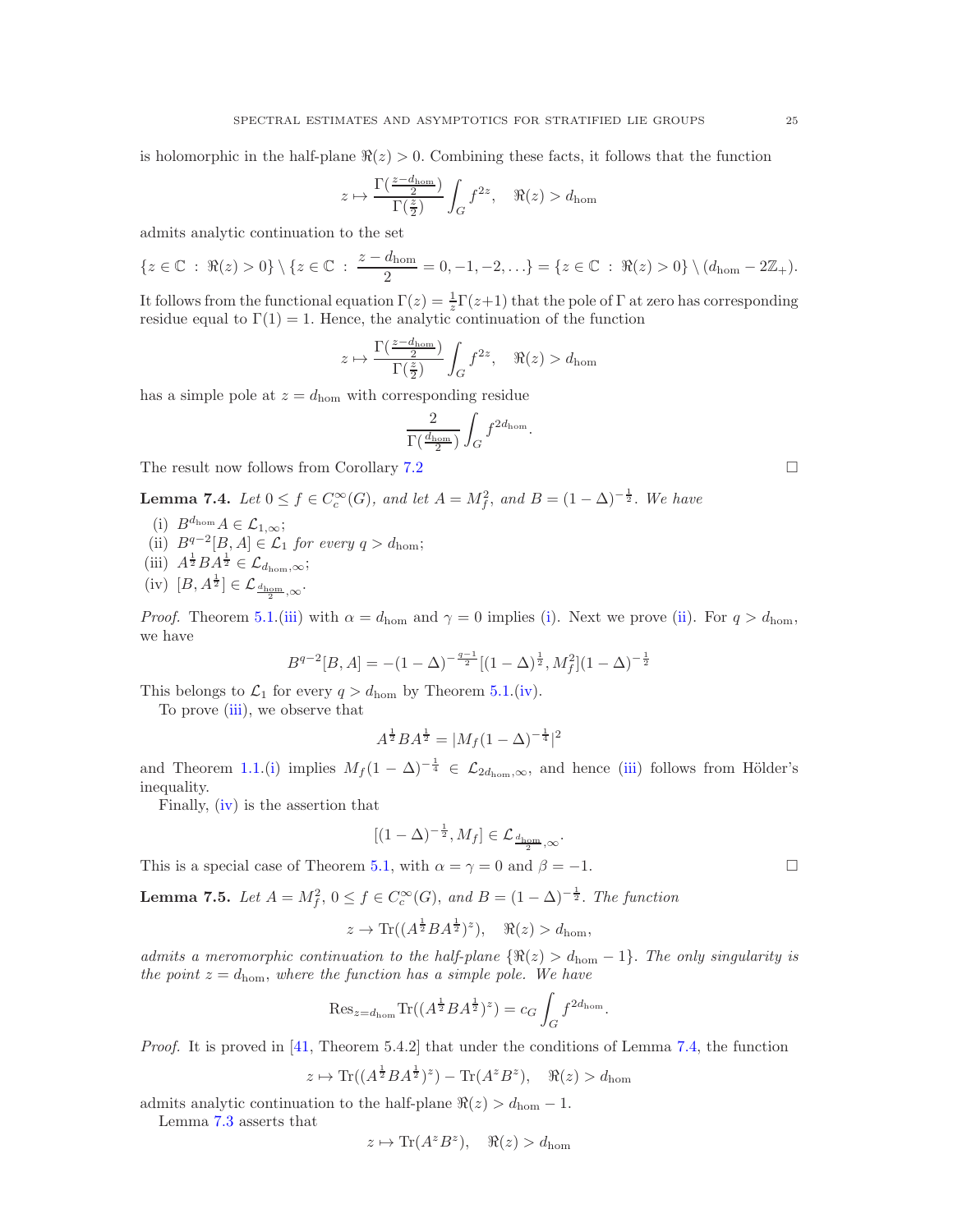is holomorphic in the half-plane $\Re(z) > 0$. Combining these facts, it follows that the function

$$z \mapsto \frac{\Gamma(\frac{z-d_{\mathrm{hom}}}{2})}{\Gamma(\frac{z}{2})} \int_G f^{2z}, \quad \Re(z) > d_{\mathrm{hom}}$$

admits analytic continuation to the set

$$\{z \in \mathbb{C} \,:\, \Re(z) > 0\} \setminus \{z \in \mathbb{C} \,:\, \frac{z - d_{\mathrm{hom}}}{2} = 0, -1, -2, \ldots\} = \{z \in \mathbb{C} \,:\, \Re(z) > 0\} \setminus (d_{\mathrm{hom}} - 2\mathbb{Z}_+).$$

It follows from the functional equation $\Gamma(z) = \frac{1}{z}\Gamma(z+1)$ that the pole of $\Gamma$ at zero has corresponding residue equal to $\Gamma(1) = 1$. Hence, the analytic continuation of the function

$$z \mapsto \frac{\Gamma(\frac{z-d_{\mathrm{hom}}}{2})}{\Gamma(\frac{z}{2})} \int_G f^{2z}, \quad \Re(z) > d_{\mathrm{hom}}$$

has a simple pole at $z = d_{\mathrm{hom}}$ with corresponding residue

$$\frac{2}{\Gamma(\frac{d_{\mathrm{hom}}}{2})} \int_G f^{2d_{\mathrm{hom}}}.$$

The result now follows from Corollary 7.2 □

**Lemma 7.4.** *Let $0 \leq f \in C_c^\infty(G)$, and let $A = M_f^2$, and $B = (1-\Delta)^{-\frac{1}{2}}$. We have*

- (i) $B^{d_{\mathrm{hom}}} A \in \mathcal{L}_{1,\infty}$;
- (ii) $B^{q-2}[B, A] \in \mathcal{L}_1$ *for every* $q > d_{\mathrm{hom}}$;
- (iii) $A^{\frac{1}{2}} B A^{\frac{1}{2}} \in \mathcal{L}_{d_{\mathrm{hom}},\infty}$;
- (iv) $[B, A^{\frac{1}{2}}] \in \mathcal{L}_{\frac{d_{\mathrm{hom}}}{2},\infty}$.

*Proof.* Theorem 5.1.(iii) with $\alpha = d_{\mathrm{hom}}$ and $\gamma = 0$ implies (i). Next we prove (ii). For $q > d_{\mathrm{hom}}$, we have

$$B^{q-2}[B, A] = -(1-\Delta)^{-\frac{q-1}{2}}[(1-\Delta)^{\frac{1}{2}}, M_f^2](1-\Delta)^{-\frac{1}{2}}$$

This belongs to $\mathcal{L}_1$ for every $q > d_{\mathrm{hom}}$ by Theorem 5.1.(iv).

To prove (iii), we observe that

$$A^{\frac{1}{2}} B A^{\frac{1}{2}} = |M_f(1-\Delta)^{-\frac{1}{4}}|^2$$

and Theorem 1.1.(i) implies $M_f(1-\Delta)^{-\frac{1}{4}} \in \mathcal{L}_{2d_{\mathrm{hom}},\infty}$, and hence (iii) follows from Hölder's inequality.

Finally, (iv) is the assertion that

$$[(1-\Delta)^{-\frac{1}{2}}, M_f] \in \mathcal{L}_{\frac{d_{\mathrm{hom}}}{2},\infty}.$$

This is a special case of Theorem 5.1, with $\alpha = \gamma = 0$ and $\beta = -1$. □

**Lemma 7.5.** *Let $A = M_f^2$, $0 \leq f \in C_c^\infty(G)$, and $B = (1-\Delta)^{-\frac{1}{2}}$. The function*

$$z \to \mathrm{Tr}((A^{\frac{1}{2}} B A^{\frac{1}{2}})^z), \quad \Re(z) > d_{\mathrm{hom}},$$

*admits a meromorphic continuation to the half-plane $\{\Re(z) > d_{\mathrm{hom}} - 1\}$. The only singularity is the point $z = d_{\mathrm{hom}}$, where the function has a simple pole. We have*

$$\mathrm{Res}_{z=d_{\mathrm{hom}}} \mathrm{Tr}((A^{\frac{1}{2}} B A^{\frac{1}{2}})^z) = c_G \int_G f^{2d_{\mathrm{hom}}}.$$

*Proof.* It is proved in [41, Theorem 5.4.2] that under the conditions of Lemma 7.4, the function

$$z \mapsto \mathrm{Tr}((A^{\frac{1}{2}} B A^{\frac{1}{2}})^z) - \mathrm{Tr}(A^z B^z), \quad \Re(z) > d_{\mathrm{hom}}$$

admits analytic continuation to the half-plane $\Re(z) > d_{\mathrm{hom}} - 1$.

Lemma 7.3 asserts that

$$z \mapsto \mathrm{Tr}(A^z B^z), \quad \Re(z) > d_{\mathrm{hom}}$$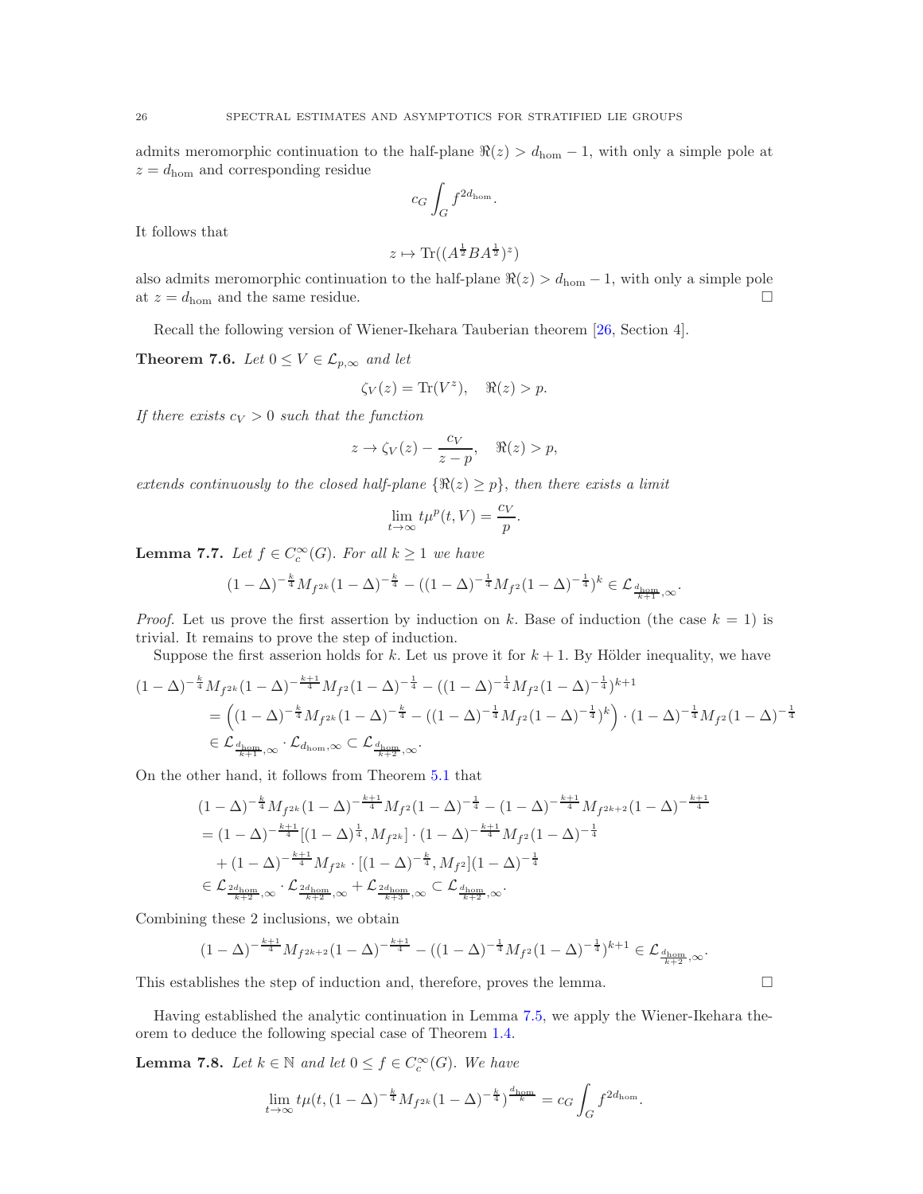admits meromorphic continuation to the half-plane $\Re(z) > d_{\rm hom} - 1$, with only a simple pole at $z = d_{\rm hom}$ and corresponding residue

$$c_G \int_G f^{2d_{\rm hom}}.$$

It follows that

$$z \mapsto \mathrm{Tr}((A^{\frac{1}{2}} B A^{\frac{1}{2}})^z)$$

also admits meromorphic continuation to the half-plane $\Re(z) > d_{\rm hom} - 1$, with only a simple pole at $z = d_{\rm hom}$ and the same residue. □

Recall the following version of Wiener-Ikehara Tauberian theorem [26, Section 4].

**Theorem 7.6.** *Let $0 \leq V \in \mathcal{L}_{p,\infty}$ and let*

$$\zeta_V(z) = \mathrm{Tr}(V^z), \quad \Re(z) > p.$$

*If there exists $c_V > 0$ such that the function*

$$z \to \zeta_V(z) - \frac{c_V}{z-p}, \quad \Re(z) > p,$$

*extends continuously to the closed half-plane $\{\Re(z) \geq p\}$, then there exists a limit*

$$\lim_{t\to\infty} t\mu^p(t,V) = \frac{c_V}{p}.$$

**Lemma 7.7.** *Let $f \in C_c^\infty(G)$. For all $k \geq 1$ we have*

$$(1-\Delta)^{-\frac{k}{4}} M_{f^{2k}} (1-\Delta)^{-\frac{k}{4}} - ((1-\Delta)^{-\frac{1}{4}} M_{f^2} (1-\Delta)^{-\frac{1}{4}})^k \in \mathcal{L}_{\frac{d_{\rm hom}}{k+1},\infty}.$$

*Proof.* Let us prove the first assertion by induction on $k$. Base of induction (the case $k=1$) is trivial. It remains to prove the step of induction.

Suppose the first asserion holds for $k$. Let us prove it for $k+1$. By Hölder inequality, we have

$$\begin{aligned}
&(1-\Delta)^{-\frac{k}{4}} M_{f^{2k}} (1-\Delta)^{-\frac{k+1}{4}} M_{f^2} (1-\Delta)^{-\frac{1}{4}} - ((1-\Delta)^{-\frac{1}{4}} M_{f^2} (1-\Delta)^{-\frac{1}{4}})^{k+1} \\
&\quad = \Big( (1-\Delta)^{-\frac{k}{4}} M_{f^{2k}} (1-\Delta)^{-\frac{k}{4}} - ((1-\Delta)^{-\frac{1}{4}} M_{f^2} (1-\Delta)^{-\frac{1}{4}})^k \Big) \cdot (1-\Delta)^{-\frac{1}{4}} M_{f^2} (1-\Delta)^{-\frac{1}{4}} \\
&\quad \in \mathcal{L}_{\frac{d_{\rm hom}}{k+1},\infty} \cdot \mathcal{L}_{d_{\rm hom},\infty} \subset \mathcal{L}_{\frac{d_{\rm hom}}{k+2},\infty}.
\end{aligned}$$

On the other hand, it follows from Theorem 5.1 that

$$\begin{aligned}
&(1-\Delta)^{-\frac{k}{4}} M_{f^{2k}} (1-\Delta)^{-\frac{k+1}{4}} M_{f^2} (1-\Delta)^{-\frac{1}{4}} - (1-\Delta)^{-\frac{k+1}{4}} M_{f^{2k+2}} (1-\Delta)^{-\frac{k+1}{4}} \\
&= (1-\Delta)^{-\frac{k+1}{4}} [(1-\Delta)^{\frac{1}{4}}, M_{f^{2k}}] \cdot (1-\Delta)^{-\frac{k+1}{4}} M_{f^2} (1-\Delta)^{-\frac{1}{4}} \\
&\quad + (1-\Delta)^{-\frac{k+1}{4}} M_{f^{2k}} \cdot [(1-\Delta)^{-\frac{k}{4}}, M_{f^2}] (1-\Delta)^{-\frac{1}{4}} \\
&\in \mathcal{L}_{\frac{2d_{\rm hom}}{k+2},\infty} \cdot \mathcal{L}_{\frac{2d_{\rm hom}}{k+2},\infty} + \mathcal{L}_{\frac{2d_{\rm hom}}{k+3},\infty} \subset \mathcal{L}_{\frac{d_{\rm hom}}{k+2},\infty}.
\end{aligned}$$

Combining these 2 inclusions, we obtain

$$(1-\Delta)^{-\frac{k+1}{4}} M_{f^{2k+2}} (1-\Delta)^{-\frac{k+1}{4}} - ((1-\Delta)^{-\frac{1}{4}} M_{f^2} (1-\Delta)^{-\frac{1}{4}})^{k+1} \in \mathcal{L}_{\frac{d_{\rm hom}}{k+2},\infty}.$$

This establishes the step of induction and, therefore, proves the lemma. □

Having established the analytic continuation in Lemma 7.5, we apply the Wiener-Ikehara theorem to deduce the following special case of Theorem 1.4.

**Lemma 7.8.** *Let $k \in \mathbb{N}$ and let $0 \leq f \in C_c^\infty(G)$. We have*

$$\lim_{t\to\infty} t\mu(t, (1-\Delta)^{-\frac{k}{4}} M_{f^{2k}} (1-\Delta)^{-\frac{k}{4}})^{\frac{d_{\rm hom}}{k}} = c_G \int_G f^{2d_{\rm hom}}.$$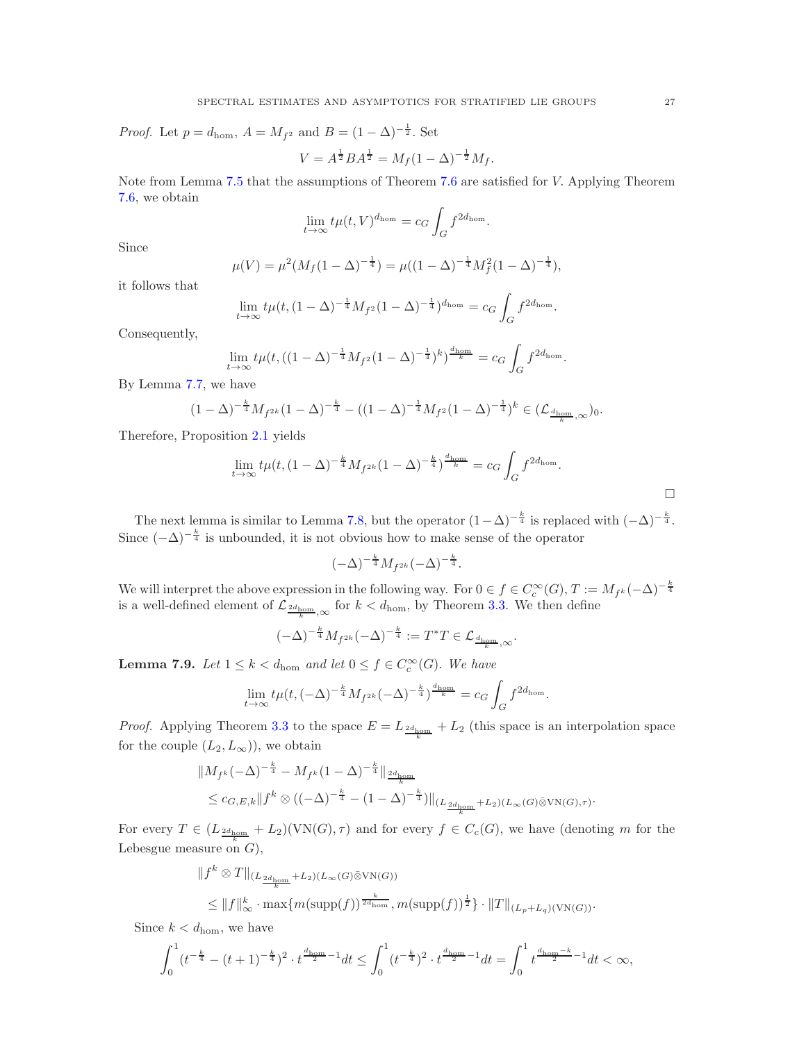*Proof.* Let $p = d_{\hom}$, $A = M_{f^2}$ and $B = (1-\Delta)^{-\frac{1}{2}}$. Set

$$V = A^{\frac{1}{2}} B A^{\frac{1}{2}} = M_f (1-\Delta)^{-\frac{1}{2}} M_f.$$

Note from Lemma 7.5 that the assumptions of Theorem 7.6 are satisfied for $V$. Applying Theorem 7.6, we obtain

$$\lim_{t\to\infty} t\mu(t,V)^{d_{\hom}} = c_G \int_G f^{2d_{\hom}}.$$

Since

$$\mu(V) = \mu^2(M_f(1-\Delta)^{-\frac{1}{4}}) = \mu((1-\Delta)^{-\frac{1}{4}} M_f^2 (1-\Delta)^{-\frac{1}{4}}),$$

it follows that

$$\lim_{t\to\infty} t\mu(t,(1-\Delta)^{-\frac{1}{4}} M_{f^2} (1-\Delta)^{-\frac{1}{4}})^{d_{\hom}} = c_G \int_G f^{2d_{\hom}}.$$

Consequently,

$$\lim_{t\to\infty} t\mu(t,((1-\Delta)^{-\frac{1}{4}} M_{f^2} (1-\Delta)^{-\frac{1}{4}})^k)^{\frac{d_{\hom}}{k}} = c_G \int_G f^{2d_{\hom}}.$$

By Lemma 7.7, we have

$$(1-\Delta)^{-\frac{k}{4}} M_{f^{2k}} (1-\Delta)^{-\frac{k}{4}} - ((1-\Delta)^{-\frac{1}{4}} M_{f^2} (1-\Delta)^{-\frac{1}{4}})^k \in (\mathcal{L}_{\frac{d_{\hom}}{k},\infty})_0.$$

Therefore, Proposition 2.1 yields

$$\lim_{t\to\infty} t\mu(t,(1-\Delta)^{-\frac{k}{4}} M_{f^{2k}} (1-\Delta)^{-\frac{k}{4}})^{\frac{d_{\hom}}{k}} = c_G \int_G f^{2d_{\hom}}.$$

$\square$

The next lemma is similar to Lemma 7.8, but the operator $(1-\Delta)^{-\frac{k}{4}}$ is replaced with $(-\Delta)^{-\frac{k}{4}}$. Since $(-\Delta)^{-\frac{k}{4}}$ is unbounded, it is not obvious how to make sense of the operator

$$(-\Delta)^{-\frac{k}{4}} M_{f^{2k}} (-\Delta)^{-\frac{k}{4}}.$$

We will interpret the above expression in the following way. For $0 \in f \in C_c^\infty(G)$, $T := M_{f^k}(-\Delta)^{-\frac{k}{4}}$ is a well-defined element of $\mathcal{L}_{\frac{2d_{\hom}}{k},\infty}$ for $k < d_{\hom}$, by Theorem 3.3. We then define

$$(-\Delta)^{-\frac{k}{4}} M_{f^{2k}} (-\Delta)^{-\frac{k}{4}} := T^*T \in \mathcal{L}_{\frac{d_{\hom}}{k},\infty}.$$

**Lemma 7.9.** *Let $1 \leq k < d_{\hom}$ and let $0 \leq f \in C_c^\infty(G)$. We have*

$$\lim_{t\to\infty} t\mu(t,(-\Delta)^{-\frac{k}{4}} M_{f^{2k}} (-\Delta)^{-\frac{k}{4}})^{\frac{d_{\hom}}{k}} = c_G \int_G f^{2d_{\hom}}.$$

*Proof.* Applying Theorem 3.3 to the space $E = L_{\frac{2d_{\hom}}{k}} + L_2$ (this space is an interpolation space for the couple $(L_2, L_\infty)$), we obtain

$$\begin{aligned}
&\|M_{f^k}(-\Delta)^{-\frac{k}{4}} - M_{f^k}(1-\Delta)^{-\frac{k}{4}}\|_{\frac{2d_{\hom}}{k}} \\
&\leq c_{G,E,k} \|f^k \otimes ((-\Delta)^{-\frac{k}{4}} - (1-\Delta)^{-\frac{k}{4}})\|_{(L_{\frac{2d_{\hom}}{k}}+L_2)(L_\infty(G)\bar{\otimes}\mathrm{VN}(G),\tau)}.
\end{aligned}$$

For every $T \in (L_{\frac{2d_{\hom}}{k}} + L_2)(\mathrm{VN}(G),\tau)$ and for every $f \in C_c(G)$, we have (denoting $m$ for the Lebesgue measure on $G$),

$$\begin{aligned}
&\|f^k \otimes T\|_{(L_{\frac{2d_{\hom}}{k}}+L_2)(L_\infty(G)\bar{\otimes}\mathrm{VN}(G))} \\
&\leq \|f\|_\infty^k \cdot \max\{m(\mathrm{supp}(f))^{\frac{k}{2d_{\hom}}}, m(\mathrm{supp}(f))^{\frac{1}{2}}\} \cdot \|T\|_{(L_p+L_q)(\mathrm{VN}(G))}.
\end{aligned}$$

Since $k < d_{\hom}$, we have

$$\int_0^1 (t^{-\frac{k}{4}} - (t+1)^{-\frac{k}{4}})^2 \cdot t^{\frac{d_{\hom}}{2}-1} dt \leq \int_0^1 (t^{-\frac{k}{4}})^2 \cdot t^{\frac{d_{\hom}}{2}-1} dt = \int_0^1 t^{\frac{d_{\hom}-k}{2}-1} dt < \infty,$$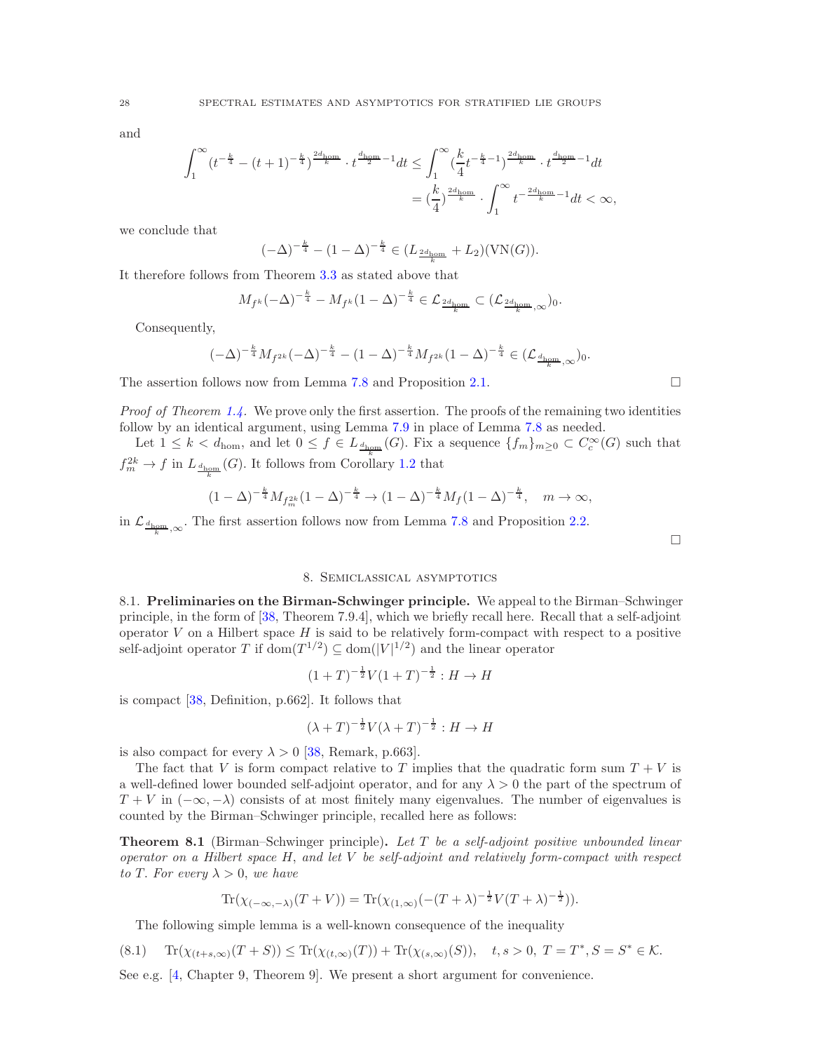and

$$\int_1^\infty (t^{-\frac{k}{4}} - (t+1)^{-\frac{k}{4}})^{\frac{2d_{\mathrm{hom}}}{k}} \cdot t^{\frac{d_{\mathrm{hom}}}{2}-1} dt \leq \int_1^\infty (\frac{k}{4} t^{-\frac{k}{4}-1})^{\frac{2d_{\mathrm{hom}}}{k}} \cdot t^{\frac{d_{\mathrm{hom}}}{2}-1} dt$$
$$= (\frac{k}{4})^{\frac{2d_{\mathrm{hom}}}{k}} \cdot \int_1^\infty t^{-\frac{2d_{\mathrm{hom}}}{k}-1} dt < \infty,$$

we conclude that

$$(-\Delta)^{-\frac{k}{4}} - (1-\Delta)^{-\frac{k}{4}} \in (L_{\frac{2d_{\mathrm{hom}}}{k}} + L_2)(\mathrm{VN}(G)).$$

It therefore follows from Theorem 3.3 as stated above that

$$M_{f^k}(-\Delta)^{-\frac{k}{4}} - M_{f^k}(1-\Delta)^{-\frac{k}{4}} \in \mathcal{L}_{\frac{2d_{\mathrm{hom}}}{k}} \subset (\mathcal{L}_{\frac{2d_{\mathrm{hom}}}{k},\infty})_0.$$

Consequently,

$$(-\Delta)^{-\frac{k}{4}} M_{f^{2k}} (-\Delta)^{-\frac{k}{4}} - (1-\Delta)^{-\frac{k}{4}} M_{f^{2k}} (1-\Delta)^{-\frac{k}{4}} \in (\mathcal{L}_{\frac{d_{\mathrm{hom}}}{k},\infty})_0.$$

The assertion follows now from Lemma 7.8 and Proposition 2.1. □

*Proof of Theorem 1.4.* We prove only the first assertion. The proofs of the remaining two identities follow by an identical argument, using Lemma 7.9 in place of Lemma 7.8 as needed.

Let $1 \leq k < d_{\mathrm{hom}}$, and let $0 \leq f \in L_{\frac{d_{\mathrm{hom}}}{k}}(G)$. Fix a sequence $\{f_m\}_{m\geq 0} \subset C_c^\infty(G)$ such that $f_m^{2k} \to f$ in $L_{\frac{d_{\mathrm{hom}}}{k}}(G)$. It follows from Corollary 1.2 that

$$(1-\Delta)^{-\frac{k}{4}} M_{f_m^{2k}} (1-\Delta)^{-\frac{k}{4}} \to (1-\Delta)^{-\frac{k}{4}} M_f (1-\Delta)^{-\frac{k}{4}}, \quad m \to \infty,$$

in $\mathcal{L}_{\frac{d_{\mathrm{hom}}}{k},\infty}$. The first assertion follows now from Lemma 7.8 and Proposition 2.2. □

## 8. Semiclassical asymptotics

8.1. **Preliminaries on the Birman-Schwinger principle.** We appeal to the Birman–Schwinger principle, in the form of [38, Theorem 7.9.4], which we briefly recall here. Recall that a self-adjoint operator $V$ on a Hilbert space $H$ is said to be relatively form-compact with respect to a positive self-adjoint operator $T$ if $\mathrm{dom}(T^{1/2}) \subseteq \mathrm{dom}(|V|^{1/2})$ and the linear operator

$$(1+T)^{-\frac{1}{2}} V (1+T)^{-\frac{1}{2}} : H \to H$$

is compact [38, Definition, p.662]. It follows that

$$(\lambda+T)^{-\frac{1}{2}} V (\lambda+T)^{-\frac{1}{2}} : H \to H$$

is also compact for every $\lambda > 0$ [38, Remark, p.663].

The fact that $V$ is form compact relative to $T$ implies that the quadratic form sum $T+V$ is a well-defined lower bounded self-adjoint operator, and for any $\lambda > 0$ the part of the spectrum of $T+V$ in $(-\infty, -\lambda)$ consists of at most finitely many eigenvalues. The number of eigenvalues is counted by the Birman–Schwinger principle, recalled here as follows:

**Theorem 8.1** (Birman–Schwinger principle)**.** *Let $T$ be a self-adjoint positive unbounded linear operator on a Hilbert space $H$, and let $V$ be self-adjoint and relatively form-compact with respect to $T$. For every $\lambda > 0$, we have*

$$\mathrm{Tr}(\chi_{(-\infty,-\lambda)}(T+V)) = \mathrm{Tr}(\chi_{(1,\infty)}(-(T+\lambda)^{-\frac{1}{2}} V (T+\lambda)^{-\frac{1}{2}})).$$

The following simple lemma is a well-known consequence of the inequality

$$\mathrm{Tr}(\chi_{(t+s,\infty)}(T+S)) \leq \mathrm{Tr}(\chi_{(t,\infty)}(T)) + \mathrm{Tr}(\chi_{(s,\infty)}(S)), \quad t,s > 0,\ T = T^*, S = S^* \in \mathcal{K}. \tag{8.1}$$

See e.g. [4, Chapter 9, Theorem 9]. We present a short argument for convenience.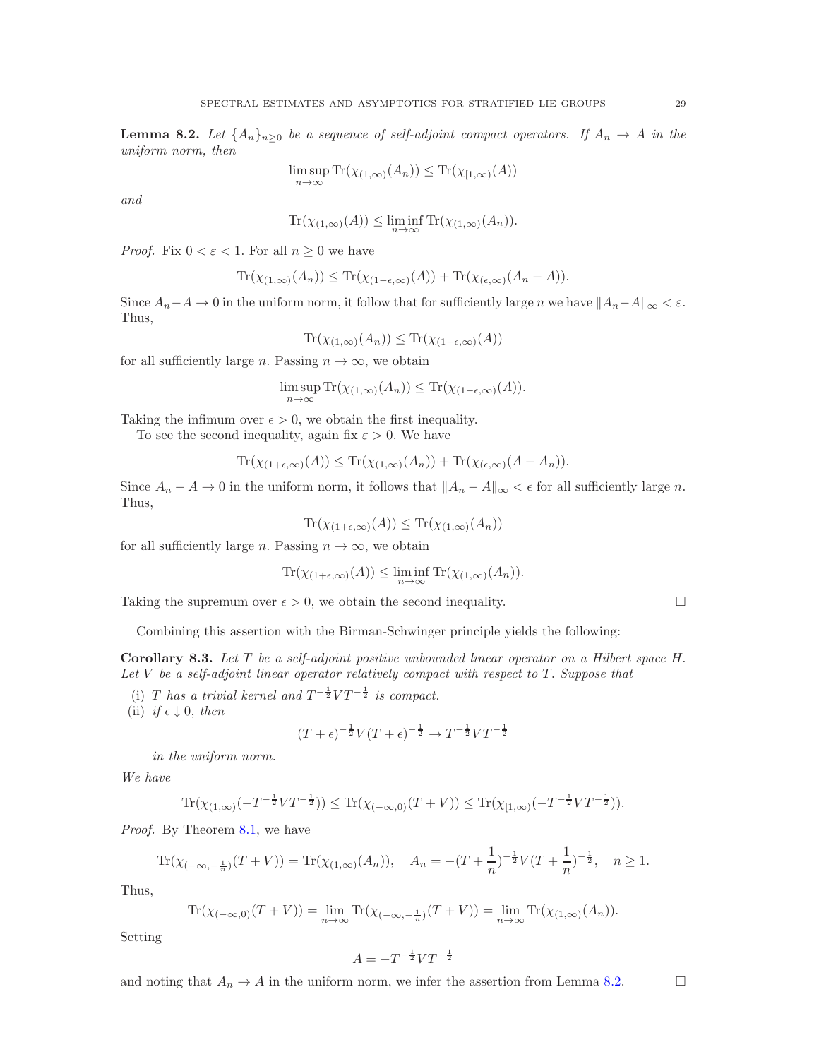**Lemma 8.2.** *Let $\{A_n\}_{n\geq 0}$ be a sequence of self-adjoint compact operators. If $A_n \to A$ in the uniform norm, then*

$$\limsup_{n\to\infty} \mathrm{Tr}(\chi_{(1,\infty)}(A_n)) \leq \mathrm{Tr}(\chi_{[1,\infty)}(A))$$

*and*

$$\mathrm{Tr}(\chi_{(1,\infty)}(A)) \leq \liminf_{n\to\infty} \mathrm{Tr}(\chi_{(1,\infty)}(A_n)).$$

*Proof.* Fix $0 < \varepsilon < 1$. For all $n \geq 0$ we have

$$\mathrm{Tr}(\chi_{(1,\infty)}(A_n)) \leq \mathrm{Tr}(\chi_{(1-\epsilon,\infty)}(A)) + \mathrm{Tr}(\chi_{(\epsilon,\infty)}(A_n - A)).$$

Since $A_n - A \to 0$ in the uniform norm, it follow that for sufficiently large $n$ we have $\|A_n - A\|_\infty < \varepsilon$. Thus,

$$\mathrm{Tr}(\chi_{(1,\infty)}(A_n)) \leq \mathrm{Tr}(\chi_{(1-\epsilon,\infty)}(A))$$

for all sufficiently large $n$. Passing $n \to \infty$, we obtain

$$\limsup_{n\to\infty} \mathrm{Tr}(\chi_{(1,\infty)}(A_n)) \leq \mathrm{Tr}(\chi_{(1-\epsilon,\infty)}(A)).$$

Taking the infimum over $\epsilon > 0$, we obtain the first inequality.

To see the second inequality, again fix $\varepsilon > 0$. We have

$$\mathrm{Tr}(\chi_{(1+\epsilon,\infty)}(A)) \leq \mathrm{Tr}(\chi_{(1,\infty)}(A_n)) + \mathrm{Tr}(\chi_{(\epsilon,\infty)}(A - A_n)).$$

Since $A_n - A \to 0$ in the uniform norm, it follows that $\|A_n - A\|_\infty < \epsilon$ for all sufficiently large $n$. Thus,

$$\mathrm{Tr}(\chi_{(1+\epsilon,\infty)}(A)) \leq \mathrm{Tr}(\chi_{(1,\infty)}(A_n))$$

for all sufficiently large $n$. Passing $n \to \infty$, we obtain

$$\mathrm{Tr}(\chi_{(1+\epsilon,\infty)}(A)) \leq \liminf_{n\to\infty} \mathrm{Tr}(\chi_{(1,\infty)}(A_n)).$$

Taking the supremum over $\epsilon > 0$, we obtain the second inequality. □

Combining this assertion with the Birman-Schwinger principle yields the following:

**Corollary 8.3.** *Let $T$ be a self-adjoint positive unbounded linear operator on a Hilbert space $H$. Let $V$ be a self-adjoint linear operator relatively compact with respect to $T$. Suppose that*

(i) *$T$ has a trivial kernel and $T^{-\frac{1}{2}}VT^{-\frac{1}{2}}$ is compact.*
(ii) *if $\epsilon \downarrow 0$, then*

$$(T+\epsilon)^{-\frac{1}{2}}V(T+\epsilon)^{-\frac{1}{2}} \to T^{-\frac{1}{2}}VT^{-\frac{1}{2}}$$

*in the uniform norm.*

*We have*

$$\mathrm{Tr}(\chi_{(1,\infty)}(-T^{-\frac{1}{2}}VT^{-\frac{1}{2}})) \leq \mathrm{Tr}(\chi_{(-\infty,0)}(T+V)) \leq \mathrm{Tr}(\chi_{[1,\infty)}(-T^{-\frac{1}{2}}VT^{-\frac{1}{2}})).$$

*Proof.* By Theorem 8.1, we have

$$\mathrm{Tr}(\chi_{(-\infty,-\frac{1}{n})}(T+V)) = \mathrm{Tr}(\chi_{(1,\infty)}(A_n)), \quad A_n = -(T+\frac{1}{n})^{-\frac{1}{2}}V(T+\frac{1}{n})^{-\frac{1}{2}}, \quad n \geq 1.$$

Thus,

$$\mathrm{Tr}(\chi_{(-\infty,0)}(T+V)) = \lim_{n\to\infty} \mathrm{Tr}(\chi_{(-\infty,-\frac{1}{n})}(T+V)) = \lim_{n\to\infty} \mathrm{Tr}(\chi_{(1,\infty)}(A_n)).$$

Setting

$$A = -T^{-\frac{1}{2}}VT^{-\frac{1}{2}}$$

and noting that $A_n \to A$ in the uniform norm, we infer the assertion from Lemma 8.2. □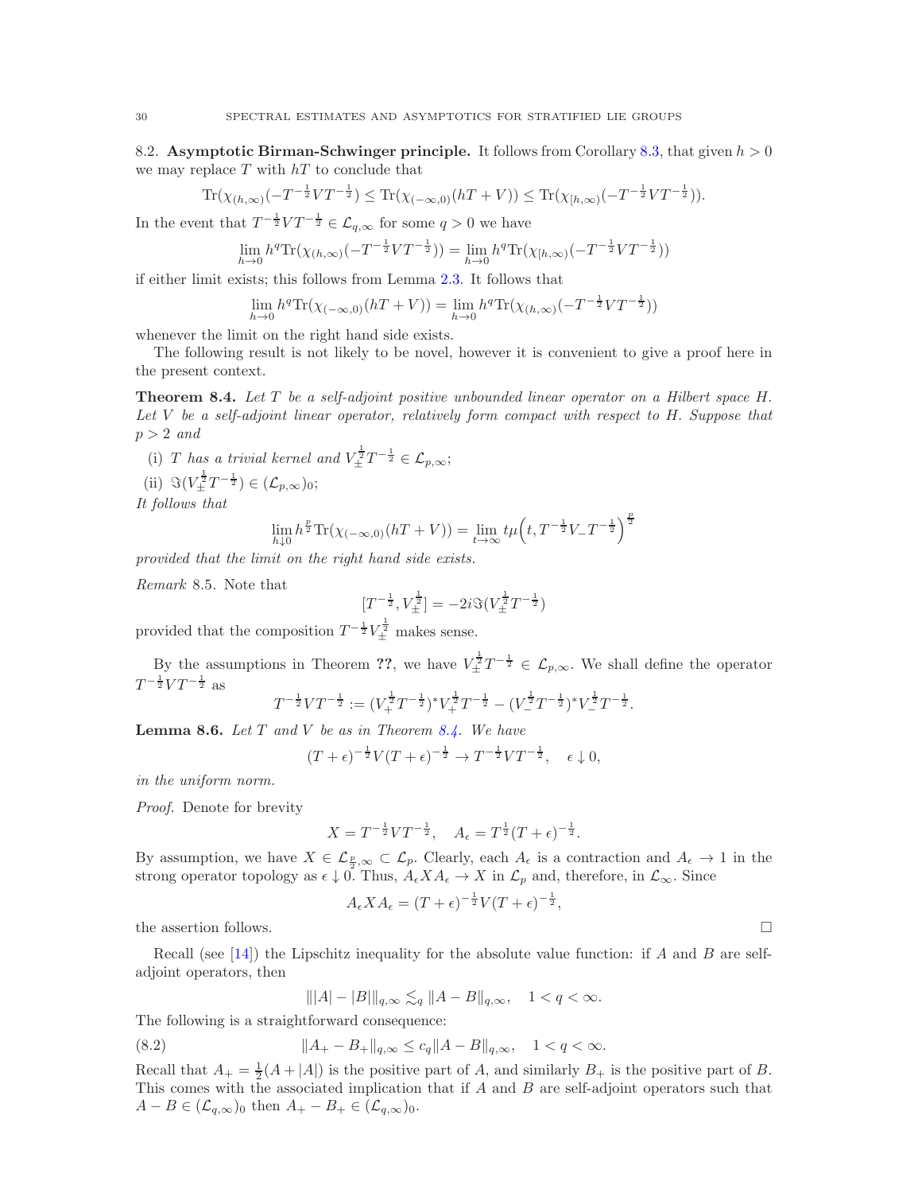### 8.2. Asymptotic Birman-Schwinger principle.

It follows from Corollary 8.3, that given $h > 0$ we may replace $T$ with $hT$ to conclude that

$$\mathrm{Tr}(\chi_{(h,\infty)}(-T^{-\frac{1}{2}}VT^{-\frac{1}{2}}) \leq \mathrm{Tr}(\chi_{(-\infty,0)}(hT+V)) \leq \mathrm{Tr}(\chi_{[h,\infty)}(-T^{-\frac{1}{2}}VT^{-\frac{1}{2}})).$$

In the event that $T^{-\frac{1}{2}}VT^{-\frac{1}{2}} \in \mathcal{L}_{q,\infty}$ for some $q > 0$ we have

$$\lim_{h\to 0} h^q \mathrm{Tr}(\chi_{(h,\infty)}(-T^{-\frac{1}{2}}VT^{-\frac{1}{2}})) = \lim_{h\to 0} h^q \mathrm{Tr}(\chi_{[h,\infty)}(-T^{-\frac{1}{2}}VT^{-\frac{1}{2}}))$$

if either limit exists; this follows from Lemma 2.3. It follows that

$$\lim_{h\to 0} h^q \mathrm{Tr}(\chi_{(-\infty,0)}(hT+V)) = \lim_{h\to 0} h^q \mathrm{Tr}(\chi_{(h,\infty)}(-T^{-\frac{1}{2}}VT^{-\frac{1}{2}}))$$

whenever the limit on the right hand side exists.

The following result is not likely to be novel, however it is convenient to give a proof here in the present context.

**Theorem 8.4.** *Let $T$ be a self-adjoint positive unbounded linear operator on a Hilbert space $H$. Let $V$ be a self-adjoint linear operator, relatively form compact with respect to $H$. Suppose that $p > 2$ and*

(i) *$T$ has a trivial kernel and $V_{\pm}^{\frac{1}{2}}T^{-\frac{1}{2}} \in \mathcal{L}_{p,\infty}$;*

(ii) *$\Im(V_{\pm}^{\frac{1}{2}}T^{-\frac{1}{2}}) \in (\mathcal{L}_{p,\infty})_0$;*

*It follows that*

$$\lim_{h\downarrow 0} h^{\frac{p}{2}} \mathrm{Tr}(\chi_{(-\infty,0)}(hT+V)) = \lim_{t\to\infty} t\mu\Big(t, T^{-\frac{1}{2}}V_{-}T^{-\frac{1}{2}}\Big)^{\frac{p}{2}}$$

*provided that the limit on the right hand side exists.*

*Remark* 8.5. Note that

$$[T^{-\frac{1}{2}}, V_{\pm}^{\frac{1}{2}}] = -2i\Im(V_{\pm}^{\frac{1}{2}}T^{-\frac{1}{2}})$$

provided that the composition $T^{-\frac{1}{2}}V_{\pm}^{\frac{1}{2}}$ makes sense.

By the assumptions in Theorem ??, we have $V_{\pm}^{\frac{1}{2}}T^{-\frac{1}{2}} \in \mathcal{L}_{p,\infty}$. We shall define the operator $T^{-\frac{1}{2}}VT^{-\frac{1}{2}}$ as

$$T^{-\frac{1}{2}}VT^{-\frac{1}{2}} := (V_{+}^{\frac{1}{2}}T^{-\frac{1}{2}})^{*}V_{+}^{\frac{1}{2}}T^{-\frac{1}{2}} - (V_{-}^{\frac{1}{2}}T^{-\frac{1}{2}})^{*}V_{-}^{\frac{1}{2}}T^{-\frac{1}{2}}.$$

**Lemma 8.6.** *Let $T$ and $V$ be as in Theorem 8.4. We have*

$$(T+\epsilon)^{-\frac{1}{2}}V(T+\epsilon)^{-\frac{1}{2}} \to T^{-\frac{1}{2}}VT^{-\frac{1}{2}}, \quad \epsilon \downarrow 0,$$

*in the uniform norm.*

*Proof.* Denote for brevity

$$X = T^{-\frac{1}{2}}VT^{-\frac{1}{2}}, \quad A_{\epsilon} = T^{\frac{1}{2}}(T+\epsilon)^{-\frac{1}{2}}.$$

By assumption, we have $X \in \mathcal{L}_{\frac{p}{2},\infty} \subset \mathcal{L}_p$. Clearly, each $A_{\epsilon}$ is a contraction and $A_{\epsilon} \to 1$ in the strong operator topology as $\epsilon \downarrow 0$. Thus, $A_{\epsilon}XA_{\epsilon} \to X$ in $\mathcal{L}_p$ and, therefore, in $\mathcal{L}_{\infty}$. Since

$$A_{\epsilon}XA_{\epsilon} = (T+\epsilon)^{-\frac{1}{2}}V(T+\epsilon)^{-\frac{1}{2}},$$

the assertion follows. $\square$

Recall (see [14]) the Lipschitz inequality for the absolute value function: if $A$ and $B$ are self-adjoint operators, then

$$\||A|-|B|\|_{q,\infty} \lesssim_q \|A-B\|_{q,\infty}, \quad 1 < q < \infty.$$

The following is a straightforward consequence:

$$\|A_{+}-B_{+}\|_{q,\infty} \leq c_q\|A-B\|_{q,\infty}, \quad 1 < q < \infty. \tag{8.2}$$

Recall that $A_{+} = \frac{1}{2}(A+|A|)$ is the positive part of $A$, and similarly $B_{+}$ is the positive part of $B$. This comes with the associated implication that if $A$ and $B$ are self-adjoint operators such that $A-B \in (\mathcal{L}_{q,\infty})_0$ then $A_{+}-B_{+} \in (\mathcal{L}_{q,\infty})_0$.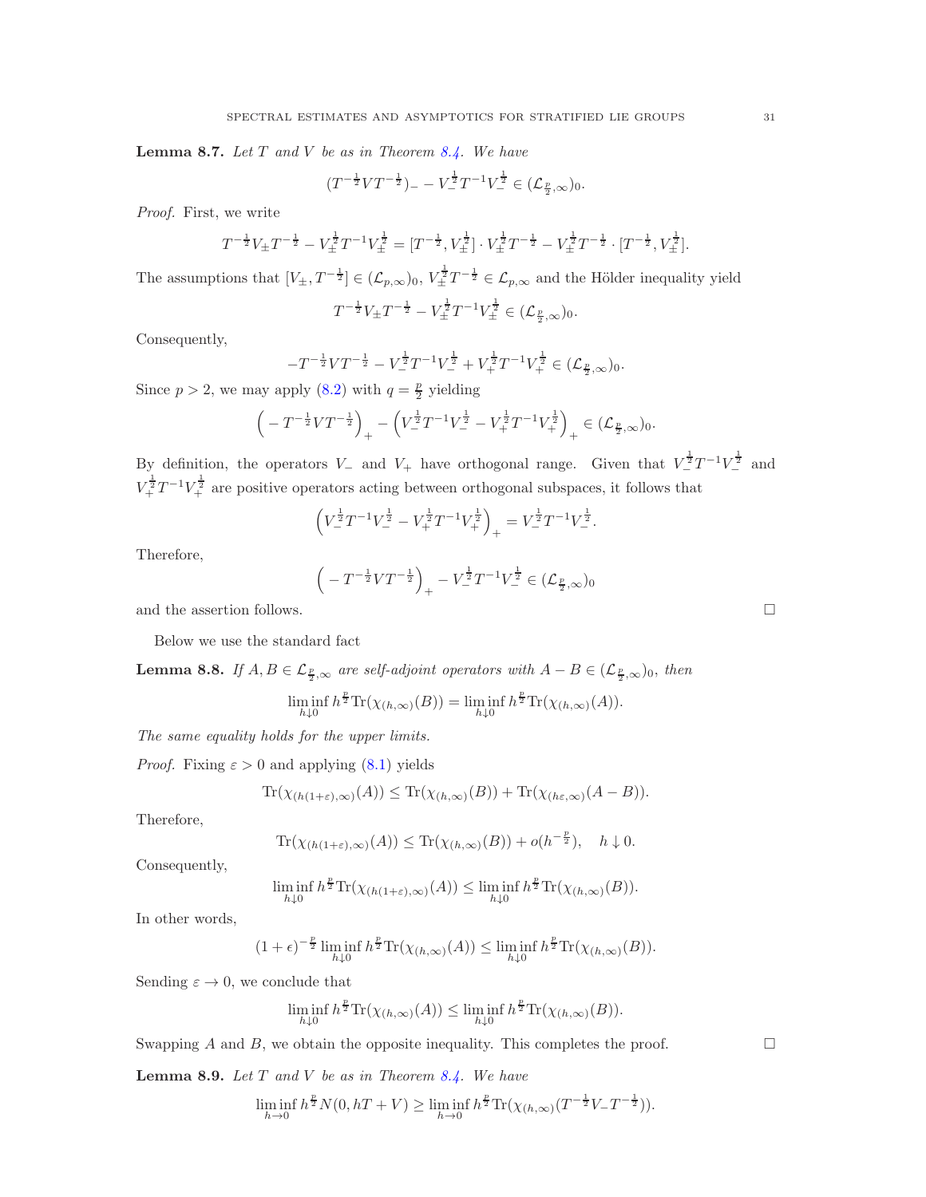**Lemma 8.7.** *Let $T$ and $V$ be as in Theorem 8.4. We have*

$$(T^{-\frac{1}{2}}VT^{-\frac{1}{2}})_- - V_-^{\frac{1}{2}}T^{-1}V_-^{\frac{1}{2}} \in (\mathcal{L}_{\frac{p}{2},\infty})_0.$$

*Proof.* First, we write

$$T^{-\frac{1}{2}}V_\pm T^{-\frac{1}{2}} - V_\pm^{\frac{1}{2}}T^{-1}V_\pm^{\frac{1}{2}} = [T^{-\frac{1}{2}}, V_\pm^{\frac{1}{2}}] \cdot V_\pm^{\frac{1}{2}}T^{-\frac{1}{2}} - V_\pm^{\frac{1}{2}}T^{-\frac{1}{2}} \cdot [T^{-\frac{1}{2}}, V_\pm^{\frac{1}{2}}].$$

The assumptions that $[V_\pm, T^{-\frac{1}{2}}] \in (\mathcal{L}_{p,\infty})_0$, $V_\pm^{\frac{1}{2}}T^{-\frac{1}{2}} \in \mathcal{L}_{p,\infty}$ and the Hölder inequality yield

$$T^{-\frac{1}{2}}V_\pm T^{-\frac{1}{2}} - V_\pm^{\frac{1}{2}}T^{-1}V_\pm^{\frac{1}{2}} \in (\mathcal{L}_{\frac{p}{2},\infty})_0.$$

Consequently,

$$-T^{-\frac{1}{2}}VT^{-\frac{1}{2}} - V_-^{\frac{1}{2}}T^{-1}V_-^{\frac{1}{2}} + V_+^{\frac{1}{2}}T^{-1}V_+^{\frac{1}{2}} \in (\mathcal{L}_{\frac{p}{2},\infty})_0.$$

Since $p > 2$, we may apply (8.2) with $q = \frac{p}{2}$ yielding

$$\Big( -T^{-\frac{1}{2}}VT^{-\frac{1}{2}}\Big)_+ - \Big(V_-^{\frac{1}{2}}T^{-1}V_-^{\frac{1}{2}} - V_+^{\frac{1}{2}}T^{-1}V_+^{\frac{1}{2}}\Big)_+ \in (\mathcal{L}_{\frac{p}{2},\infty})_0.$$

By definition, the operators $V_-$ and $V_+$ have orthogonal range. Given that $V_-^{\frac{1}{2}}T^{-1}V_-^{\frac{1}{2}}$ and $V_+^{\frac{1}{2}}T^{-1}V_+^{\frac{1}{2}}$ are positive operators acting between orthogonal subspaces, it follows that

$$\Big(V_-^{\frac{1}{2}}T^{-1}V_-^{\frac{1}{2}} - V_+^{\frac{1}{2}}T^{-1}V_+^{\frac{1}{2}}\Big)_+ = V_-^{\frac{1}{2}}T^{-1}V_-^{\frac{1}{2}}.$$

Therefore,

$$\Big( -T^{-\frac{1}{2}}VT^{-\frac{1}{2}}\Big)_+ - V_-^{\frac{1}{2}}T^{-1}V_-^{\frac{1}{2}} \in (\mathcal{L}_{\frac{p}{2},\infty})_0$$

and the assertion follows. $\square$

Below we use the standard fact

**Lemma 8.8.** *If $A, B \in \mathcal{L}_{\frac{p}{2},\infty}$ are self-adjoint operators with $A - B \in (\mathcal{L}_{\frac{p}{2},\infty})_0$, then*

$$\liminf_{h\downarrow 0} h^{\frac{p}{2}}\mathrm{Tr}(\chi_{(h,\infty)}(B)) = \liminf_{h\downarrow 0} h^{\frac{p}{2}}\mathrm{Tr}(\chi_{(h,\infty)}(A)).$$

*The same equality holds for the upper limits.*

*Proof.* Fixing $\varepsilon > 0$ and applying (8.1) yields

$$\mathrm{Tr}(\chi_{(h(1+\varepsilon),\infty)}(A)) \leq \mathrm{Tr}(\chi_{(h,\infty)}(B)) + \mathrm{Tr}(\chi_{(h\varepsilon,\infty)}(A-B)).$$

Therefore,

$$\mathrm{Tr}(\chi_{(h(1+\varepsilon),\infty)}(A)) \leq \mathrm{Tr}(\chi_{(h,\infty)}(B)) + o(h^{-\frac{p}{2}}), \quad h \downarrow 0.$$

Consequently,

$$\liminf_{h\downarrow 0} h^{\frac{p}{2}}\mathrm{Tr}(\chi_{(h(1+\varepsilon),\infty)}(A)) \leq \liminf_{h\downarrow 0} h^{\frac{p}{2}}\mathrm{Tr}(\chi_{(h,\infty)}(B)).$$

In other words,

$$(1+\epsilon)^{-\frac{p}{2}} \liminf_{h\downarrow 0} h^{\frac{p}{2}}\mathrm{Tr}(\chi_{(h,\infty)}(A)) \leq \liminf_{h\downarrow 0} h^{\frac{p}{2}}\mathrm{Tr}(\chi_{(h,\infty)}(B)).$$

Sending $\varepsilon \to 0$, we conclude that

$$\liminf_{h\downarrow 0} h^{\frac{p}{2}}\mathrm{Tr}(\chi_{(h,\infty)}(A)) \leq \liminf_{h\downarrow 0} h^{\frac{p}{2}}\mathrm{Tr}(\chi_{(h,\infty)}(B)).$$

Swapping $A$ and $B$, we obtain the opposite inequality. This completes the proof. $\square$

**Lemma 8.9.** *Let $T$ and $V$ be as in Theorem 8.4. We have*

$$\liminf_{h\to 0} h^{\frac{p}{2}} N(0, hT + V) \geq \liminf_{h\to 0} h^{\frac{p}{2}}\mathrm{Tr}(\chi_{(h,\infty)}(T^{-\frac{1}{2}}V_-T^{-\frac{1}{2}})).$$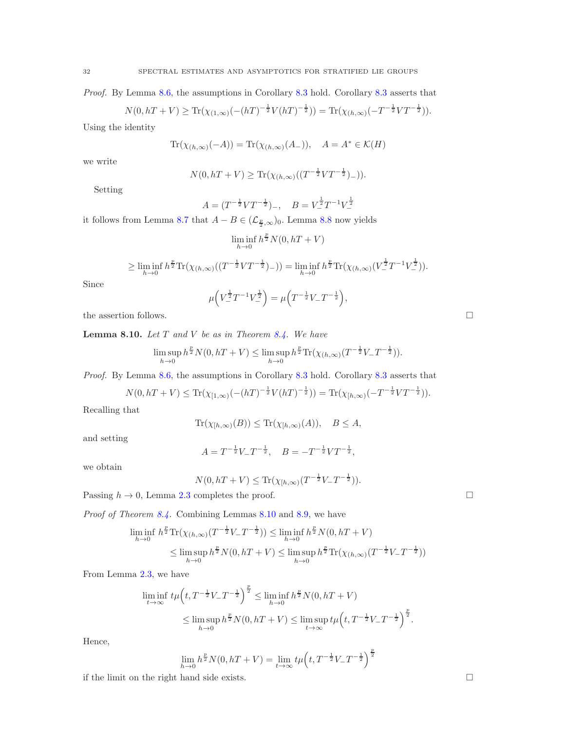*Proof.* By Lemma 8.6, the assumptions in Corollary 8.3 hold. Corollary 8.3 asserts that

$$N(0,hT+V)\geq \mathrm{Tr}(\chi_{(1,\infty)}(-(hT)^{-\frac12}V(hT)^{-\frac12}))=\mathrm{Tr}(\chi_{(h,\infty)}(-T^{-\frac12}VT^{-\frac12})).$$

Using the identity

$$\mathrm{Tr}(\chi_{(h,\infty)}(-A))=\mathrm{Tr}(\chi_{(h,\infty)}(A_-)),\quad A=A^*\in\mathcal{K}(H)$$

we write

$$N(0,hT+V)\geq \mathrm{Tr}(\chi_{(h,\infty)}((T^{-\frac12}VT^{-\frac12})_-)).$$

Setting

$$A=(T^{-\frac12}VT^{-\frac12})_-,\quad B=V_-^{\frac12}T^{-1}V_-^{\frac12}$$

it follows from Lemma 8.7 that $A-B\in(\mathcal{L}_{\frac{p}{2},\infty})_0$. Lemma 8.8 now yields

$$\liminf_{h\to0}h^{\frac{p}{2}}N(0,hT+V)$$

$$\geq\liminf_{h\to0}h^{\frac{p}{2}}\mathrm{Tr}(\chi_{(h,\infty)}((T^{-\frac12}VT^{-\frac12})_-))=\liminf_{h\to0}h^{\frac{p}{2}}\mathrm{Tr}(\chi_{(h,\infty)}(V_-^{\frac12}T^{-1}V_-^{\frac12})).$$

Since

$$\mu\Big(V_-^{\frac12}T^{-1}V_-^{\frac12}\Big)=\mu\Big(T^{-\frac12}V_-T^{-\frac12}\Big),$$

the assertion follows. □

**Lemma 8.10.** *Let $T$ and $V$ be as in Theorem 8.4. We have*

$$\limsup_{h\to0}h^{\frac{p}{2}}N(0,hT+V)\leq\limsup_{h\to0}h^{\frac{p}{2}}\mathrm{Tr}(\chi_{(h,\infty)}(T^{-\frac12}V_-T^{-\frac12})).$$

*Proof.* By Lemma 8.6, the assumptions in Corollary 8.3 hold. Corollary 8.3 asserts that

$$N(0,hT+V)\leq \mathrm{Tr}(\chi_{[1,\infty)}(-(hT)^{-\frac12}V(hT)^{-\frac12}))=\mathrm{Tr}(\chi_{[h,\infty)}(-T^{-\frac12}VT^{-\frac12})).$$

Recalling that

$$\mathrm{Tr}(\chi_{[h,\infty)}(B))\leq\mathrm{Tr}(\chi_{[h,\infty)}(A)),\quad B\leq A,$$

and setting

$$A=T^{-\frac12}V_-T^{-\frac12},\quad B=-T^{-\frac12}VT^{-\frac12},$$

we obtain

$$N(0,hT+V)\leq\mathrm{Tr}(\chi_{[h,\infty)}(T^{-\frac12}V_-T^{-\frac12})).$$

Passing $h\to0$, Lemma 2.3 completes the proof. □

*Proof of Theorem 8.4.* Combining Lemmas 8.10 and 8.9, we have

$$\begin{aligned}\liminf_{h\to0}\ h^{\frac{p}{2}}\mathrm{Tr}(\chi_{(h,\infty)}(T^{-\frac12}V_-T^{-\frac12}))&\leq\liminf_{h\to0}h^{\frac{p}{2}}N(0,hT+V)\\&\leq\limsup_{h\to0}h^{\frac{p}{2}}N(0,hT+V)\leq\limsup_{h\to0}h^{\frac{p}{2}}\mathrm{Tr}(\chi_{(h,\infty)}(T^{-\frac12}V_-T^{-\frac12}))\end{aligned}$$

From Lemma 2.3, we have

$$\begin{aligned}\liminf_{t\to\infty}\ t\mu\Big(t,T^{-\frac12}V_-T^{-\frac12}\Big)^{\frac{p}{2}}&\leq\liminf_{h\to0}h^{\frac{p}{2}}N(0,hT+V)\\&\leq\limsup_{h\to0}h^{\frac{p}{2}}N(0,hT+V)\leq\limsup_{t\to\infty}t\mu\Big(t,T^{-\frac12}V_-T^{-\frac12}\Big)^{\frac{p}{2}}.\end{aligned}$$

Hence,

$$\lim_{h\to0}h^{\frac{p}{2}}N(0,hT+V)=\lim_{t\to\infty}t\mu\Big(t,T^{-\frac12}V_-T^{-\frac12}\Big)^{\frac{p}{2}}$$

if the limit on the right hand side exists. □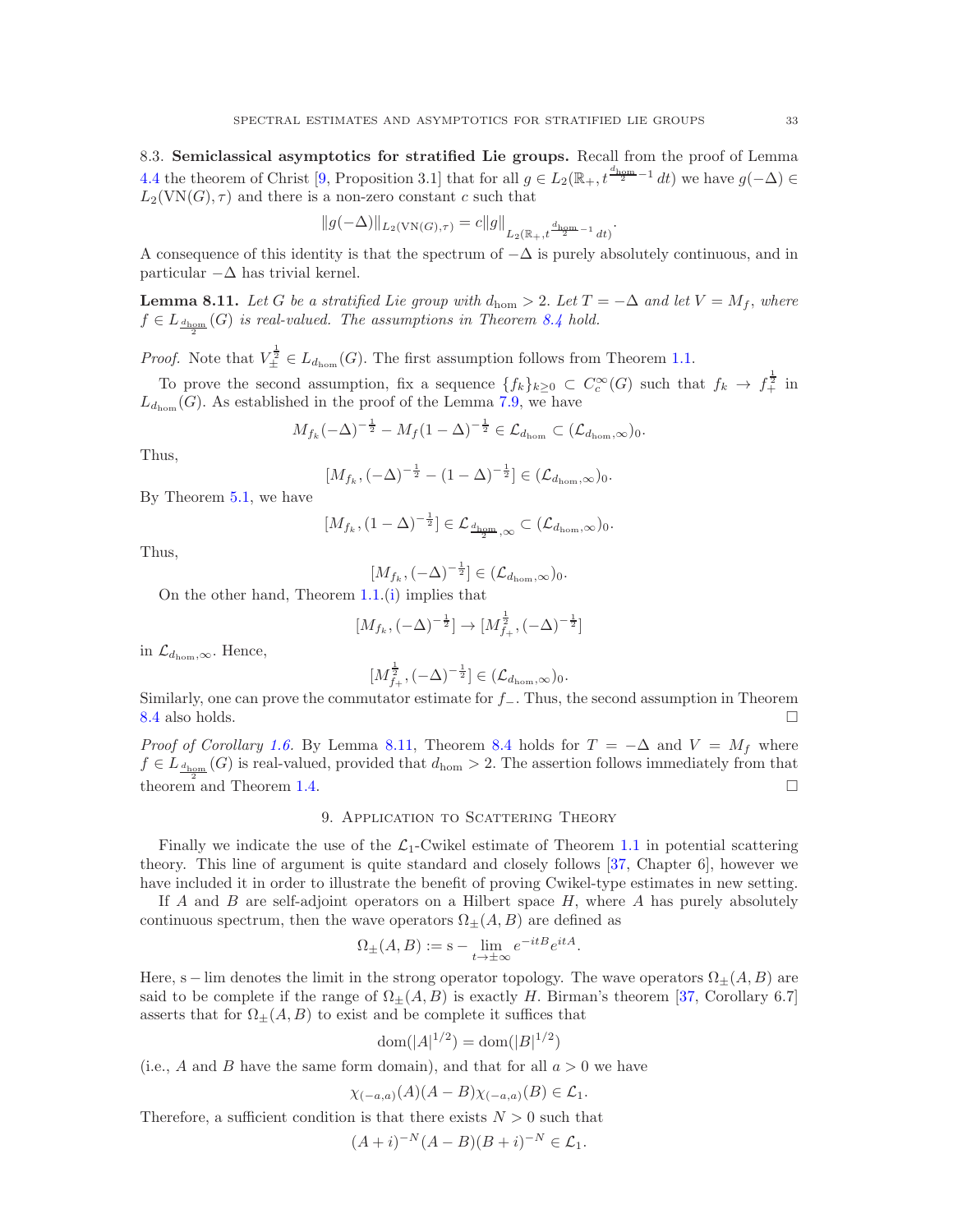8.3. **Semiclassical asymptotics for stratified Lie groups.** Recall from the proof of Lemma 4.4 the theorem of Christ [9, Proposition 3.1] that for all $g \in L_2(\mathbb{R}_+, t^{\frac{d_{\hom}}{2}-1}\,dt)$ we have $g(-\Delta) \in L_2(\mathrm{VN}(G), \tau)$ and there is a non-zero constant $c$ such that

$$\|g(-\Delta)\|_{L_2(\mathrm{VN}(G),\tau)} = c\|g\|_{L_2(\mathbb{R}_+, t^{\frac{d_{\hom}}{2}-1}\,dt)}.$$

A consequence of this identity is that the spectrum of $-\Delta$ is purely absolutely continuous, and in particular $-\Delta$ has trivial kernel.

**Lemma 8.11.** *Let $G$ be a stratified Lie group with $d_{\hom} > 2$. Let $T = -\Delta$ and let $V = M_f$, where $f \in L_{\frac{d_{\hom}}{2}}(G)$ is real-valued. The assumptions in Theorem 8.4 hold.*

*Proof.* Note that $V_{\pm}^{\frac{1}{2}} \in L_{d_{\hom}}(G)$. The first assumption follows from Theorem 1.1.

To prove the second assumption, fix a sequence $\{f_k\}_{k\geq 0} \subset C_c^\infty(G)$ such that $f_k \to f_+^{\frac{1}{2}}$ in $L_{d_{\hom}}(G)$. As established in the proof of the Lemma 7.9, we have

$$M_{f_k}(-\Delta)^{-\frac{1}{2}} - M_f(1-\Delta)^{-\frac{1}{2}} \in \mathcal{L}_{d_{\hom}} \subset (\mathcal{L}_{d_{\hom},\infty})_0.$$

Thus,

$$[M_{f_k}, (-\Delta)^{-\frac{1}{2}} - (1-\Delta)^{-\frac{1}{2}}] \in (\mathcal{L}_{d_{\hom},\infty})_0.$$

By Theorem 5.1, we have

$$[M_{f_k}, (1-\Delta)^{-\frac{1}{2}}] \in \mathcal{L}_{\frac{d_{\hom}}{2},\infty} \subset (\mathcal{L}_{d_{\hom},\infty})_0.$$

Thus,

$$[M_{f_k}, (-\Delta)^{-\frac{1}{2}}] \in (\mathcal{L}_{d_{\hom},\infty})_0.$$

On the other hand, Theorem 1.1.(i) implies that

$$[M_{f_k}, (-\Delta)^{-\frac{1}{2}}] \to [M_{f_+}^{\frac{1}{2}}, (-\Delta)^{-\frac{1}{2}}]$$

in $\mathcal{L}_{d_{\hom},\infty}$. Hence,

$$[M_{f_+}^{\frac{1}{2}}, (-\Delta)^{-\frac{1}{2}}] \in (\mathcal{L}_{d_{\hom},\infty})_0.$$

Similarly, one can prove the commutator estimate for $f_-$. Thus, the second assumption in Theorem 8.4 also holds. $\square$

*Proof of Corollary 1.6.* By Lemma 8.11, Theorem 8.4 holds for $T = -\Delta$ and $V = M_f$ where $f \in L_{\frac{d_{\hom}}{2}}(G)$ is real-valued, provided that $d_{\hom} > 2$. The assertion follows immediately from that theorem and Theorem 1.4. $\square$

## 9. Application to Scattering Theory

Finally we indicate the use of the $\mathcal{L}_1$-Cwikel estimate of Theorem 1.1 in potential scattering theory. This line of argument is quite standard and closely follows [37, Chapter 6], however we have included it in order to illustrate the benefit of proving Cwikel-type estimates in new setting.

If $A$ and $B$ are self-adjoint operators on a Hilbert space $H$, where $A$ has purely absolutely continuous spectrum, then the wave operators $\Omega_\pm(A, B)$ are defined as

$$\Omega_\pm(A,B) := \mathrm{s}-\lim_{t\to\pm\infty} e^{-itB}e^{itA}.$$

Here, $\mathrm{s}-\lim$ denotes the limit in the strong operator topology. The wave operators $\Omega_\pm(A, B)$ are said to be complete if the range of $\Omega_\pm(A, B)$ is exactly $H$. Birman's theorem [37, Corollary 6.7] asserts that for $\Omega_\pm(A, B)$ to exist and be complete it suffices that

$$\mathrm{dom}(|A|^{1/2}) = \mathrm{dom}(|B|^{1/2})$$

(i.e., $A$ and $B$ have the same form domain), and that for all $a > 0$ we have

$$\chi_{(-a,a)}(A)(A-B)\chi_{(-a,a)}(B) \in \mathcal{L}_1.$$

Therefore, a sufficient condition is that there exists $N > 0$ such that

$$(A+i)^{-N}(A-B)(B+i)^{-N} \in \mathcal{L}_1.$$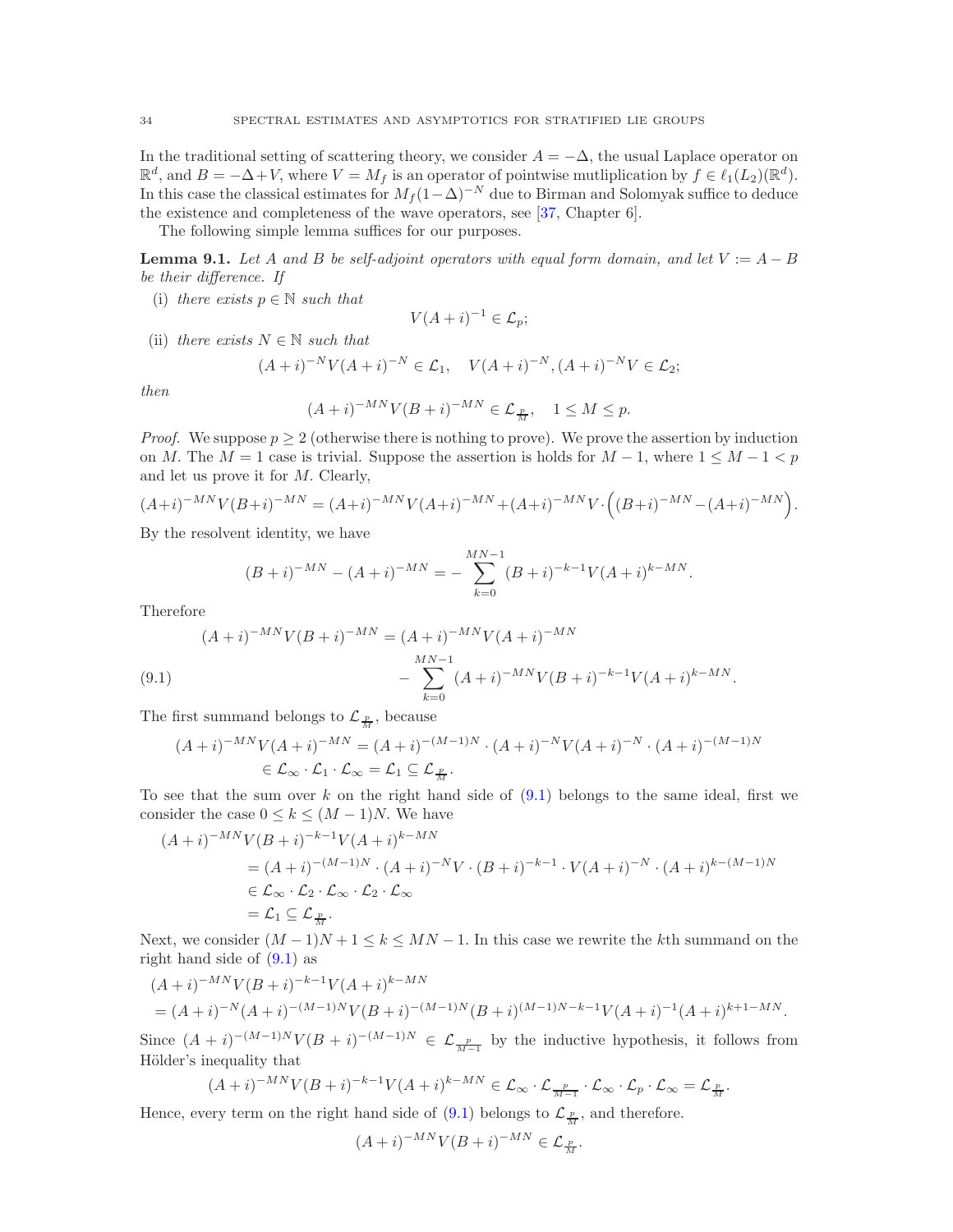In the traditional setting of scattering theory, we consider $A = -\Delta$, the usual Laplace operator on $\mathbb{R}^d$, and $B = -\Delta + V$, where $V = M_f$ is an operator of pointwise mutliplication by $f \in \ell_1(L_2)(\mathbb{R}^d)$. In this case the classical estimates for $M_f(1-\Delta)^{-N}$ due to Birman and Solomyak suffice to deduce the existence and completeness of the wave operators, see [37, Chapter 6].

The following simple lemma suffices for our purposes.

**Lemma 9.1.** *Let $A$ and $B$ be self-adjoint operators with equal form domain, and let $V := A - B$ be their difference. If*

(i) *there exists $p \in \mathbb{N}$ such that*
$$V(A+i)^{-1} \in \mathcal{L}_p;$$

(ii) *there exists $N \in \mathbb{N}$ such that*
$$(A+i)^{-N}V(A+i)^{-N} \in \mathcal{L}_1, \quad V(A+i)^{-N}, (A+i)^{-N}V \in \mathcal{L}_2;$$

*then*
$$(A+i)^{-MN}V(B+i)^{-MN} \in \mathcal{L}_{\frac{p}{M}}, \quad 1 \leq M \leq p.$$

*Proof.* We suppose $p \geq 2$ (otherwise there is nothing to prove). We prove the assertion by induction on $M$. The $M = 1$ case is trivial. Suppose the assertion is holds for $M - 1$, where $1 \leq M - 1 < p$ and let us prove it for $M$. Clearly,

$$(A+i)^{-MN}V(B+i)^{-MN} = (A+i)^{-MN}V(A+i)^{-MN} + (A+i)^{-MN}V \cdot \Big((B+i)^{-MN} - (A+i)^{-MN}\Big).$$

By the resolvent identity, we have

$$(B+i)^{-MN} - (A+i)^{-MN} = -\sum_{k=0}^{MN-1}(B+i)^{-k-1}V(A+i)^{k-MN}.$$

Therefore

$$(A+i)^{-MN}V(B+i)^{-MN} = (A+i)^{-MN}V(A+i)^{-MN} - \sum_{k=0}^{MN-1}(A+i)^{-MN}V(B+i)^{-k-1}V(A+i)^{k-MN}. \tag{9.1}$$

The first summand belongs to $\mathcal{L}_{\frac{p}{M}}$, because

$$\begin{aligned}(A+i)^{-MN}V(A+i)^{-MN} &= (A+i)^{-(M-1)N} \cdot (A+i)^{-N}V(A+i)^{-N} \cdot (A+i)^{-(M-1)N} \\ &\in \mathcal{L}_\infty \cdot \mathcal{L}_1 \cdot \mathcal{L}_\infty = \mathcal{L}_1 \subseteq \mathcal{L}_{\frac{p}{M}}.\end{aligned}$$

To see that the sum over $k$ on the right hand side of (9.1) belongs to the same ideal, first we consider the case $0 \leq k \leq (M-1)N$. We have

$$\begin{aligned}(A+i)^{-MN}&V(B+i)^{-k-1}V(A+i)^{k-MN} \\ &= (A+i)^{-(M-1)N} \cdot (A+i)^{-N}V \cdot (B+i)^{-k-1} \cdot V(A+i)^{-N} \cdot (A+i)^{k-(M-1)N} \\ &\in \mathcal{L}_\infty \cdot \mathcal{L}_2 \cdot \mathcal{L}_\infty \cdot \mathcal{L}_2 \cdot \mathcal{L}_\infty \\ &= \mathcal{L}_1 \subseteq \mathcal{L}_{\frac{p}{M}}.\end{aligned}$$

Next, we consider $(M-1)N + 1 \leq k \leq MN - 1$. In this case we rewrite the $k$th summand on the right hand side of (9.1) as

$$\begin{aligned}&(A+i)^{-MN}V(B+i)^{-k-1}V(A+i)^{k-MN} \\ &= (A+i)^{-N}(A+i)^{-(M-1)N}V(B+i)^{-(M-1)N}(B+i)^{(M-1)N-k-1}V(A+i)^{-1}(A+i)^{k+1-MN}.\end{aligned}$$

Since $(A+i)^{-(M-1)N}V(B+i)^{-(M-1)N} \in \mathcal{L}_{\frac{p}{M-1}}$ by the inductive hypothesis, it follows from Hölder's inequality that

$$(A+i)^{-MN}V(B+i)^{-k-1}V(A+i)^{k-MN} \in \mathcal{L}_\infty \cdot \mathcal{L}_{\frac{p}{M-1}} \cdot \mathcal{L}_\infty \cdot \mathcal{L}_p \cdot \mathcal{L}_\infty = \mathcal{L}_{\frac{p}{M}}.$$

Hence, every term on the right hand side of (9.1) belongs to $\mathcal{L}_{\frac{p}{M}}$, and therefore.

$$(A+i)^{-MN}V(B+i)^{-MN} \in \mathcal{L}_{\frac{p}{M}}.$$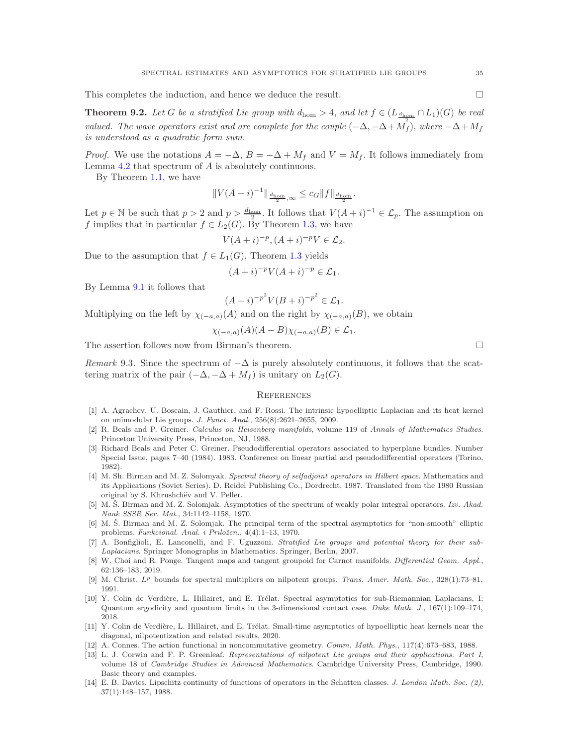This completes the induction, and hence we deduce the result. ∎

**Theorem 9.2.** *Let $G$ be a stratified Lie group with $d_{\hom} > 4$, and let $f \in (L_{\frac{d_{\hom}}{2}} \cap L_1)(G)$ be real valued. The wave operators exist and are complete for the couple $(-\Delta, -\Delta + M_f)$, where $-\Delta + M_f$ is understood as a quadratic form sum.*

*Proof.* We use the notations $A = -\Delta$, $B = -\Delta + M_f$ and $V = M_f$. It follows immediately from Lemma 4.2 that spectrum of $A$ is absolutely continuous.

By Theorem 1.1, we have

$$\|V(A+i)^{-1}\|_{\frac{d_{\hom}}{2},\infty} \leq c_G \|f\|_{\frac{d_{\hom}}{2}}.$$

Let $p \in \mathbb{N}$ be such that $p > 2$ and $p > \frac{d_{\hom}}{2}$. It follows that $V(A+i)^{-1} \in \mathcal{L}_p$. The assumption on $f$ implies that in particular $f \in L_2(G)$. By Theorem 1.3, we have

$$V(A+i)^{-p}, (A+i)^{-p}V \in \mathcal{L}_2.$$

Due to the assumption that $f \in L_1(G)$, Theorem 1.3 yields

$$(A+i)^{-p}V(A+i)^{-p} \in \mathcal{L}_1.$$

By Lemma 9.1 it follows that

$$(A+i)^{-p^2}V(B+i)^{-p^2} \in \mathcal{L}_1.$$

Multiplying on the left by $\chi_{(-a,a)}(A)$ and on the right by $\chi_{(-a,a)}(B)$, we obtain

$$\chi_{(-a,a)}(A)(A-B)\chi_{(-a,a)}(B) \in \mathcal{L}_1.$$

The assertion follows now from Birman's theorem. ∎

*Remark* 9.3. Since the spectrum of $-\Delta$ is purely absolutely continuous, it follows that the scattering matrix of the pair $(-\Delta, -\Delta + M_f)$ is unitary on $L_2(G)$.

## References

[1] A. Agrachev, U. Boscain, J. Gauthier, and F. Rossi. The intrinsic hypoelliptic Laplacian and its heat kernel on unimodular Lie groups. *J. Funct. Anal.*, 256(8):2621–2655, 2009.

[2] R. Beals and P. Greiner. *Calculus on Heisenberg manifolds*, volume 119 of *Annals of Mathematics Studies*. Princeton University Press, Princeton, NJ, 1988.

[3] Richard Beals and Peter C. Greiner. Pseudodifferential operators associated to hyperplane bundles. Number Special Issue, pages 7–40 (1984). 1983. Conference on linear partial and pseudodifferential operators (Torino, 1982).

[4] M. Sh. Birman and M. Z. Solomyak. *Spectral theory of selfadjoint operators in Hilbert space*. Mathematics and its Applications (Soviet Series). D. Reidel Publishing Co., Dordrecht, 1987. Translated from the 1980 Russian original by S. Khrushchëv and V. Peller.

[5] M. Š. Birman and M. Z. Solomjak. Asymptotics of the spectrum of weakly polar integral operators. *Izv. Akad. Nauk SSSR Ser. Mat.*, 34:1142–1158, 1970.

[6] M. Š. Birman and M. Z. Solomjak. The principal term of the spectral asymptotics for "non-smooth" elliptic problems. *Funkcional. Anal. i Priložen.*, 4(4):1–13, 1970.

[7] A. Bonfiglioli, E. Lanconelli, and F. Uguzzoni. *Stratified Lie groups and potential theory for their sub-Laplacians*. Springer Monographs in Mathematics. Springer, Berlin, 2007.

[8] W. Choi and R. Ponge. Tangent maps and tangent groupoid for Carnot manifolds. *Differential Geom. Appl.*, 62:136–183, 2019.

[9] M. Christ. $L^p$ bounds for spectral multipliers on nilpotent groups. *Trans. Amer. Math. Soc.*, 328(1):73–81, 1991.

[10] Y. Colin de Verdière, L. Hillairet, and E. Trélat. Spectral asymptotics for sub-Riemannian Laplacians, I: Quantum ergodicity and quantum limits in the 3-dimensional contact case. *Duke Math. J.*, 167(1):109–174, 2018.

[11] Y. Colin de Verdière, L. Hillairet, and E. Trélat. Small-time asymptotics of hypoelliptic heat kernels near the diagonal, nilpotentization and related results, 2020.

[12] A. Connes. The action functional in noncommutative geometry. *Comm. Math. Phys.*, 117(4):673–683, 1988.

[13] L. J. Corwin and F. P. Greenleaf. *Representations of nilpotent Lie groups and their applications. Part I*, volume 18 of *Cambridge Studies in Advanced Mathematics*. Cambridge University Press, Cambridge, 1990. Basic theory and examples.

[14] E. B. Davies. Lipschitz continuity of functions of operators in the Schatten classes. *J. London Math. Soc. (2)*, 37(1):148–157, 1988.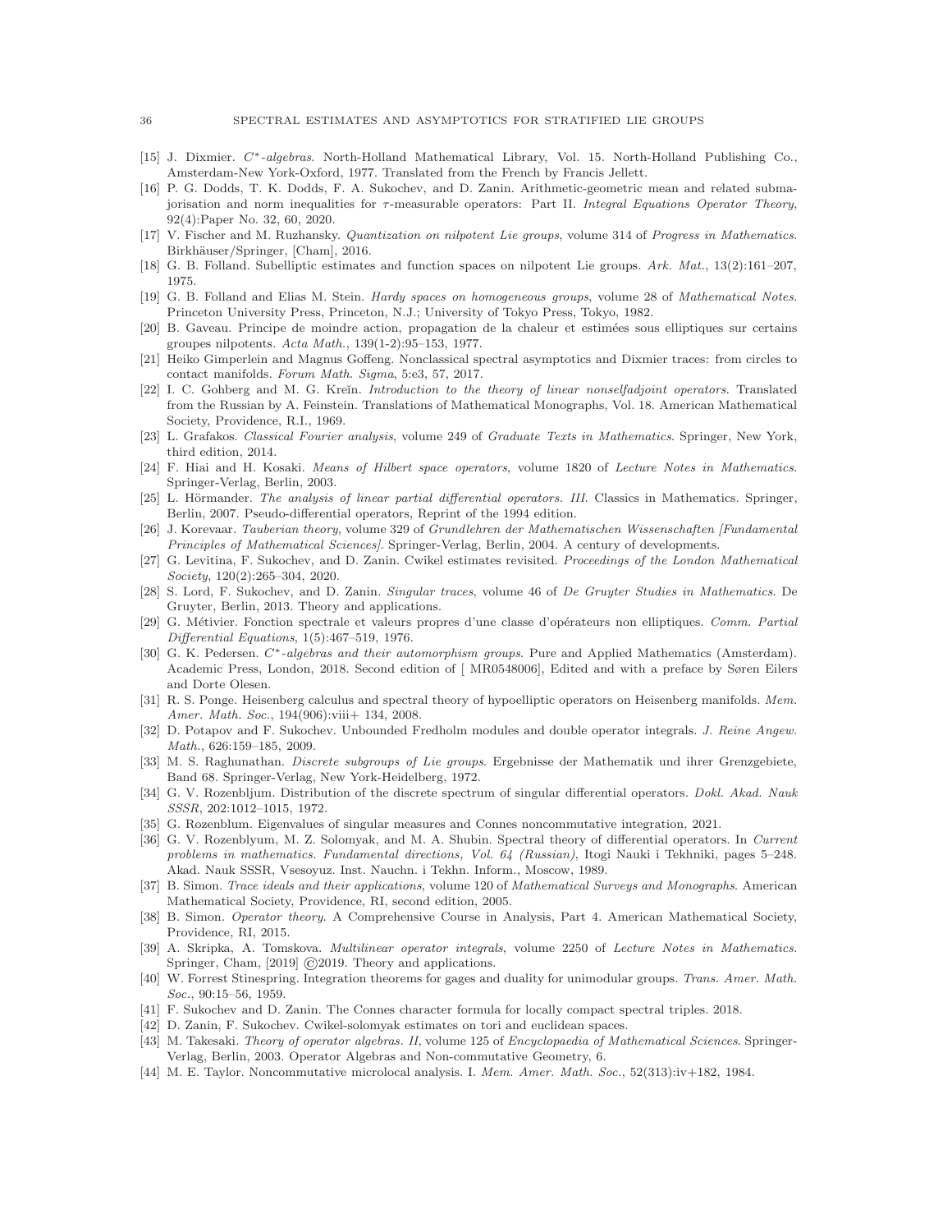[15] J. Dixmier. *$C^*$-algebras*. North-Holland Mathematical Library, Vol. 15. North-Holland Publishing Co., Amsterdam-New York-Oxford, 1977. Translated from the French by Francis Jellett.

[16] P. G. Dodds, T. K. Dodds, F. A. Sukochev, and D. Zanin. Arithmetic-geometric mean and related submajorisation and norm inequalities for $\tau$-measurable operators: Part II. *Integral Equations Operator Theory*, 92(4):Paper No. 32, 60, 2020.

[17] V. Fischer and M. Ruzhansky. *Quantization on nilpotent Lie groups*, volume 314 of *Progress in Mathematics*. Birkhäuser/Springer, [Cham], 2016.

[18] G. B. Folland. Subelliptic estimates and function spaces on nilpotent Lie groups. *Ark. Mat.*, 13(2):161–207, 1975.

[19] G. B. Folland and Elias M. Stein. *Hardy spaces on homogeneous groups*, volume 28 of *Mathematical Notes*. Princeton University Press, Princeton, N.J.; University of Tokyo Press, Tokyo, 1982.

[20] B. Gaveau. Principe de moindre action, propagation de la chaleur et estimées sous elliptiques sur certains groupes nilpotents. *Acta Math.*, 139(1-2):95–153, 1977.

[21] Heiko Gimperlein and Magnus Goffeng. Nonclassical spectral asymptotics and Dixmier traces: from circles to contact manifolds. *Forum Math. Sigma*, 5:e3, 57, 2017.

[22] I. C. Gohberg and M. G. Kreĭn. *Introduction to the theory of linear nonselfadjoint operators*. Translated from the Russian by A. Feinstein. Translations of Mathematical Monographs, Vol. 18. American Mathematical Society, Providence, R.I., 1969.

[23] L. Grafakos. *Classical Fourier analysis*, volume 249 of *Graduate Texts in Mathematics*. Springer, New York, third edition, 2014.

[24] F. Hiai and H. Kosaki. *Means of Hilbert space operators*, volume 1820 of *Lecture Notes in Mathematics*. Springer-Verlag, Berlin, 2003.

[25] L. Hörmander. *The analysis of linear partial differential operators. III*. Classics in Mathematics. Springer, Berlin, 2007. Pseudo-differential operators, Reprint of the 1994 edition.

[26] J. Korevaar. *Tauberian theory*, volume 329 of *Grundlehren der Mathematischen Wissenschaften [Fundamental Principles of Mathematical Sciences]*. Springer-Verlag, Berlin, 2004. A century of developments.

[27] G. Levitina, F. Sukochev, and D. Zanin. Cwikel estimates revisited. *Proceedings of the London Mathematical Society*, 120(2):265–304, 2020.

[28] S. Lord, F. Sukochev, and D. Zanin. *Singular traces*, volume 46 of *De Gruyter Studies in Mathematics*. De Gruyter, Berlin, 2013. Theory and applications.

[29] G. Métivier. Fonction spectrale et valeurs propres d'une classe d'opérateurs non elliptiques. *Comm. Partial Differential Equations*, 1(5):467–519, 1976.

[30] G. K. Pedersen. *$C^*$-algebras and their automorphism groups*. Pure and Applied Mathematics (Amsterdam). Academic Press, London, 2018. Second edition of [ MR0548006], Edited and with a preface by Søren Eilers and Dorte Olesen.

[31] R. S. Ponge. Heisenberg calculus and spectral theory of hypoelliptic operators on Heisenberg manifolds. *Mem. Amer. Math. Soc.*, 194(906):viii+ 134, 2008.

[32] D. Potapov and F. Sukochev. Unbounded Fredholm modules and double operator integrals. *J. Reine Angew. Math.*, 626:159–185, 2009.

[33] M. S. Raghunathan. *Discrete subgroups of Lie groups*. Ergebnisse der Mathematik und ihrer Grenzgebiete, Band 68. Springer-Verlag, New York-Heidelberg, 1972.

[34] G. V. Rozenbljum. Distribution of the discrete spectrum of singular differential operators. *Dokl. Akad. Nauk SSSR*, 202:1012–1015, 1972.

[35] G. Rozenblum. Eigenvalues of singular measures and Connes noncommutative integration, 2021.

[36] G. V. Rozenblyum, M. Z. Solomyak, and M. A. Shubin. Spectral theory of differential operators. In *Current problems in mathematics. Fundamental directions, Vol. 64 (Russian)*, Itogi Nauki i Tekhniki, pages 5–248. Akad. Nauk SSSR, Vsesoyuz. Inst. Nauchn. i Tekhn. Inform., Moscow, 1989.

[37] B. Simon. *Trace ideals and their applications*, volume 120 of *Mathematical Surveys and Monographs*. American Mathematical Society, Providence, RI, second edition, 2005.

[38] B. Simon. *Operator theory*. A Comprehensive Course in Analysis, Part 4. American Mathematical Society, Providence, RI, 2015.

[39] A. Skripka, A. Tomskova. *Multilinear operator integrals*, volume 2250 of *Lecture Notes in Mathematics*. Springer, Cham, [2019] ©2019. Theory and applications.

[40] W. Forrest Stinespring. Integration theorems for gages and duality for unimodular groups. *Trans. Amer. Math. Soc.*, 90:15–56, 1959.

[41] F. Sukochev and D. Zanin. The Connes character formula for locally compact spectral triples. 2018.

[42] D. Zanin, F. Sukochev. Cwikel-solomyak estimates on tori and euclidean spaces.

[43] M. Takesaki. *Theory of operator algebras. II*, volume 125 of *Encyclopaedia of Mathematical Sciences*. Springer-Verlag, Berlin, 2003. Operator Algebras and Non-commutative Geometry, 6.

[44] M. E. Taylor. Noncommutative microlocal analysis. I. *Mem. Amer. Math. Soc.*, 52(313):iv+182, 1984.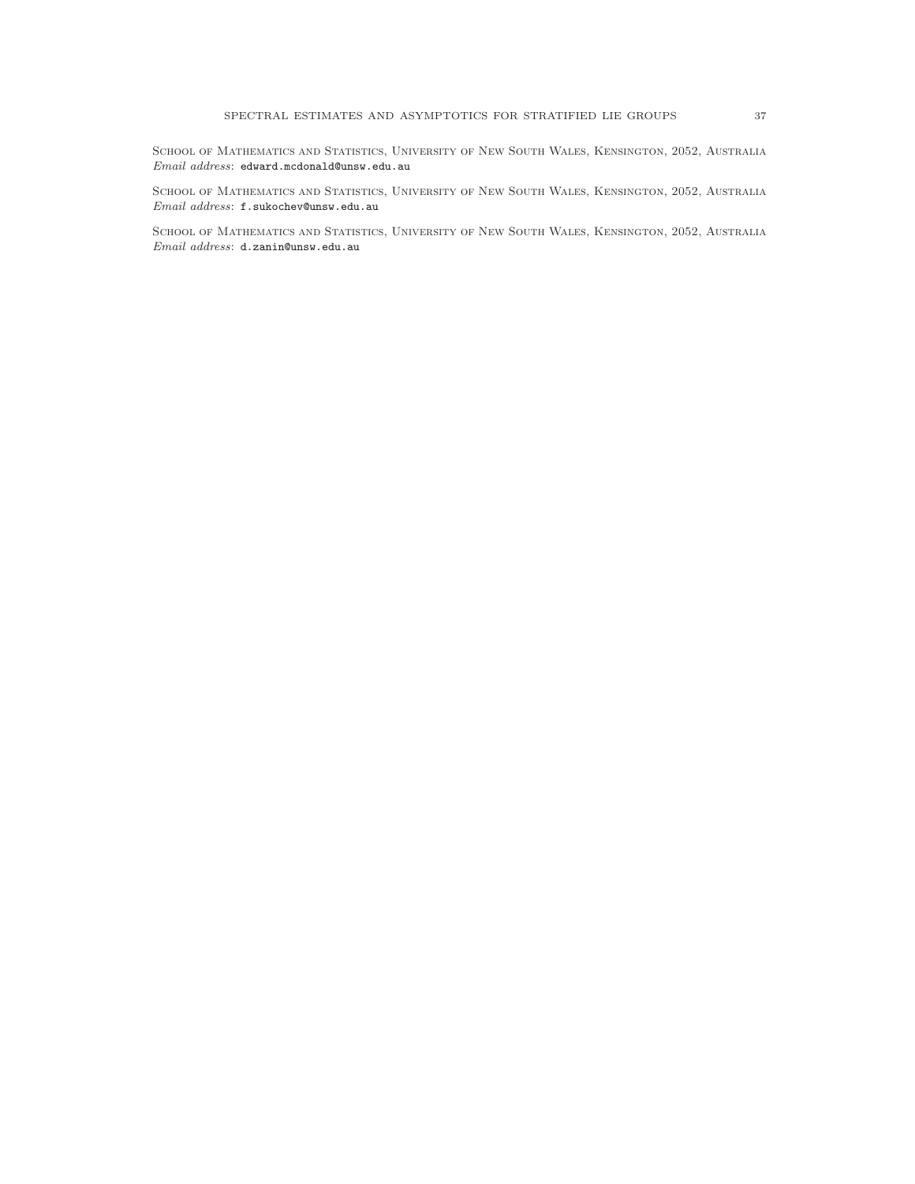School of Mathematics and Statistics, University of New South Wales, Kensington, 2052, Australia
*Email address*: edward.mcdonald@unsw.edu.au

School of Mathematics and Statistics, University of New South Wales, Kensington, 2052, Australia
*Email address*: f.sukochev@unsw.edu.au

School of Mathematics and Statistics, University of New South Wales, Kensington, 2052, Australia
*Email address*: d.zanin@unsw.edu.au